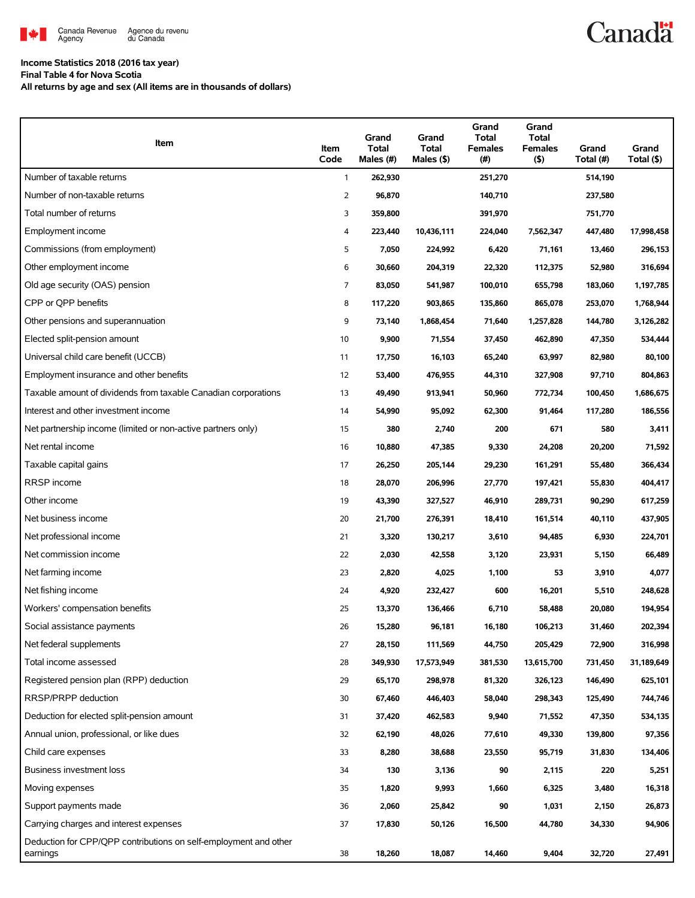Canada Revenue Agency / Agence du revenu du Canada

**Income Statistics 2018 (2016 tax year)**
**Final Table 4 for Nova Scotia**
**All returns by age and sex (All items are in thousands of dollars)**

| Item | Item Code | Grand Total Males (#) | Grand Total Males ($) | Grand Total Females (#) | Grand Total Females ($) | Grand Total (#) | Grand Total ($) |
|---|---|---|---|---|---|---|---|
| Number of taxable returns | 1 | 262,930 | | 251,270 | | 514,190 | |
| Number of non-taxable returns | 2 | 96,870 | | 140,710 | | 237,580 | |
| Total number of returns | 3 | 359,800 | | 391,970 | | 751,770 | |
| Employment income | 4 | 223,440 | 10,436,111 | 224,040 | 7,562,347 | 447,480 | 17,998,458 |
| Commissions (from employment) | 5 | 7,050 | 224,992 | 6,420 | 71,161 | 13,460 | 296,153 |
| Other employment income | 6 | 30,660 | 204,319 | 22,320 | 112,375 | 52,980 | 316,694 |
| Old age security (OAS) pension | 7 | 83,050 | 541,987 | 100,010 | 655,798 | 183,060 | 1,197,785 |
| CPP or QPP benefits | 8 | 117,220 | 903,865 | 135,860 | 865,078 | 253,070 | 1,768,944 |
| Other pensions and superannuation | 9 | 73,140 | 1,868,454 | 71,640 | 1,257,828 | 144,780 | 3,126,282 |
| Elected split-pension amount | 10 | 9,900 | 71,554 | 37,450 | 462,890 | 47,350 | 534,444 |
| Universal child care benefit (UCCB) | 11 | 17,750 | 16,103 | 65,240 | 63,997 | 82,980 | 80,100 |
| Employment insurance and other benefits | 12 | 53,400 | 476,955 | 44,310 | 327,908 | 97,710 | 804,863 |
| Taxable amount of dividends from taxable Canadian corporations | 13 | 49,490 | 913,941 | 50,960 | 772,734 | 100,450 | 1,686,675 |
| Interest and other investment income | 14 | 54,990 | 95,092 | 62,300 | 91,464 | 117,280 | 186,556 |
| Net partnership income (limited or non-active partners only) | 15 | 380 | 2,740 | 200 | 671 | 580 | 3,411 |
| Net rental income | 16 | 10,880 | 47,385 | 9,330 | 24,208 | 20,200 | 71,592 |
| Taxable capital gains | 17 | 26,250 | 205,144 | 29,230 | 161,291 | 55,480 | 366,434 |
| RRSP income | 18 | 28,070 | 206,996 | 27,770 | 197,421 | 55,830 | 404,417 |
| Other income | 19 | 43,390 | 327,527 | 46,910 | 289,731 | 90,290 | 617,259 |
| Net business income | 20 | 21,700 | 276,391 | 18,410 | 161,514 | 40,110 | 437,905 |
| Net professional income | 21 | 3,320 | 130,217 | 3,610 | 94,485 | 6,930 | 224,701 |
| Net commission income | 22 | 2,030 | 42,558 | 3,120 | 23,931 | 5,150 | 66,489 |
| Net farming income | 23 | 2,820 | 4,025 | 1,100 | 53 | 3,910 | 4,077 |
| Net fishing income | 24 | 4,920 | 232,427 | 600 | 16,201 | 5,510 | 248,628 |
| Workers' compensation benefits | 25 | 13,370 | 136,466 | 6,710 | 58,488 | 20,080 | 194,954 |
| Social assistance payments | 26 | 15,280 | 96,181 | 16,180 | 106,213 | 31,460 | 202,394 |
| Net federal supplements | 27 | 28,150 | 111,569 | 44,750 | 205,429 | 72,900 | 316,998 |
| Total income assessed | 28 | 349,930 | 17,573,949 | 381,530 | 13,615,700 | 731,450 | 31,189,649 |
| Registered pension plan (RPP) deduction | 29 | 65,170 | 298,978 | 81,320 | 326,123 | 146,490 | 625,101 |
| RRSP/PRPP deduction | 30 | 67,460 | 446,403 | 58,040 | 298,343 | 125,490 | 744,746 |
| Deduction for elected split-pension amount | 31 | 37,420 | 462,583 | 9,940 | 71,552 | 47,350 | 534,135 |
| Annual union, professional, or like dues | 32 | 62,190 | 48,026 | 77,610 | 49,330 | 139,800 | 97,356 |
| Child care expenses | 33 | 8,280 | 38,688 | 23,550 | 95,719 | 31,830 | 134,406 |
| Business investment loss | 34 | 130 | 3,136 | 90 | 2,115 | 220 | 5,251 |
| Moving expenses | 35 | 1,820 | 9,993 | 1,660 | 6,325 | 3,480 | 16,318 |
| Support payments made | 36 | 2,060 | 25,842 | 90 | 1,031 | 2,150 | 26,873 |
| Carrying charges and interest expenses | 37 | 17,830 | 50,126 | 16,500 | 44,780 | 34,330 | 94,906 |
| Deduction for CPP/QPP contributions on self-employment and other earnings | 38 | 18,260 | 18,087 | 14,460 | 9,404 | 32,720 | 27,491 |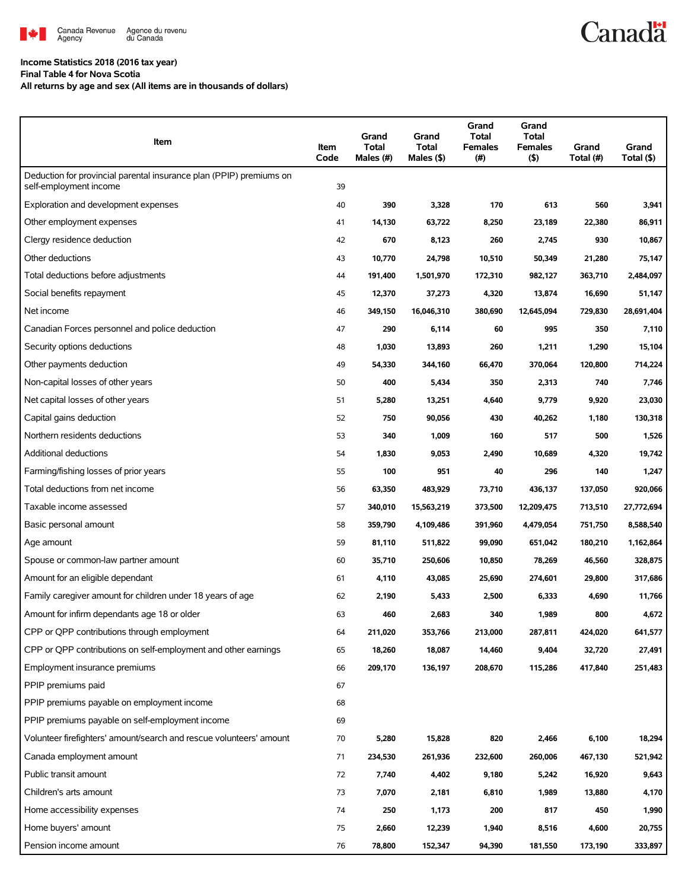Income Statistics 2018 (2016 tax year)
Final Table 4 for Nova Scotia
All returns by age and sex (All items are in thousands of dollars)

| Item | Item Code | Grand Total Males (#) | Grand Total Males ($) | Grand Total Females (#) | Grand Total Females ($) | Grand Total (#) | Grand Total ($) |
|---|---|---|---|---|---|---|---|
| Deduction for provincial parental insurance plan (PPIP) premiums on self-employment income | 39 | | | | | | |
| Exploration and development expenses | 40 | 390 | 3,328 | 170 | 613 | 560 | 3,941 |
| Other employment expenses | 41 | 14,130 | 63,722 | 8,250 | 23,189 | 22,380 | 86,911 |
| Clergy residence deduction | 42 | 670 | 8,123 | 260 | 2,745 | 930 | 10,867 |
| Other deductions | 43 | 10,770 | 24,798 | 10,510 | 50,349 | 21,280 | 75,147 |
| Total deductions before adjustments | 44 | 191,400 | 1,501,970 | 172,310 | 982,127 | 363,710 | 2,484,097 |
| Social benefits repayment | 45 | 12,370 | 37,273 | 4,320 | 13,874 | 16,690 | 51,147 |
| Net income | 46 | 349,150 | 16,046,310 | 380,690 | 12,645,094 | 729,830 | 28,691,404 |
| Canadian Forces personnel and police deduction | 47 | 290 | 6,114 | 60 | 995 | 350 | 7,110 |
| Security options deductions | 48 | 1,030 | 13,893 | 260 | 1,211 | 1,290 | 15,104 |
| Other payments deduction | 49 | 54,330 | 344,160 | 66,470 | 370,064 | 120,800 | 714,224 |
| Non-capital losses of other years | 50 | 400 | 5,434 | 350 | 2,313 | 740 | 7,746 |
| Net capital losses of other years | 51 | 5,280 | 13,251 | 4,640 | 9,779 | 9,920 | 23,030 |
| Capital gains deduction | 52 | 750 | 90,056 | 430 | 40,262 | 1,180 | 130,318 |
| Northern residents deductions | 53 | 340 | 1,009 | 160 | 517 | 500 | 1,526 |
| Additional deductions | 54 | 1,830 | 9,053 | 2,490 | 10,689 | 4,320 | 19,742 |
| Farming/fishing losses of prior years | 55 | 100 | 951 | 40 | 296 | 140 | 1,247 |
| Total deductions from net income | 56 | 63,350 | 483,929 | 73,710 | 436,137 | 137,050 | 920,066 |
| Taxable income assessed | 57 | 340,010 | 15,563,219 | 373,500 | 12,209,475 | 713,510 | 27,772,694 |
| Basic personal amount | 58 | 359,790 | 4,109,486 | 391,960 | 4,479,054 | 751,750 | 8,588,540 |
| Age amount | 59 | 81,110 | 511,822 | 99,090 | 651,042 | 180,210 | 1,162,864 |
| Spouse or common-law partner amount | 60 | 35,710 | 250,606 | 10,850 | 78,269 | 46,560 | 328,875 |
| Amount for an eligible dependant | 61 | 4,110 | 43,085 | 25,690 | 274,601 | 29,800 | 317,686 |
| Family caregiver amount for children under 18 years of age | 62 | 2,190 | 5,433 | 2,500 | 6,333 | 4,690 | 11,766 |
| Amount for infirm dependants age 18 or older | 63 | 460 | 2,683 | 340 | 1,989 | 800 | 4,672 |
| CPP or QPP contributions through employment | 64 | 211,020 | 353,766 | 213,000 | 287,811 | 424,020 | 641,577 |
| CPP or QPP contributions on self-employment and other earnings | 65 | 18,260 | 18,087 | 14,460 | 9,404 | 32,720 | 27,491 |
| Employment insurance premiums | 66 | 209,170 | 136,197 | 208,670 | 115,286 | 417,840 | 251,483 |
| PPIP premiums paid | 67 | | | | | | |
| PPIP premiums payable on employment income | 68 | | | | | | |
| PPIP premiums payable on self-employment income | 69 | | | | | | |
| Volunteer firefighters' amount/search and rescue volunteers' amount | 70 | 5,280 | 15,828 | 820 | 2,466 | 6,100 | 18,294 |
| Canada employment amount | 71 | 234,530 | 261,936 | 232,600 | 260,006 | 467,130 | 521,942 |
| Public transit amount | 72 | 7,740 | 4,402 | 9,180 | 5,242 | 16,920 | 9,643 |
| Children's arts amount | 73 | 7,070 | 2,181 | 6,810 | 1,989 | 13,880 | 4,170 |
| Home accessibility expenses | 74 | 250 | 1,173 | 200 | 817 | 450 | 1,990 |
| Home buyers' amount | 75 | 2,660 | 12,239 | 1,940 | 8,516 | 4,600 | 20,755 |
| Pension income amount | 76 | 78,800 | 152,347 | 94,390 | 181,550 | 173,190 | 333,897 |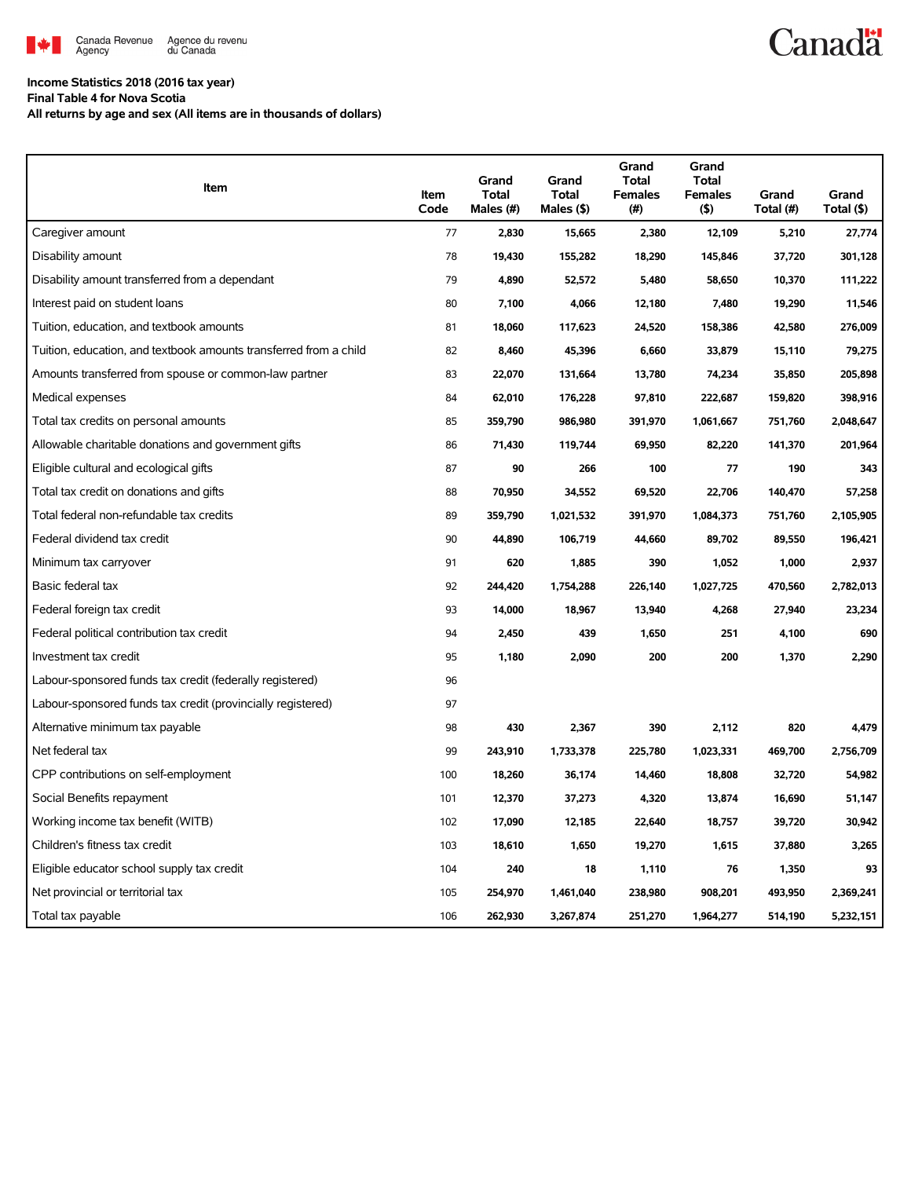Canada Revenue Agency / Agence du revenu du Canada

**Income Statistics 2018 (2016 tax year)**
**Final Table 4 for Nova Scotia**
**All returns by age and sex (All items are in thousands of dollars)**

| Item | Item Code | Grand Total Males (#) | Grand Total Males ($) | Grand Total Females (#) | Grand Total Females ($) | Grand Total (#) | Grand Total ($) |
|---|---|---|---|---|---|---|---|
| Caregiver amount | 77 | 2,830 | 15,665 | 2,380 | 12,109 | 5,210 | 27,774 |
| Disability amount | 78 | 19,430 | 155,282 | 18,290 | 145,846 | 37,720 | 301,128 |
| Disability amount transferred from a dependant | 79 | 4,890 | 52,572 | 5,480 | 58,650 | 10,370 | 111,222 |
| Interest paid on student loans | 80 | 7,100 | 4,066 | 12,180 | 7,480 | 19,290 | 11,546 |
| Tuition, education, and textbook amounts | 81 | 18,060 | 117,623 | 24,520 | 158,386 | 42,580 | 276,009 |
| Tuition, education, and textbook amounts transferred from a child | 82 | 8,460 | 45,396 | 6,660 | 33,879 | 15,110 | 79,275 |
| Amounts transferred from spouse or common-law partner | 83 | 22,070 | 131,664 | 13,780 | 74,234 | 35,850 | 205,898 |
| Medical expenses | 84 | 62,010 | 176,228 | 97,810 | 222,687 | 159,820 | 398,916 |
| Total tax credits on personal amounts | 85 | 359,790 | 986,980 | 391,970 | 1,061,667 | 751,760 | 2,048,647 |
| Allowable charitable donations and government gifts | 86 | 71,430 | 119,744 | 69,950 | 82,220 | 141,370 | 201,964 |
| Eligible cultural and ecological gifts | 87 | 90 | 266 | 100 | 77 | 190 | 343 |
| Total tax credit on donations and gifts | 88 | 70,950 | 34,552 | 69,520 | 22,706 | 140,470 | 57,258 |
| Total federal non-refundable tax credits | 89 | 359,790 | 1,021,532 | 391,970 | 1,084,373 | 751,760 | 2,105,905 |
| Federal dividend tax credit | 90 | 44,890 | 106,719 | 44,660 | 89,702 | 89,550 | 196,421 |
| Minimum tax carryover | 91 | 620 | 1,885 | 390 | 1,052 | 1,000 | 2,937 |
| Basic federal tax | 92 | 244,420 | 1,754,288 | 226,140 | 1,027,725 | 470,560 | 2,782,013 |
| Federal foreign tax credit | 93 | 14,000 | 18,967 | 13,940 | 4,268 | 27,940 | 23,234 |
| Federal political contribution tax credit | 94 | 2,450 | 439 | 1,650 | 251 | 4,100 | 690 |
| Investment tax credit | 95 | 1,180 | 2,090 | 200 | 200 | 1,370 | 2,290 |
| Labour-sponsored funds tax credit (federally registered) | 96 | | | | | | |
| Labour-sponsored funds tax credit (provincially registered) | 97 | | | | | | |
| Alternative minimum tax payable | 98 | 430 | 2,367 | 390 | 2,112 | 820 | 4,479 |
| Net federal tax | 99 | 243,910 | 1,733,378 | 225,780 | 1,023,331 | 469,700 | 2,756,709 |
| CPP contributions on self-employment | 100 | 18,260 | 36,174 | 14,460 | 18,808 | 32,720 | 54,982 |
| Social Benefits repayment | 101 | 12,370 | 37,273 | 4,320 | 13,874 | 16,690 | 51,147 |
| Working income tax benefit (WITB) | 102 | 17,090 | 12,185 | 22,640 | 18,757 | 39,720 | 30,942 |
| Children's fitness tax credit | 103 | 18,610 | 1,650 | 19,270 | 1,615 | 37,880 | 3,265 |
| Eligible educator school supply tax credit | 104 | 240 | 18 | 1,110 | 76 | 1,350 | 93 |
| Net provincial or territorial tax | 105 | 254,970 | 1,461,040 | 238,980 | 908,201 | 493,950 | 2,369,241 |
| Total tax payable | 106 | 262,930 | 3,267,874 | 251,270 | 1,964,277 | 514,190 | 5,232,151 |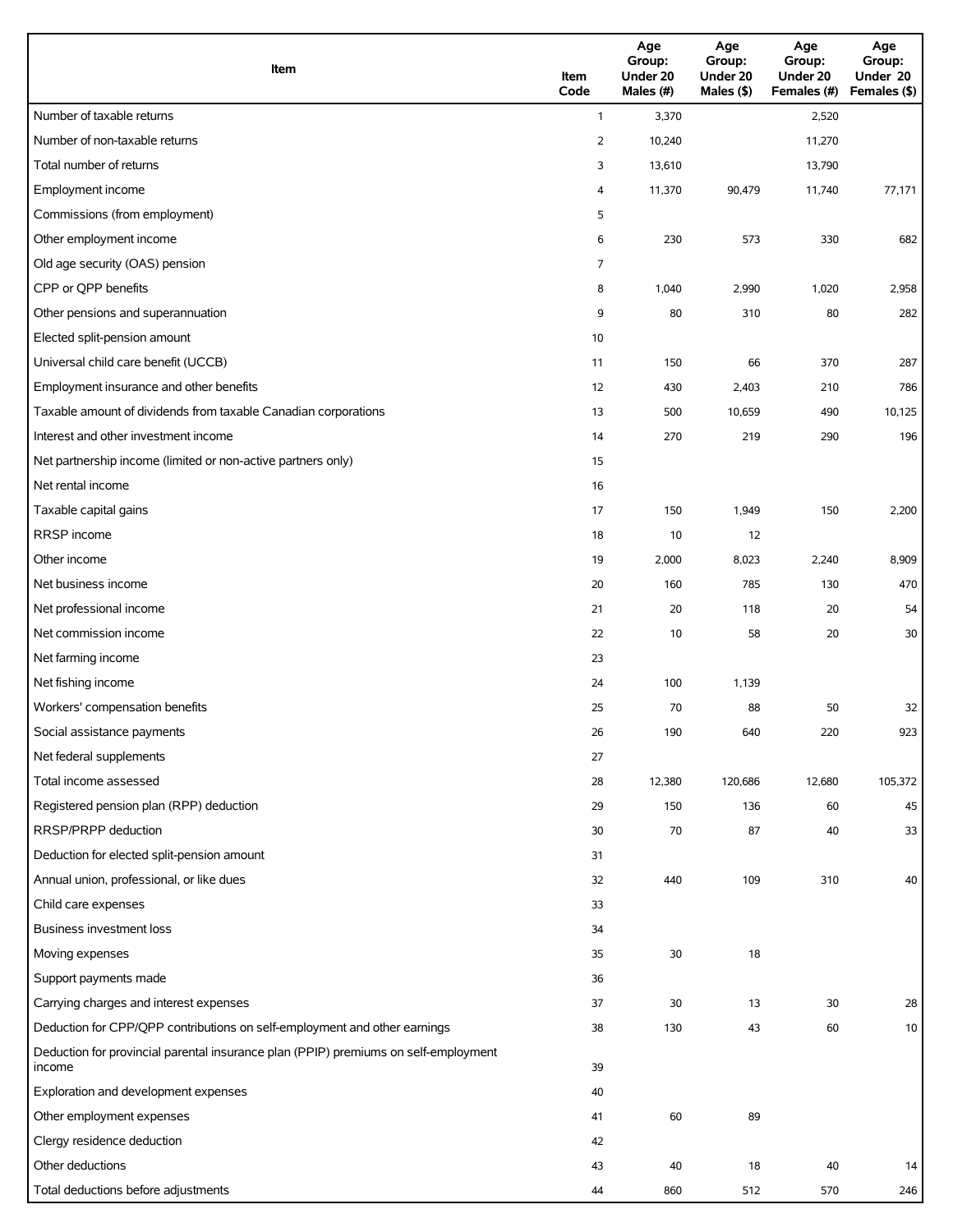| Item | Item Code | Age Group: Under 20 Males (#) | Age Group: Under 20 Males ($) | Age Group: Under 20 Females (#) | Age Group: Under 20 Females ($) |
|---|---|---|---|---|---|
| Number of taxable returns | 1 | 3,370 | | 2,520 | |
| Number of non-taxable returns | 2 | 10,240 | | 11,270 | |
| Total number of returns | 3 | 13,610 | | 13,790 | |
| Employment income | 4 | 11,370 | 90,479 | 11,740 | 77,171 |
| Commissions (from employment) | 5 | | | | |
| Other employment income | 6 | 230 | 573 | 330 | 682 |
| Old age security (OAS) pension | 7 | | | | |
| CPP or QPP benefits | 8 | 1,040 | 2,990 | 1,020 | 2,958 |
| Other pensions and superannuation | 9 | 80 | 310 | 80 | 282 |
| Elected split-pension amount | 10 | | | | |
| Universal child care benefit (UCCB) | 11 | 150 | 66 | 370 | 287 |
| Employment insurance and other benefits | 12 | 430 | 2,403 | 210 | 786 |
| Taxable amount of dividends from taxable Canadian corporations | 13 | 500 | 10,659 | 490 | 10,125 |
| Interest and other investment income | 14 | 270 | 219 | 290 | 196 |
| Net partnership income (limited or non-active partners only) | 15 | | | | |
| Net rental income | 16 | | | | |
| Taxable capital gains | 17 | 150 | 1,949 | 150 | 2,200 |
| RRSP income | 18 | 10 | 12 | | |
| Other income | 19 | 2,000 | 8,023 | 2,240 | 8,909 |
| Net business income | 20 | 160 | 785 | 130 | 470 |
| Net professional income | 21 | 20 | 118 | 20 | 54 |
| Net commission income | 22 | 10 | 58 | 20 | 30 |
| Net farming income | 23 | | | | |
| Net fishing income | 24 | 100 | 1,139 | | |
| Workers' compensation benefits | 25 | 70 | 88 | 50 | 32 |
| Social assistance payments | 26 | 190 | 640 | 220 | 923 |
| Net federal supplements | 27 | | | | |
| Total income assessed | 28 | 12,380 | 120,686 | 12,680 | 105,372 |
| Registered pension plan (RPP) deduction | 29 | 150 | 136 | 60 | 45 |
| RRSP/PRPP deduction | 30 | 70 | 87 | 40 | 33 |
| Deduction for elected split-pension amount | 31 | | | | |
| Annual union, professional, or like dues | 32 | 440 | 109 | 310 | 40 |
| Child care expenses | 33 | | | | |
| Business investment loss | 34 | | | | |
| Moving expenses | 35 | 30 | 18 | | |
| Support payments made | 36 | | | | |
| Carrying charges and interest expenses | 37 | 30 | 13 | 30 | 28 |
| Deduction for CPP/QPP contributions on self-employment and other earnings | 38 | 130 | 43 | 60 | 10 |
| Deduction for provincial parental insurance plan (PPIP) premiums on self-employment income | 39 | | | | |
| Exploration and development expenses | 40 | | | | |
| Other employment expenses | 41 | 60 | 89 | | |
| Clergy residence deduction | 42 | | | | |
| Other deductions | 43 | 40 | 18 | 40 | 14 |
| Total deductions before adjustments | 44 | 860 | 512 | 570 | 246 |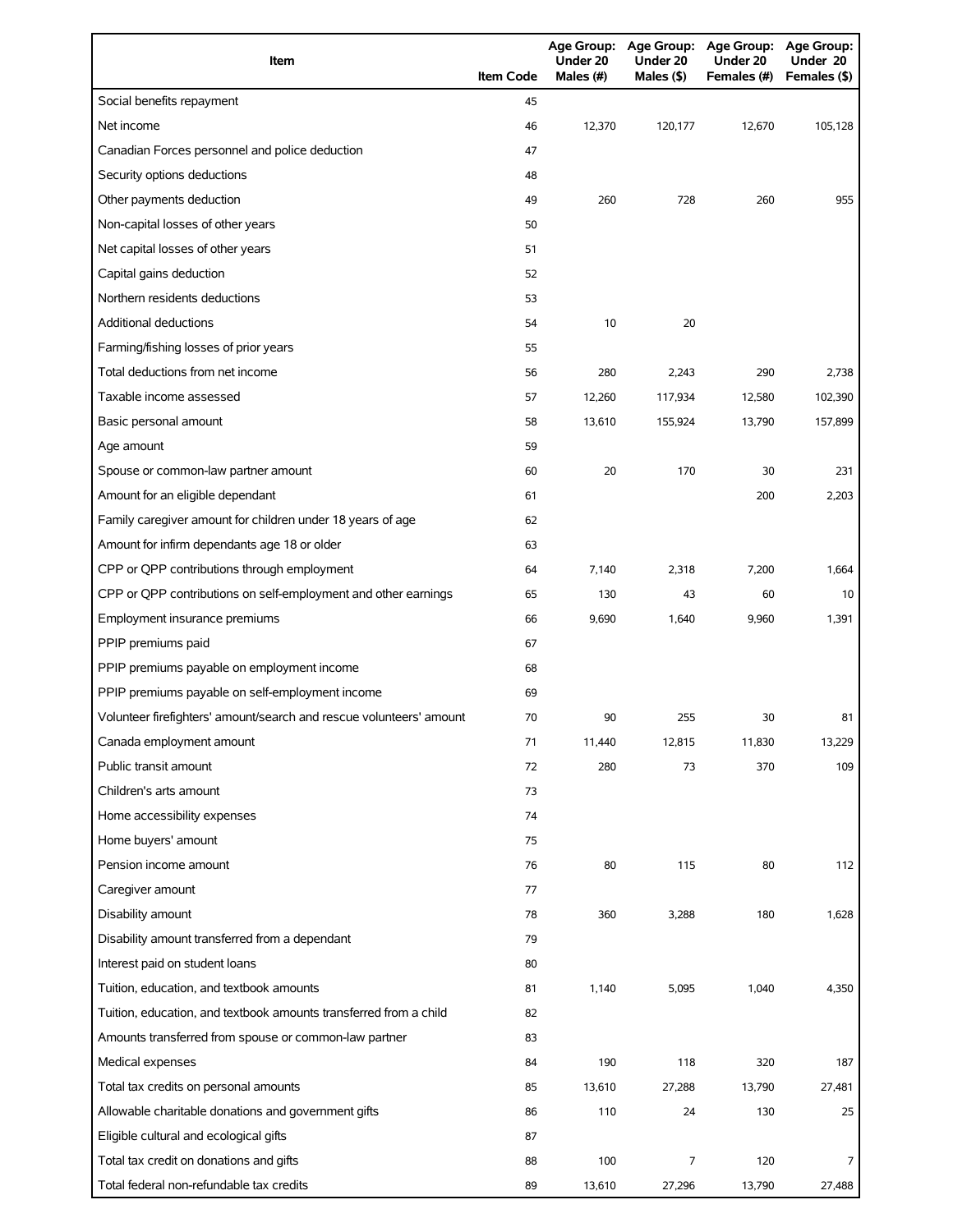| Item | Item Code | Age Group: Under 20 Males (#) | Age Group: Under 20 Males ($) | Age Group: Under 20 Females (#) | Age Group: Under 20 Females ($) |
|---|---|---|---|---|---|
| Social benefits repayment | 45 | | | | |
| Net income | 46 | 12,370 | 120,177 | 12,670 | 105,128 |
| Canadian Forces personnel and police deduction | 47 | | | | |
| Security options deductions | 48 | | | | |
| Other payments deduction | 49 | 260 | 728 | 260 | 955 |
| Non-capital losses of other years | 50 | | | | |
| Net capital losses of other years | 51 | | | | |
| Capital gains deduction | 52 | | | | |
| Northern residents deductions | 53 | | | | |
| Additional deductions | 54 | 10 | 20 | | |
| Farming/fishing losses of prior years | 55 | | | | |
| Total deductions from net income | 56 | 280 | 2,243 | 290 | 2,738 |
| Taxable income assessed | 57 | 12,260 | 117,934 | 12,580 | 102,390 |
| Basic personal amount | 58 | 13,610 | 155,924 | 13,790 | 157,899 |
| Age amount | 59 | | | | |
| Spouse or common-law partner amount | 60 | 20 | 170 | 30 | 231 |
| Amount for an eligible dependant | 61 | | | 200 | 2,203 |
| Family caregiver amount for children under 18 years of age | 62 | | | | |
| Amount for infirm dependants age 18 or older | 63 | | | | |
| CPP or QPP contributions through employment | 64 | 7,140 | 2,318 | 7,200 | 1,664 |
| CPP or QPP contributions on self-employment and other earnings | 65 | 130 | 43 | 60 | 10 |
| Employment insurance premiums | 66 | 9,690 | 1,640 | 9,960 | 1,391 |
| PPIP premiums paid | 67 | | | | |
| PPIP premiums payable on employment income | 68 | | | | |
| PPIP premiums payable on self-employment income | 69 | | | | |
| Volunteer firefighters' amount/search and rescue volunteers' amount | 70 | 90 | 255 | 30 | 81 |
| Canada employment amount | 71 | 11,440 | 12,815 | 11,830 | 13,229 |
| Public transit amount | 72 | 280 | 73 | 370 | 109 |
| Children's arts amount | 73 | | | | |
| Home accessibility expenses | 74 | | | | |
| Home buyers' amount | 75 | | | | |
| Pension income amount | 76 | 80 | 115 | 80 | 112 |
| Caregiver amount | 77 | | | | |
| Disability amount | 78 | 360 | 3,288 | 180 | 1,628 |
| Disability amount transferred from a dependant | 79 | | | | |
| Interest paid on student loans | 80 | | | | |
| Tuition, education, and textbook amounts | 81 | 1,140 | 5,095 | 1,040 | 4,350 |
| Tuition, education, and textbook amounts transferred from a child | 82 | | | | |
| Amounts transferred from spouse or common-law partner | 83 | | | | |
| Medical expenses | 84 | 190 | 118 | 320 | 187 |
| Total tax credits on personal amounts | 85 | 13,610 | 27,288 | 13,790 | 27,481 |
| Allowable charitable donations and government gifts | 86 | 110 | 24 | 130 | 25 |
| Eligible cultural and ecological gifts | 87 | | | | |
| Total tax credit on donations and gifts | 88 | 100 | 7 | 120 | 7 |
| Total federal non-refundable tax credits | 89 | 13,610 | 27,296 | 13,790 | 27,488 |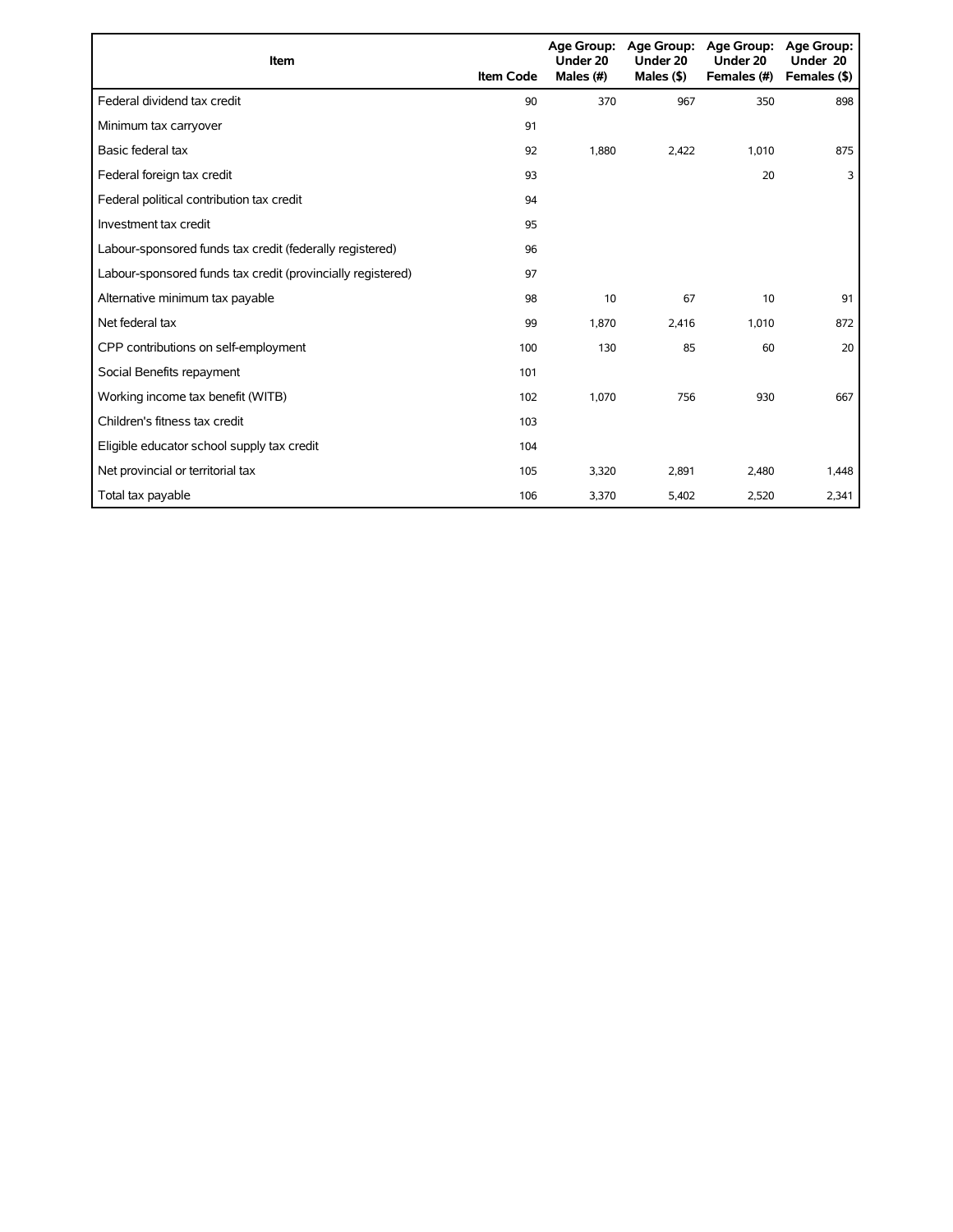| Item | Item Code | Age Group: Under 20 Males (#) | Age Group: Under 20 Males ($) | Age Group: Under 20 Females (#) | Age Group: Under 20 Females ($) |
|---|---|---|---|---|---|
| Federal dividend tax credit | 90 | 370 | 967 | 350 | 898 |
| Minimum tax carryover | 91 | | | | |
| Basic federal tax | 92 | 1,880 | 2,422 | 1,010 | 875 |
| Federal foreign tax credit | 93 | | | 20 | 3 |
| Federal political contribution tax credit | 94 | | | | |
| Investment tax credit | 95 | | | | |
| Labour-sponsored funds tax credit (federally registered) | 96 | | | | |
| Labour-sponsored funds tax credit (provincially registered) | 97 | | | | |
| Alternative minimum tax payable | 98 | 10 | 67 | 10 | 91 |
| Net federal tax | 99 | 1,870 | 2,416 | 1,010 | 872 |
| CPP contributions on self-employment | 100 | 130 | 85 | 60 | 20 |
| Social Benefits repayment | 101 | | | | |
| Working income tax benefit (WITB) | 102 | 1,070 | 756 | 930 | 667 |
| Children's fitness tax credit | 103 | | | | |
| Eligible educator school supply tax credit | 104 | | | | |
| Net provincial or territorial tax | 105 | 3,320 | 2,891 | 2,480 | 1,448 |
| Total tax payable | 106 | 3,370 | 5,402 | 2,520 | 2,341 |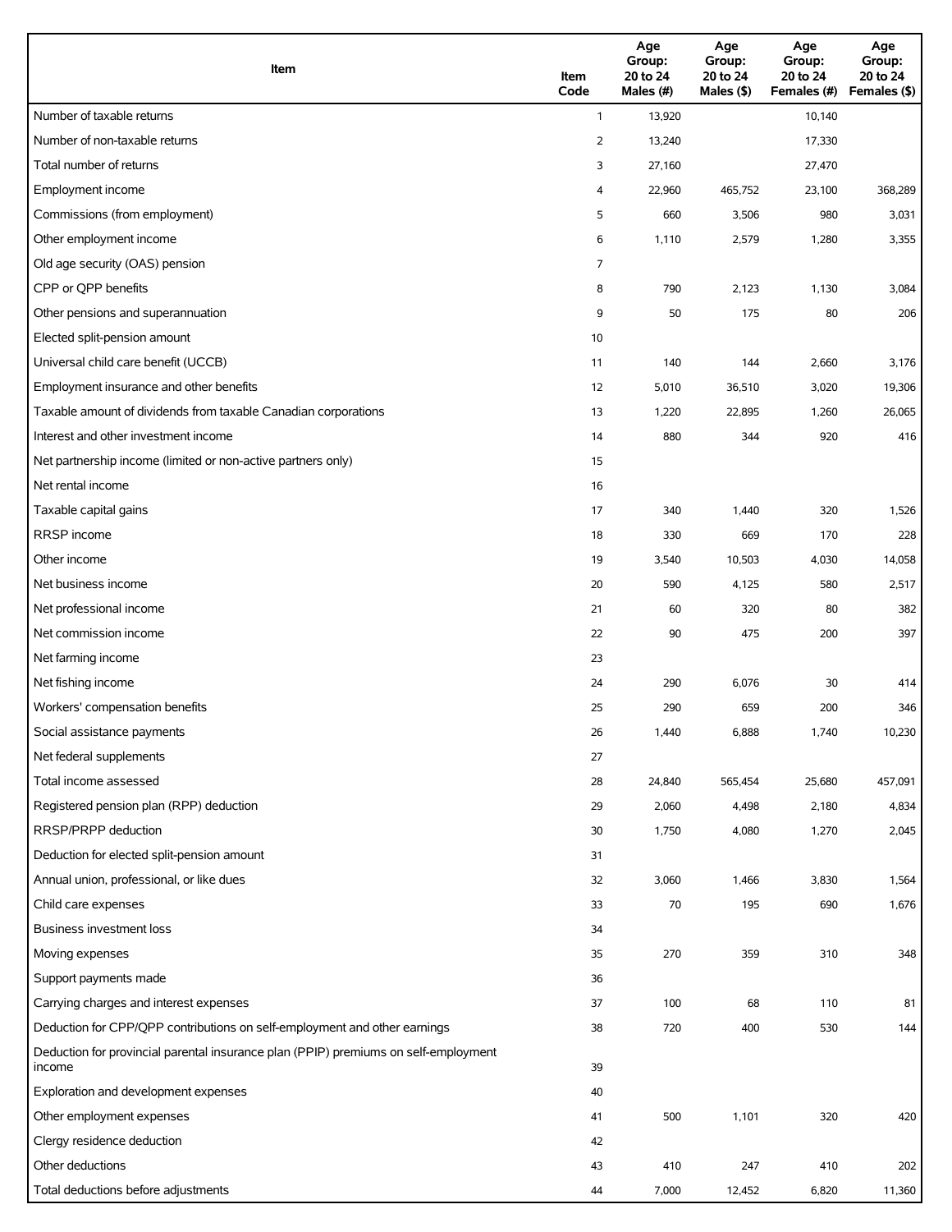| Item | Item Code | Age Group: 20 to 24 Males (#) | Age Group: 20 to 24 Males ($) | Age Group: 20 to 24 Females (#) | Age Group: 20 to 24 Females ($) |
|---|---|---|---|---|---|
| Number of taxable returns | 1 | 13,920 | | 10,140 | |
| Number of non-taxable returns | 2 | 13,240 | | 17,330 | |
| Total number of returns | 3 | 27,160 | | 27,470 | |
| Employment income | 4 | 22,960 | 465,752 | 23,100 | 368,289 |
| Commissions (from employment) | 5 | 660 | 3,506 | 980 | 3,031 |
| Other employment income | 6 | 1,110 | 2,579 | 1,280 | 3,355 |
| Old age security (OAS) pension | 7 | | | | |
| CPP or QPP benefits | 8 | 790 | 2,123 | 1,130 | 3,084 |
| Other pensions and superannuation | 9 | 50 | 175 | 80 | 206 |
| Elected split-pension amount | 10 | | | | |
| Universal child care benefit (UCCB) | 11 | 140 | 144 | 2,660 | 3,176 |
| Employment insurance and other benefits | 12 | 5,010 | 36,510 | 3,020 | 19,306 |
| Taxable amount of dividends from taxable Canadian corporations | 13 | 1,220 | 22,895 | 1,260 | 26,065 |
| Interest and other investment income | 14 | 880 | 344 | 920 | 416 |
| Net partnership income (limited or non-active partners only) | 15 | | | | |
| Net rental income | 16 | | | | |
| Taxable capital gains | 17 | 340 | 1,440 | 320 | 1,526 |
| RRSP income | 18 | 330 | 669 | 170 | 228 |
| Other income | 19 | 3,540 | 10,503 | 4,030 | 14,058 |
| Net business income | 20 | 590 | 4,125 | 580 | 2,517 |
| Net professional income | 21 | 60 | 320 | 80 | 382 |
| Net commission income | 22 | 90 | 475 | 200 | 397 |
| Net farming income | 23 | | | | |
| Net fishing income | 24 | 290 | 6,076 | 30 | 414 |
| Workers' compensation benefits | 25 | 290 | 659 | 200 | 346 |
| Social assistance payments | 26 | 1,440 | 6,888 | 1,740 | 10,230 |
| Net federal supplements | 27 | | | | |
| Total income assessed | 28 | 24,840 | 565,454 | 25,680 | 457,091 |
| Registered pension plan (RPP) deduction | 29 | 2,060 | 4,498 | 2,180 | 4,834 |
| RRSP/PRPP deduction | 30 | 1,750 | 4,080 | 1,270 | 2,045 |
| Deduction for elected split-pension amount | 31 | | | | |
| Annual union, professional, or like dues | 32 | 3,060 | 1,466 | 3,830 | 1,564 |
| Child care expenses | 33 | 70 | 195 | 690 | 1,676 |
| Business investment loss | 34 | | | | |
| Moving expenses | 35 | 270 | 359 | 310 | 348 |
| Support payments made | 36 | | | | |
| Carrying charges and interest expenses | 37 | 100 | 68 | 110 | 81 |
| Deduction for CPP/QPP contributions on self-employment and other earnings | 38 | 720 | 400 | 530 | 144 |
| Deduction for provincial parental insurance plan (PPIP) premiums on self-employment income | 39 | | | | |
| Exploration and development expenses | 40 | | | | |
| Other employment expenses | 41 | 500 | 1,101 | 320 | 420 |
| Clergy residence deduction | 42 | | | | |
| Other deductions | 43 | 410 | 247 | 410 | 202 |
| Total deductions before adjustments | 44 | 7,000 | 12,452 | 6,820 | 11,360 |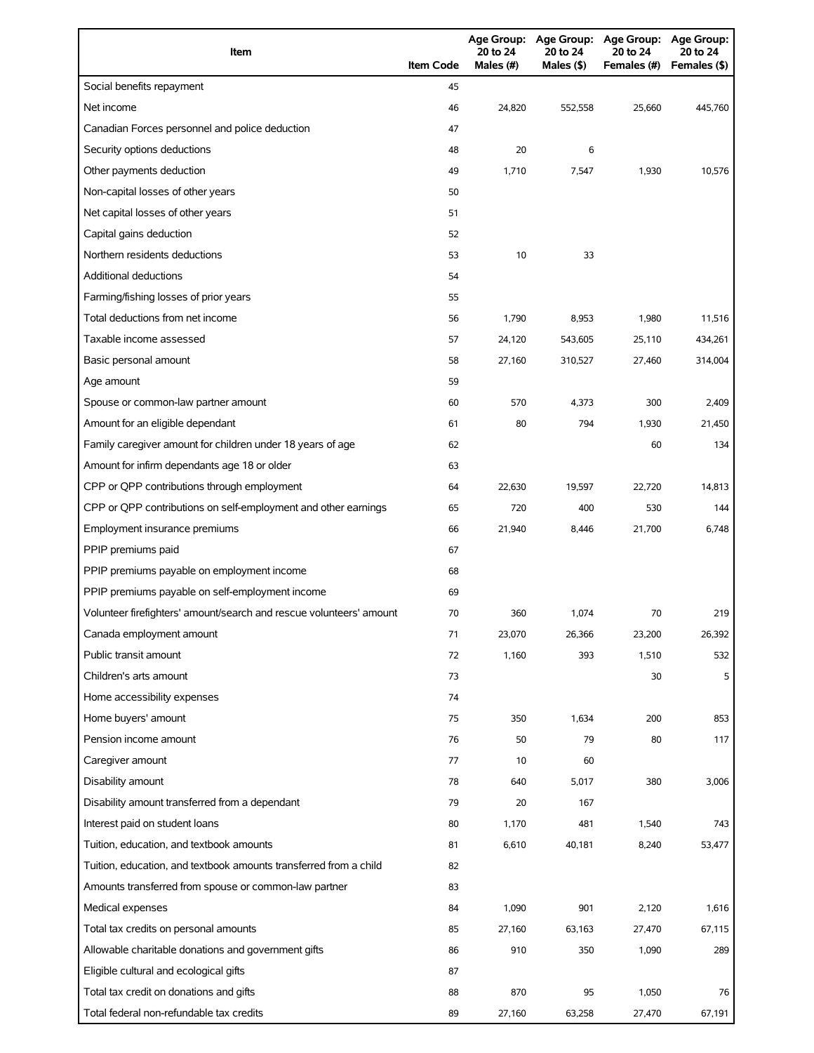| Item | Item Code | Age Group: 20 to 24 Males (#) | Age Group: 20 to 24 Males ($) | Age Group: 20 to 24 Females (#) | Age Group: 20 to 24 Females ($) |
|---|---|---|---|---|---|
| Social benefits repayment | 45 | | | | |
| Net income | 46 | 24,820 | 552,558 | 25,660 | 445,760 |
| Canadian Forces personnel and police deduction | 47 | | | | |
| Security options deductions | 48 | 20 | 6 | | |
| Other payments deduction | 49 | 1,710 | 7,547 | 1,930 | 10,576 |
| Non-capital losses of other years | 50 | | | | |
| Net capital losses of other years | 51 | | | | |
| Capital gains deduction | 52 | | | | |
| Northern residents deductions | 53 | 10 | 33 | | |
| Additional deductions | 54 | | | | |
| Farming/fishing losses of prior years | 55 | | | | |
| Total deductions from net income | 56 | 1,790 | 8,953 | 1,980 | 11,516 |
| Taxable income assessed | 57 | 24,120 | 543,605 | 25,110 | 434,261 |
| Basic personal amount | 58 | 27,160 | 310,527 | 27,460 | 314,004 |
| Age amount | 59 | | | | |
| Spouse or common-law partner amount | 60 | 570 | 4,373 | 300 | 2,409 |
| Amount for an eligible dependant | 61 | 80 | 794 | 1,930 | 21,450 |
| Family caregiver amount for children under 18 years of age | 62 | | | 60 | 134 |
| Amount for infirm dependants age 18 or older | 63 | | | | |
| CPP or QPP contributions through employment | 64 | 22,630 | 19,597 | 22,720 | 14,813 |
| CPP or QPP contributions on self-employment and other earnings | 65 | 720 | 400 | 530 | 144 |
| Employment insurance premiums | 66 | 21,940 | 8,446 | 21,700 | 6,748 |
| PPIP premiums paid | 67 | | | | |
| PPIP premiums payable on employment income | 68 | | | | |
| PPIP premiums payable on self-employment income | 69 | | | | |
| Volunteer firefighters' amount/search and rescue volunteers' amount | 70 | 360 | 1,074 | 70 | 219 |
| Canada employment amount | 71 | 23,070 | 26,366 | 23,200 | 26,392 |
| Public transit amount | 72 | 1,160 | 393 | 1,510 | 532 |
| Children's arts amount | 73 | | | 30 | 5 |
| Home accessibility expenses | 74 | | | | |
| Home buyers' amount | 75 | 350 | 1,634 | 200 | 853 |
| Pension income amount | 76 | 50 | 79 | 80 | 117 |
| Caregiver amount | 77 | 10 | 60 | | |
| Disability amount | 78 | 640 | 5,017 | 380 | 3,006 |
| Disability amount transferred from a dependant | 79 | 20 | 167 | | |
| Interest paid on student loans | 80 | 1,170 | 481 | 1,540 | 743 |
| Tuition, education, and textbook amounts | 81 | 6,610 | 40,181 | 8,240 | 53,477 |
| Tuition, education, and textbook amounts transferred from a child | 82 | | | | |
| Amounts transferred from spouse or common-law partner | 83 | | | | |
| Medical expenses | 84 | 1,090 | 901 | 2,120 | 1,616 |
| Total tax credits on personal amounts | 85 | 27,160 | 63,163 | 27,470 | 67,115 |
| Allowable charitable donations and government gifts | 86 | 910 | 350 | 1,090 | 289 |
| Eligible cultural and ecological gifts | 87 | | | | |
| Total tax credit on donations and gifts | 88 | 870 | 95 | 1,050 | 76 |
| Total federal non-refundable tax credits | 89 | 27,160 | 63,258 | 27,470 | 67,191 |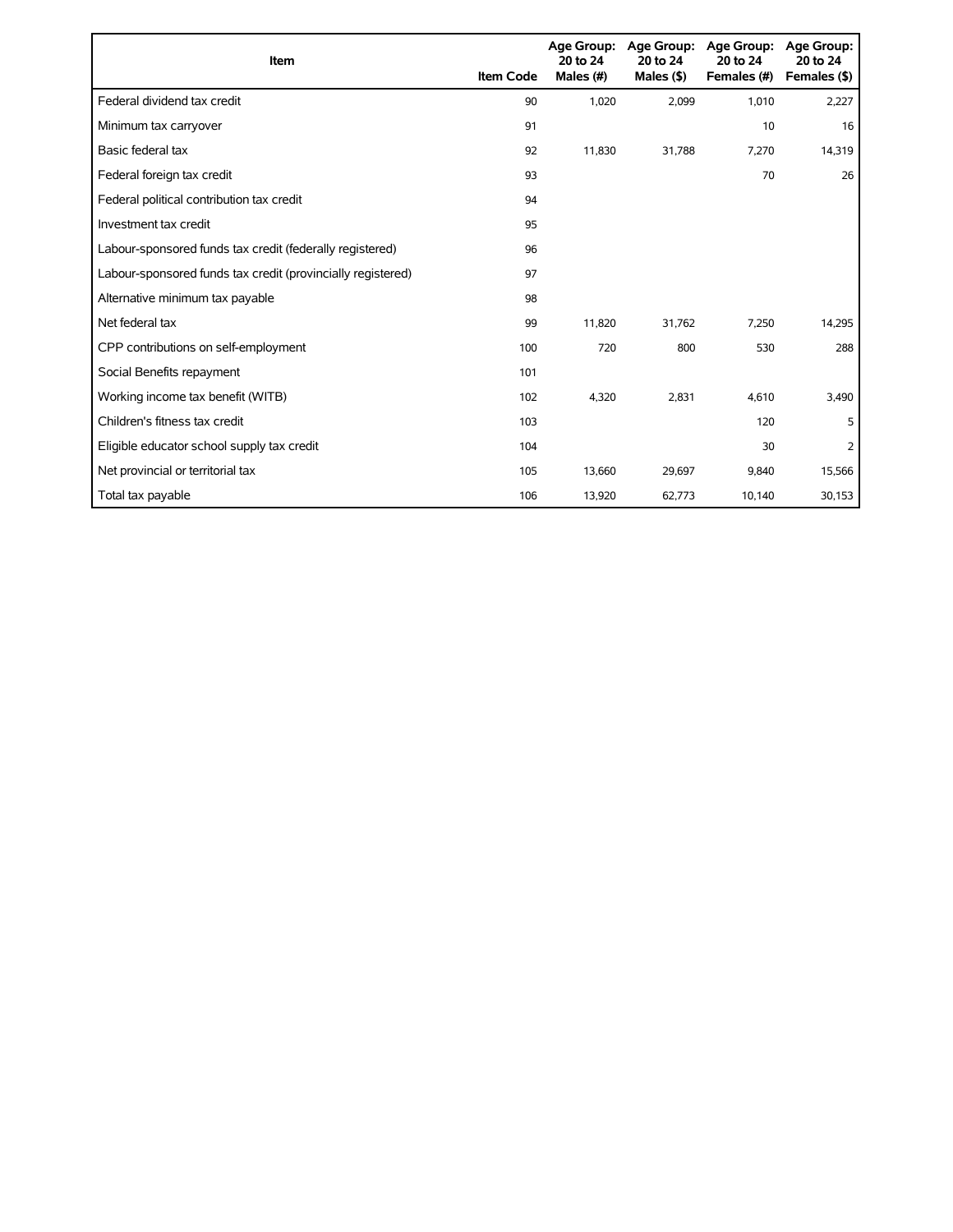| Item | Item Code | Age Group: 20 to 24 Males (#) | Age Group: 20 to 24 Males ($) | Age Group: 20 to 24 Females (#) | Age Group: 20 to 24 Females ($) |
|---|---|---|---|---|---|
| Federal dividend tax credit | 90 | 1,020 | 2,099 | 1,010 | 2,227 |
| Minimum tax carryover | 91 | | | 10 | 16 |
| Basic federal tax | 92 | 11,830 | 31,788 | 7,270 | 14,319 |
| Federal foreign tax credit | 93 | | | 70 | 26 |
| Federal political contribution tax credit | 94 | | | | |
| Investment tax credit | 95 | | | | |
| Labour-sponsored funds tax credit (federally registered) | 96 | | | | |
| Labour-sponsored funds tax credit (provincially registered) | 97 | | | | |
| Alternative minimum tax payable | 98 | | | | |
| Net federal tax | 99 | 11,820 | 31,762 | 7,250 | 14,295 |
| CPP contributions on self-employment | 100 | 720 | 800 | 530 | 288 |
| Social Benefits repayment | 101 | | | | |
| Working income tax benefit (WITB) | 102 | 4,320 | 2,831 | 4,610 | 3,490 |
| Children's fitness tax credit | 103 | | | 120 | 5 |
| Eligible educator school supply tax credit | 104 | | | 30 | 2 |
| Net provincial or territorial tax | 105 | 13,660 | 29,697 | 9,840 | 15,566 |
| Total tax payable | 106 | 13,920 | 62,773 | 10,140 | 30,153 |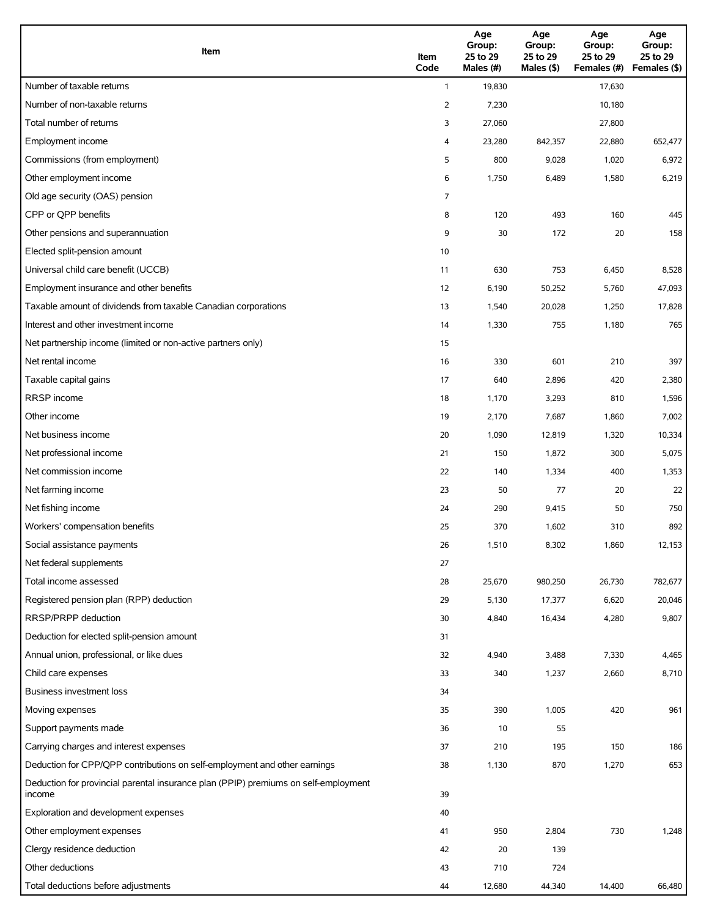| Item | Item Code | Age Group: 25 to 29 Males (#) | Age Group: 25 to 29 Males ($) | Age Group: 25 to 29 Females (#) | Age Group: 25 to 29 Females ($) |
|---|---|---|---|---|---|
| Number of taxable returns | 1 | 19,830 | | 17,630 | |
| Number of non-taxable returns | 2 | 7,230 | | 10,180 | |
| Total number of returns | 3 | 27,060 | | 27,800 | |
| Employment income | 4 | 23,280 | 842,357 | 22,880 | 652,477 |
| Commissions (from employment) | 5 | 800 | 9,028 | 1,020 | 6,972 |
| Other employment income | 6 | 1,750 | 6,489 | 1,580 | 6,219 |
| Old age security (OAS) pension | 7 | | | | |
| CPP or QPP benefits | 8 | 120 | 493 | 160 | 445 |
| Other pensions and superannuation | 9 | 30 | 172 | 20 | 158 |
| Elected split-pension amount | 10 | | | | |
| Universal child care benefit (UCCB) | 11 | 630 | 753 | 6,450 | 8,528 |
| Employment insurance and other benefits | 12 | 6,190 | 50,252 | 5,760 | 47,093 |
| Taxable amount of dividends from taxable Canadian corporations | 13 | 1,540 | 20,028 | 1,250 | 17,828 |
| Interest and other investment income | 14 | 1,330 | 755 | 1,180 | 765 |
| Net partnership income (limited or non-active partners only) | 15 | | | | |
| Net rental income | 16 | 330 | 601 | 210 | 397 |
| Taxable capital gains | 17 | 640 | 2,896 | 420 | 2,380 |
| RRSP income | 18 | 1,170 | 3,293 | 810 | 1,596 |
| Other income | 19 | 2,170 | 7,687 | 1,860 | 7,002 |
| Net business income | 20 | 1,090 | 12,819 | 1,320 | 10,334 |
| Net professional income | 21 | 150 | 1,872 | 300 | 5,075 |
| Net commission income | 22 | 140 | 1,334 | 400 | 1,353 |
| Net farming income | 23 | 50 | 77 | 20 | 22 |
| Net fishing income | 24 | 290 | 9,415 | 50 | 750 |
| Workers' compensation benefits | 25 | 370 | 1,602 | 310 | 892 |
| Social assistance payments | 26 | 1,510 | 8,302 | 1,860 | 12,153 |
| Net federal supplements | 27 | | | | |
| Total income assessed | 28 | 25,670 | 980,250 | 26,730 | 782,677 |
| Registered pension plan (RPP) deduction | 29 | 5,130 | 17,377 | 6,620 | 20,046 |
| RRSP/PRPP deduction | 30 | 4,840 | 16,434 | 4,280 | 9,807 |
| Deduction for elected split-pension amount | 31 | | | | |
| Annual union, professional, or like dues | 32 | 4,940 | 3,488 | 7,330 | 4,465 |
| Child care expenses | 33 | 340 | 1,237 | 2,660 | 8,710 |
| Business investment loss | 34 | | | | |
| Moving expenses | 35 | 390 | 1,005 | 420 | 961 |
| Support payments made | 36 | 10 | 55 | | |
| Carrying charges and interest expenses | 37 | 210 | 195 | 150 | 186 |
| Deduction for CPP/QPP contributions on self-employment and other earnings | 38 | 1,130 | 870 | 1,270 | 653 |
| Deduction for provincial parental insurance plan (PPIP) premiums on self-employment income | 39 | | | | |
| Exploration and development expenses | 40 | | | | |
| Other employment expenses | 41 | 950 | 2,804 | 730 | 1,248 |
| Clergy residence deduction | 42 | 20 | 139 | | |
| Other deductions | 43 | 710 | 724 | | |
| Total deductions before adjustments | 44 | 12,680 | 44,340 | 14,400 | 66,480 |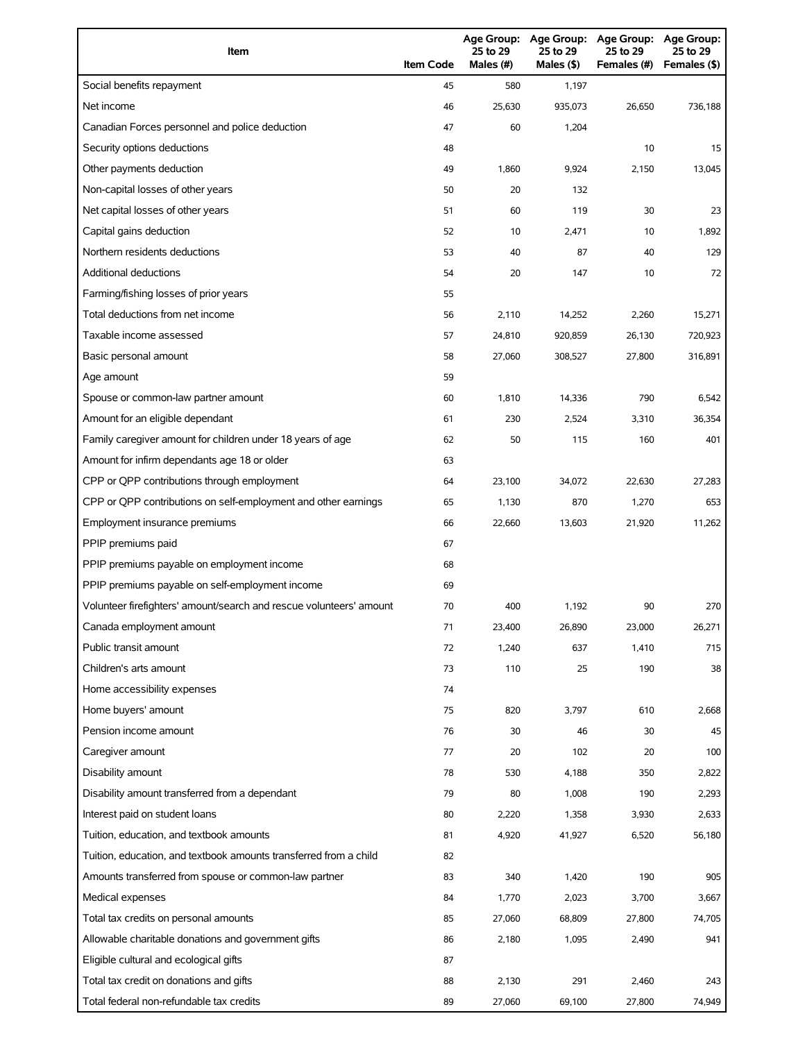| Item | Item Code | Age Group: 25 to 29 Males (#) | Age Group: 25 to 29 Males ($) | Age Group: 25 to 29 Females (#) | Age Group: 25 to 29 Females ($) |
| --- | --- | --- | --- | --- | --- |
| Social benefits repayment | 45 | 580 | 1,197 | | |
| Net income | 46 | 25,630 | 935,073 | 26,650 | 736,188 |
| Canadian Forces personnel and police deduction | 47 | 60 | 1,204 | | |
| Security options deductions | 48 | | | 10 | 15 |
| Other payments deduction | 49 | 1,860 | 9,924 | 2,150 | 13,045 |
| Non-capital losses of other years | 50 | 20 | 132 | | |
| Net capital losses of other years | 51 | 60 | 119 | 30 | 23 |
| Capital gains deduction | 52 | 10 | 2,471 | 10 | 1,892 |
| Northern residents deductions | 53 | 40 | 87 | 40 | 129 |
| Additional deductions | 54 | 20 | 147 | 10 | 72 |
| Farming/fishing losses of prior years | 55 | | | | |
| Total deductions from net income | 56 | 2,110 | 14,252 | 2,260 | 15,271 |
| Taxable income assessed | 57 | 24,810 | 920,859 | 26,130 | 720,923 |
| Basic personal amount | 58 | 27,060 | 308,527 | 27,800 | 316,891 |
| Age amount | 59 | | | | |
| Spouse or common-law partner amount | 60 | 1,810 | 14,336 | 790 | 6,542 |
| Amount for an eligible dependant | 61 | 230 | 2,524 | 3,310 | 36,354 |
| Family caregiver amount for children under 18 years of age | 62 | 50 | 115 | 160 | 401 |
| Amount for infirm dependants age 18 or older | 63 | | | | |
| CPP or QPP contributions through employment | 64 | 23,100 | 34,072 | 22,630 | 27,283 |
| CPP or QPP contributions on self-employment and other earnings | 65 | 1,130 | 870 | 1,270 | 653 |
| Employment insurance premiums | 66 | 22,660 | 13,603 | 21,920 | 11,262 |
| PPIP premiums paid | 67 | | | | |
| PPIP premiums payable on employment income | 68 | | | | |
| PPIP premiums payable on self-employment income | 69 | | | | |
| Volunteer firefighters' amount/search and rescue volunteers' amount | 70 | 400 | 1,192 | 90 | 270 |
| Canada employment amount | 71 | 23,400 | 26,890 | 23,000 | 26,271 |
| Public transit amount | 72 | 1,240 | 637 | 1,410 | 715 |
| Children's arts amount | 73 | 110 | 25 | 190 | 38 |
| Home accessibility expenses | 74 | | | | |
| Home buyers' amount | 75 | 820 | 3,797 | 610 | 2,668 |
| Pension income amount | 76 | 30 | 46 | 30 | 45 |
| Caregiver amount | 77 | 20 | 102 | 20 | 100 |
| Disability amount | 78 | 530 | 4,188 | 350 | 2,822 |
| Disability amount transferred from a dependant | 79 | 80 | 1,008 | 190 | 2,293 |
| Interest paid on student loans | 80 | 2,220 | 1,358 | 3,930 | 2,633 |
| Tuition, education, and textbook amounts | 81 | 4,920 | 41,927 | 6,520 | 56,180 |
| Tuition, education, and textbook amounts transferred from a child | 82 | | | | |
| Amounts transferred from spouse or common-law partner | 83 | 340 | 1,420 | 190 | 905 |
| Medical expenses | 84 | 1,770 | 2,023 | 3,700 | 3,667 |
| Total tax credits on personal amounts | 85 | 27,060 | 68,809 | 27,800 | 74,705 |
| Allowable charitable donations and government gifts | 86 | 2,180 | 1,095 | 2,490 | 941 |
| Eligible cultural and ecological gifts | 87 | | | | |
| Total tax credit on donations and gifts | 88 | 2,130 | 291 | 2,460 | 243 |
| Total federal non-refundable tax credits | 89 | 27,060 | 69,100 | 27,800 | 74,949 |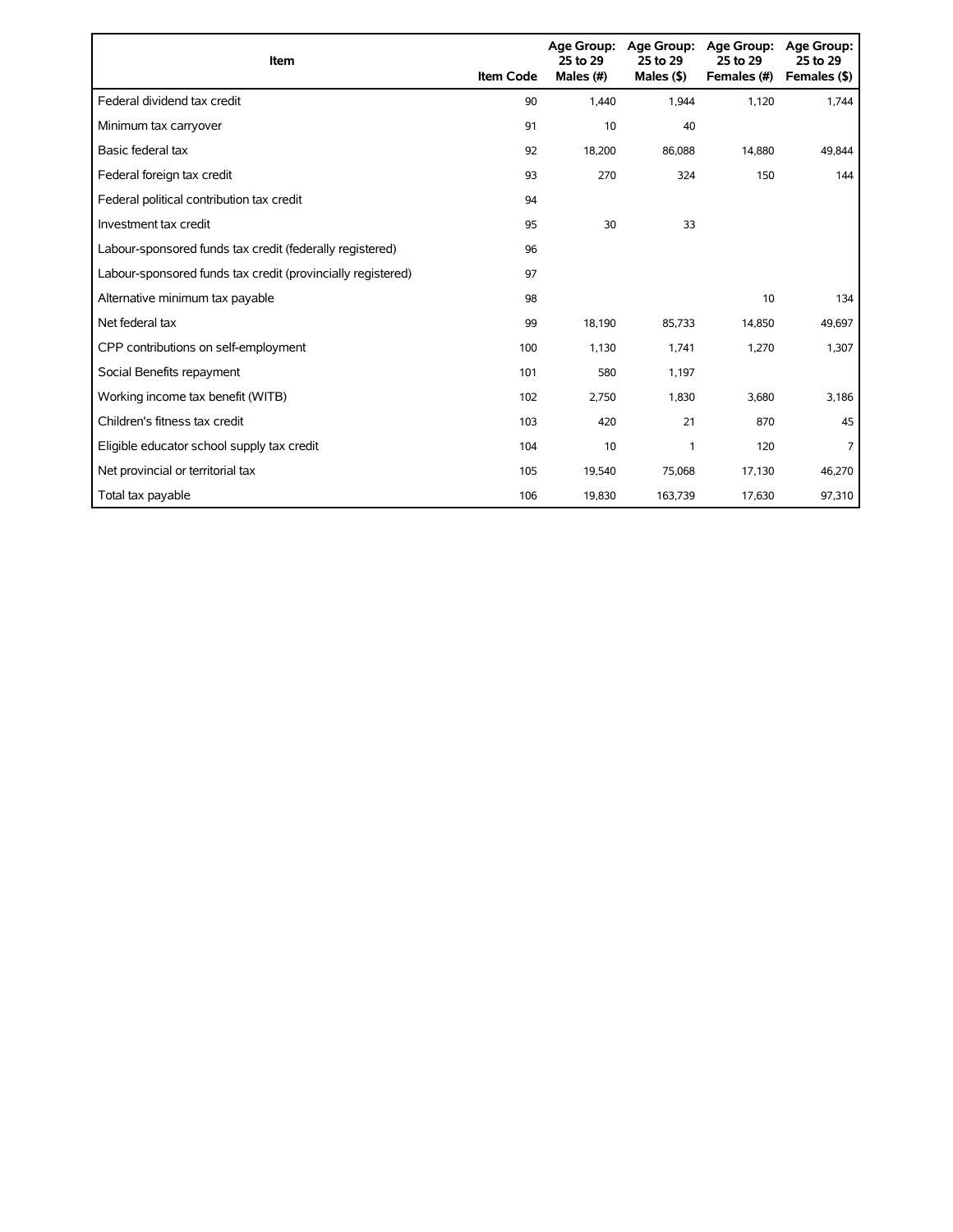| Item | Item Code | Age Group: 25 to 29 Males (#) | Age Group: 25 to 29 Males ($) | Age Group: 25 to 29 Females (#) | Age Group: 25 to 29 Females ($) |
| --- | --- | --- | --- | --- | --- |
| Federal dividend tax credit | 90 | 1,440 | 1,944 | 1,120 | 1,744 |
| Minimum tax carryover | 91 | 10 | 40 | | |
| Basic federal tax | 92 | 18,200 | 86,088 | 14,880 | 49,844 |
| Federal foreign tax credit | 93 | 270 | 324 | 150 | 144 |
| Federal political contribution tax credit | 94 | | | | |
| Investment tax credit | 95 | 30 | 33 | | |
| Labour-sponsored funds tax credit (federally registered) | 96 | | | | |
| Labour-sponsored funds tax credit (provincially registered) | 97 | | | | |
| Alternative minimum tax payable | 98 | | | 10 | 134 |
| Net federal tax | 99 | 18,190 | 85,733 | 14,850 | 49,697 |
| CPP contributions on self-employment | 100 | 1,130 | 1,741 | 1,270 | 1,307 |
| Social Benefits repayment | 101 | 580 | 1,197 | | |
| Working income tax benefit (WITB) | 102 | 2,750 | 1,830 | 3,680 | 3,186 |
| Children's fitness tax credit | 103 | 420 | 21 | 870 | 45 |
| Eligible educator school supply tax credit | 104 | 10 | 1 | 120 | 7 |
| Net provincial or territorial tax | 105 | 19,540 | 75,068 | 17,130 | 46,270 |
| Total tax payable | 106 | 19,830 | 163,739 | 17,630 | 97,310 |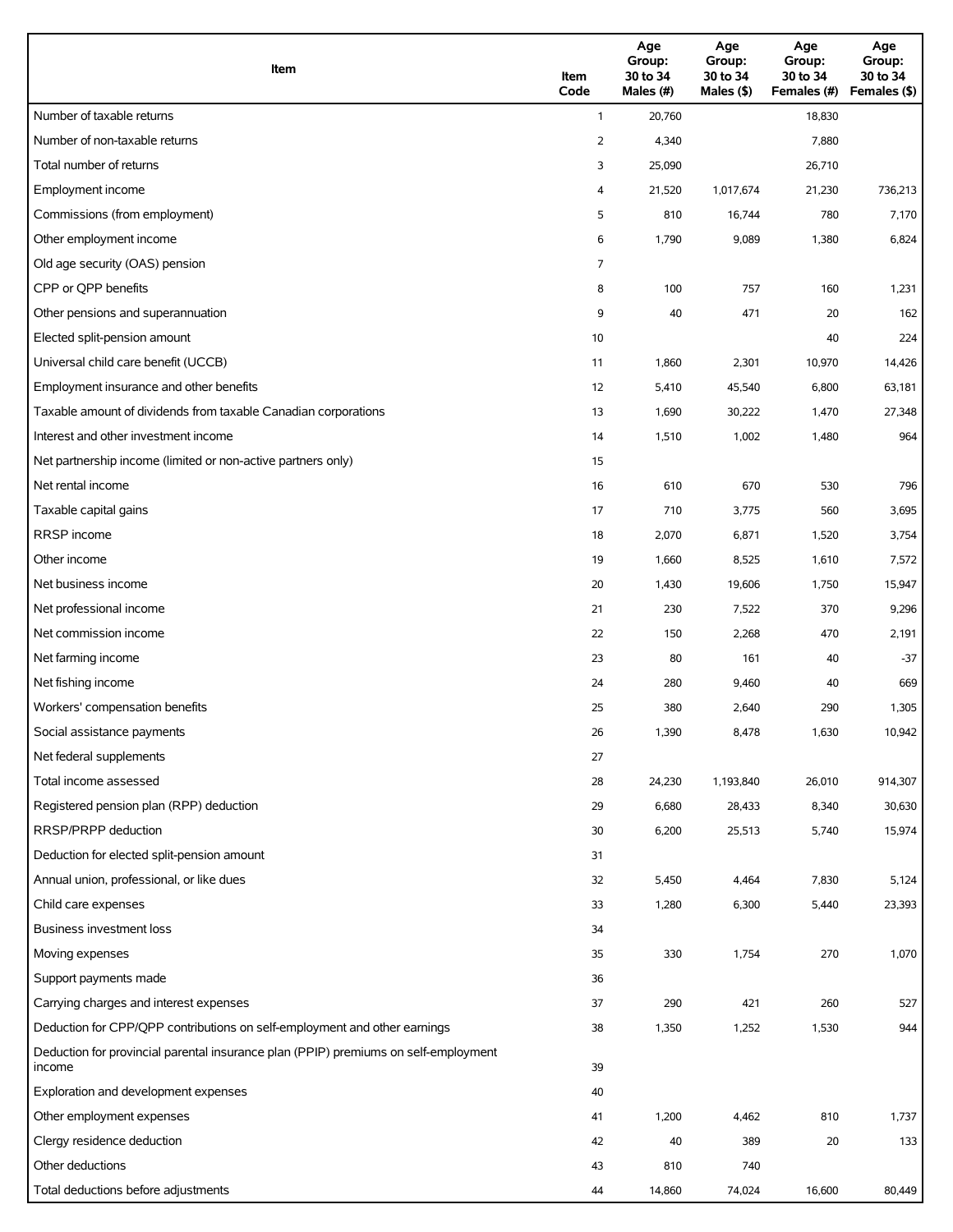| Item | Item Code | Age Group: 30 to 34 Males (#) | Age Group: 30 to 34 Males ($) | Age Group: 30 to 34 Females (#) | Age Group: 30 to 34 Females ($) |
|---|---|---|---|---|---|
| Number of taxable returns | 1 | 20,760 | | 18,830 | |
| Number of non-taxable returns | 2 | 4,340 | | 7,880 | |
| Total number of returns | 3 | 25,090 | | 26,710 | |
| Employment income | 4 | 21,520 | 1,017,674 | 21,230 | 736,213 |
| Commissions (from employment) | 5 | 810 | 16,744 | 780 | 7,170 |
| Other employment income | 6 | 1,790 | 9,089 | 1,380 | 6,824 |
| Old age security (OAS) pension | 7 | | | | |
| CPP or QPP benefits | 8 | 100 | 757 | 160 | 1,231 |
| Other pensions and superannuation | 9 | 40 | 471 | 20 | 162 |
| Elected split-pension amount | 10 | | | 40 | 224 |
| Universal child care benefit (UCCB) | 11 | 1,860 | 2,301 | 10,970 | 14,426 |
| Employment insurance and other benefits | 12 | 5,410 | 45,540 | 6,800 | 63,181 |
| Taxable amount of dividends from taxable Canadian corporations | 13 | 1,690 | 30,222 | 1,470 | 27,348 |
| Interest and other investment income | 14 | 1,510 | 1,002 | 1,480 | 964 |
| Net partnership income (limited or non-active partners only) | 15 | | | | |
| Net rental income | 16 | 610 | 670 | 530 | 796 |
| Taxable capital gains | 17 | 710 | 3,775 | 560 | 3,695 |
| RRSP income | 18 | 2,070 | 6,871 | 1,520 | 3,754 |
| Other income | 19 | 1,660 | 8,525 | 1,610 | 7,572 |
| Net business income | 20 | 1,430 | 19,606 | 1,750 | 15,947 |
| Net professional income | 21 | 230 | 7,522 | 370 | 9,296 |
| Net commission income | 22 | 150 | 2,268 | 470 | 2,191 |
| Net farming income | 23 | 80 | 161 | 40 | -37 |
| Net fishing income | 24 | 280 | 9,460 | 40 | 669 |
| Workers' compensation benefits | 25 | 380 | 2,640 | 290 | 1,305 |
| Social assistance payments | 26 | 1,390 | 8,478 | 1,630 | 10,942 |
| Net federal supplements | 27 | | | | |
| Total income assessed | 28 | 24,230 | 1,193,840 | 26,010 | 914,307 |
| Registered pension plan (RPP) deduction | 29 | 6,680 | 28,433 | 8,340 | 30,630 |
| RRSP/PRPP deduction | 30 | 6,200 | 25,513 | 5,740 | 15,974 |
| Deduction for elected split-pension amount | 31 | | | | |
| Annual union, professional, or like dues | 32 | 5,450 | 4,464 | 7,830 | 5,124 |
| Child care expenses | 33 | 1,280 | 6,300 | 5,440 | 23,393 |
| Business investment loss | 34 | | | | |
| Moving expenses | 35 | 330 | 1,754 | 270 | 1,070 |
| Support payments made | 36 | | | | |
| Carrying charges and interest expenses | 37 | 290 | 421 | 260 | 527 |
| Deduction for CPP/QPP contributions on self-employment and other earnings | 38 | 1,350 | 1,252 | 1,530 | 944 |
| Deduction for provincial parental insurance plan (PPIP) premiums on self-employment income | 39 | | | | |
| Exploration and development expenses | 40 | | | | |
| Other employment expenses | 41 | 1,200 | 4,462 | 810 | 1,737 |
| Clergy residence deduction | 42 | 40 | 389 | 20 | 133 |
| Other deductions | 43 | 810 | 740 | | |
| Total deductions before adjustments | 44 | 14,860 | 74,024 | 16,600 | 80,449 |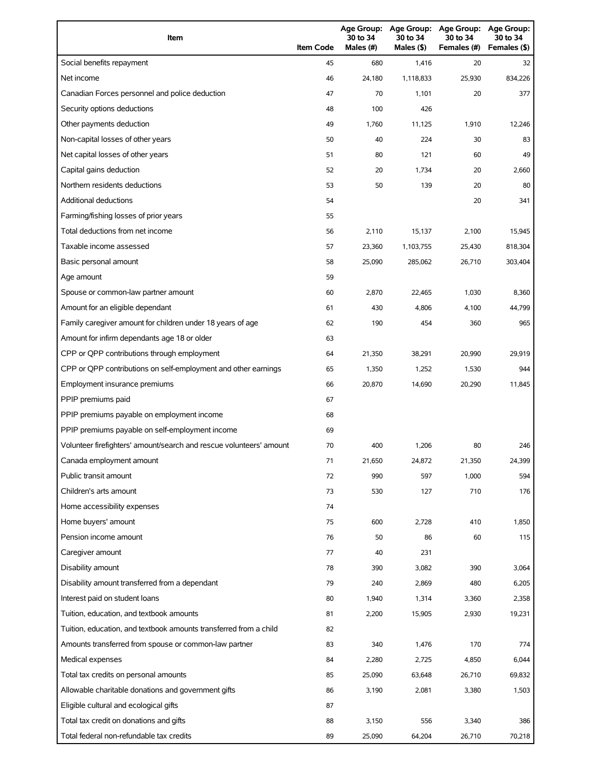| Item | Item Code | Age Group: 30 to 34 Males (#) | Age Group: 30 to 34 Males ($) | Age Group: 30 to 34 Females (#) | Age Group: 30 to 34 Females ($) |
| --- | --- | --- | --- | --- | --- |
| Social benefits repayment | 45 | 680 | 1,416 | 20 | 32 |
| Net income | 46 | 24,180 | 1,118,833 | 25,930 | 834,226 |
| Canadian Forces personnel and police deduction | 47 | 70 | 1,101 | 20 | 377 |
| Security options deductions | 48 | 100 | 426 | | |
| Other payments deduction | 49 | 1,760 | 11,125 | 1,910 | 12,246 |
| Non-capital losses of other years | 50 | 40 | 224 | 30 | 83 |
| Net capital losses of other years | 51 | 80 | 121 | 60 | 49 |
| Capital gains deduction | 52 | 20 | 1,734 | 20 | 2,660 |
| Northern residents deductions | 53 | 50 | 139 | 20 | 80 |
| Additional deductions | 54 | | | 20 | 341 |
| Farming/fishing losses of prior years | 55 | | | | |
| Total deductions from net income | 56 | 2,110 | 15,137 | 2,100 | 15,945 |
| Taxable income assessed | 57 | 23,360 | 1,103,755 | 25,430 | 818,304 |
| Basic personal amount | 58 | 25,090 | 285,062 | 26,710 | 303,404 |
| Age amount | 59 | | | | |
| Spouse or common-law partner amount | 60 | 2,870 | 22,465 | 1,030 | 8,360 |
| Amount for an eligible dependant | 61 | 430 | 4,806 | 4,100 | 44,799 |
| Family caregiver amount for children under 18 years of age | 62 | 190 | 454 | 360 | 965 |
| Amount for infirm dependants age 18 or older | 63 | | | | |
| CPP or QPP contributions through employment | 64 | 21,350 | 38,291 | 20,990 | 29,919 |
| CPP or QPP contributions on self-employment and other earnings | 65 | 1,350 | 1,252 | 1,530 | 944 |
| Employment insurance premiums | 66 | 20,870 | 14,690 | 20,290 | 11,845 |
| PPIP premiums paid | 67 | | | | |
| PPIP premiums payable on employment income | 68 | | | | |
| PPIP premiums payable on self-employment income | 69 | | | | |
| Volunteer firefighters' amount/search and rescue volunteers' amount | 70 | 400 | 1,206 | 80 | 246 |
| Canada employment amount | 71 | 21,650 | 24,872 | 21,350 | 24,399 |
| Public transit amount | 72 | 990 | 597 | 1,000 | 594 |
| Children's arts amount | 73 | 530 | 127 | 710 | 176 |
| Home accessibility expenses | 74 | | | | |
| Home buyers' amount | 75 | 600 | 2,728 | 410 | 1,850 |
| Pension income amount | 76 | 50 | 86 | 60 | 115 |
| Caregiver amount | 77 | 40 | 231 | | |
| Disability amount | 78 | 390 | 3,082 | 390 | 3,064 |
| Disability amount transferred from a dependant | 79 | 240 | 2,869 | 480 | 6,205 |
| Interest paid on student loans | 80 | 1,940 | 1,314 | 3,360 | 2,358 |
| Tuition, education, and textbook amounts | 81 | 2,200 | 15,905 | 2,930 | 19,231 |
| Tuition, education, and textbook amounts transferred from a child | 82 | | | | |
| Amounts transferred from spouse or common-law partner | 83 | 340 | 1,476 | 170 | 774 |
| Medical expenses | 84 | 2,280 | 2,725 | 4,850 | 6,044 |
| Total tax credits on personal amounts | 85 | 25,090 | 63,648 | 26,710 | 69,832 |
| Allowable charitable donations and government gifts | 86 | 3,190 | 2,081 | 3,380 | 1,503 |
| Eligible cultural and ecological gifts | 87 | | | | |
| Total tax credit on donations and gifts | 88 | 3,150 | 556 | 3,340 | 386 |
| Total federal non-refundable tax credits | 89 | 25,090 | 64,204 | 26,710 | 70,218 |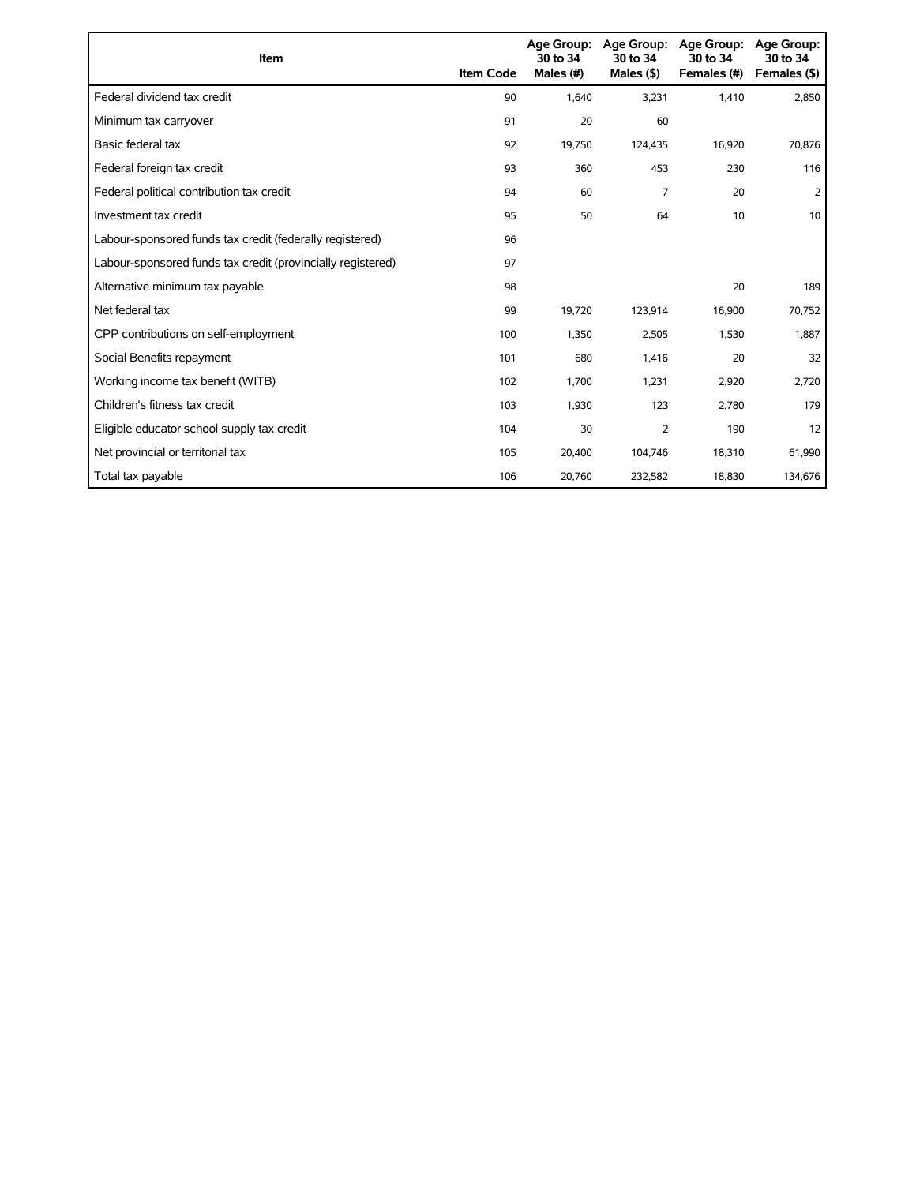| Item | Item Code | Age Group: 30 to 34 Males (#) | Age Group: 30 to 34 Males ($) | Age Group: 30 to 34 Females (#) | Age Group: 30 to 34 Females ($) |
|---|---|---|---|---|---|
| Federal dividend tax credit | 90 | 1,640 | 3,231 | 1,410 | 2,850 |
| Minimum tax carryover | 91 | 20 | 60 | | |
| Basic federal tax | 92 | 19,750 | 124,435 | 16,920 | 70,876 |
| Federal foreign tax credit | 93 | 360 | 453 | 230 | 116 |
| Federal political contribution tax credit | 94 | 60 | 7 | 20 | 2 |
| Investment tax credit | 95 | 50 | 64 | 10 | 10 |
| Labour-sponsored funds tax credit (federally registered) | 96 | | | | |
| Labour-sponsored funds tax credit (provincially registered) | 97 | | | | |
| Alternative minimum tax payable | 98 | | | 20 | 189 |
| Net federal tax | 99 | 19,720 | 123,914 | 16,900 | 70,752 |
| CPP contributions on self-employment | 100 | 1,350 | 2,505 | 1,530 | 1,887 |
| Social Benefits repayment | 101 | 680 | 1,416 | 20 | 32 |
| Working income tax benefit (WITB) | 102 | 1,700 | 1,231 | 2,920 | 2,720 |
| Children's fitness tax credit | 103 | 1,930 | 123 | 2,780 | 179 |
| Eligible educator school supply tax credit | 104 | 30 | 2 | 190 | 12 |
| Net provincial or territorial tax | 105 | 20,400 | 104,746 | 18,310 | 61,990 |
| Total tax payable | 106 | 20,760 | 232,582 | 18,830 | 134,676 |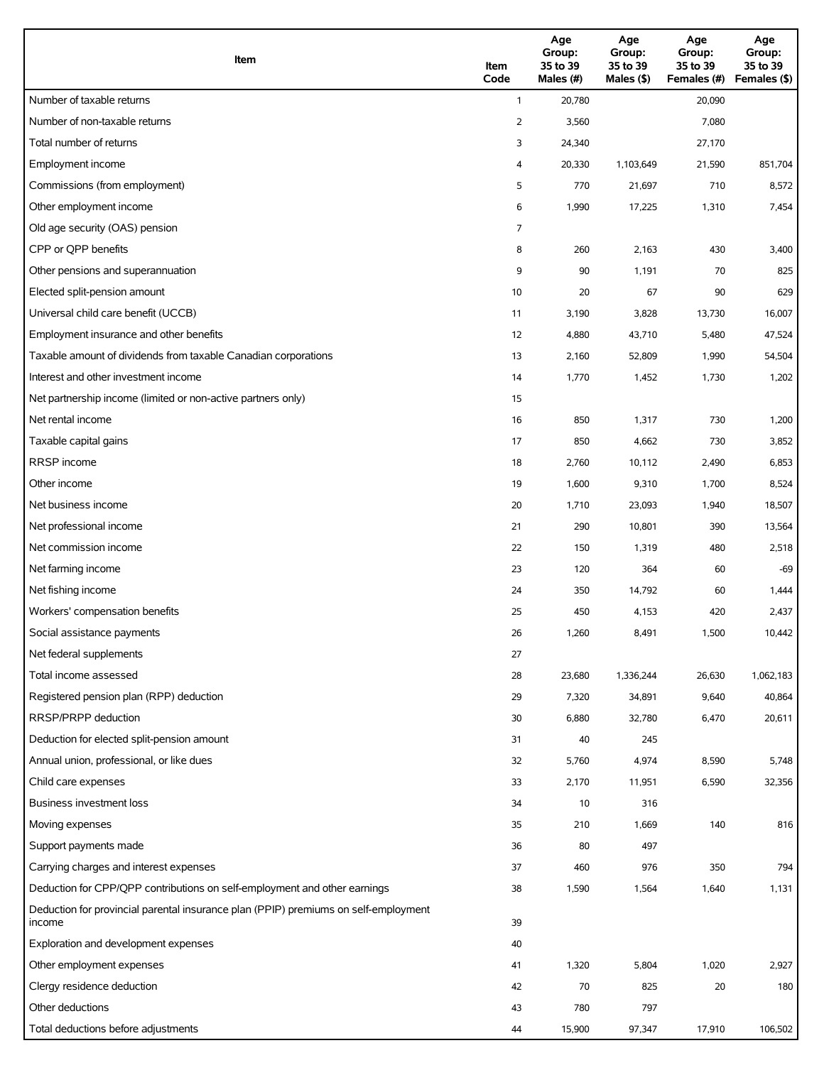| Item | Item Code | Age Group: 35 to 39 Males (#) | Age Group: 35 to 39 Males ($) | Age Group: 35 to 39 Females (#) | Age Group: 35 to 39 Females ($) |
|---|---|---|---|---|---|
| Number of taxable returns | 1 | 20,780 | | 20,090 | |
| Number of non-taxable returns | 2 | 3,560 | | 7,080 | |
| Total number of returns | 3 | 24,340 | | 27,170 | |
| Employment income | 4 | 20,330 | 1,103,649 | 21,590 | 851,704 |
| Commissions (from employment) | 5 | 770 | 21,697 | 710 | 8,572 |
| Other employment income | 6 | 1,990 | 17,225 | 1,310 | 7,454 |
| Old age security (OAS) pension | 7 | | | | |
| CPP or QPP benefits | 8 | 260 | 2,163 | 430 | 3,400 |
| Other pensions and superannuation | 9 | 90 | 1,191 | 70 | 825 |
| Elected split-pension amount | 10 | 20 | 67 | 90 | 629 |
| Universal child care benefit (UCCB) | 11 | 3,190 | 3,828 | 13,730 | 16,007 |
| Employment insurance and other benefits | 12 | 4,880 | 43,710 | 5,480 | 47,524 |
| Taxable amount of dividends from taxable Canadian corporations | 13 | 2,160 | 52,809 | 1,990 | 54,504 |
| Interest and other investment income | 14 | 1,770 | 1,452 | 1,730 | 1,202 |
| Net partnership income (limited or non-active partners only) | 15 | | | | |
| Net rental income | 16 | 850 | 1,317 | 730 | 1,200 |
| Taxable capital gains | 17 | 850 | 4,662 | 730 | 3,852 |
| RRSP income | 18 | 2,760 | 10,112 | 2,490 | 6,853 |
| Other income | 19 | 1,600 | 9,310 | 1,700 | 8,524 |
| Net business income | 20 | 1,710 | 23,093 | 1,940 | 18,507 |
| Net professional income | 21 | 290 | 10,801 | 390 | 13,564 |
| Net commission income | 22 | 150 | 1,319 | 480 | 2,518 |
| Net farming income | 23 | 120 | 364 | 60 | -69 |
| Net fishing income | 24 | 350 | 14,792 | 60 | 1,444 |
| Workers' compensation benefits | 25 | 450 | 4,153 | 420 | 2,437 |
| Social assistance payments | 26 | 1,260 | 8,491 | 1,500 | 10,442 |
| Net federal supplements | 27 | | | | |
| Total income assessed | 28 | 23,680 | 1,336,244 | 26,630 | 1,062,183 |
| Registered pension plan (RPP) deduction | 29 | 7,320 | 34,891 | 9,640 | 40,864 |
| RRSP/PRPP deduction | 30 | 6,880 | 32,780 | 6,470 | 20,611 |
| Deduction for elected split-pension amount | 31 | 40 | 245 | | |
| Annual union, professional, or like dues | 32 | 5,760 | 4,974 | 8,590 | 5,748 |
| Child care expenses | 33 | 2,170 | 11,951 | 6,590 | 32,356 |
| Business investment loss | 34 | 10 | 316 | | |
| Moving expenses | 35 | 210 | 1,669 | 140 | 816 |
| Support payments made | 36 | 80 | 497 | | |
| Carrying charges and interest expenses | 37 | 460 | 976 | 350 | 794 |
| Deduction for CPP/QPP contributions on self-employment and other earnings | 38 | 1,590 | 1,564 | 1,640 | 1,131 |
| Deduction for provincial parental insurance plan (PPIP) premiums on self-employment income | 39 | | | | |
| Exploration and development expenses | 40 | | | | |
| Other employment expenses | 41 | 1,320 | 5,804 | 1,020 | 2,927 |
| Clergy residence deduction | 42 | 70 | 825 | 20 | 180 |
| Other deductions | 43 | 780 | 797 | | |
| Total deductions before adjustments | 44 | 15,900 | 97,347 | 17,910 | 106,502 |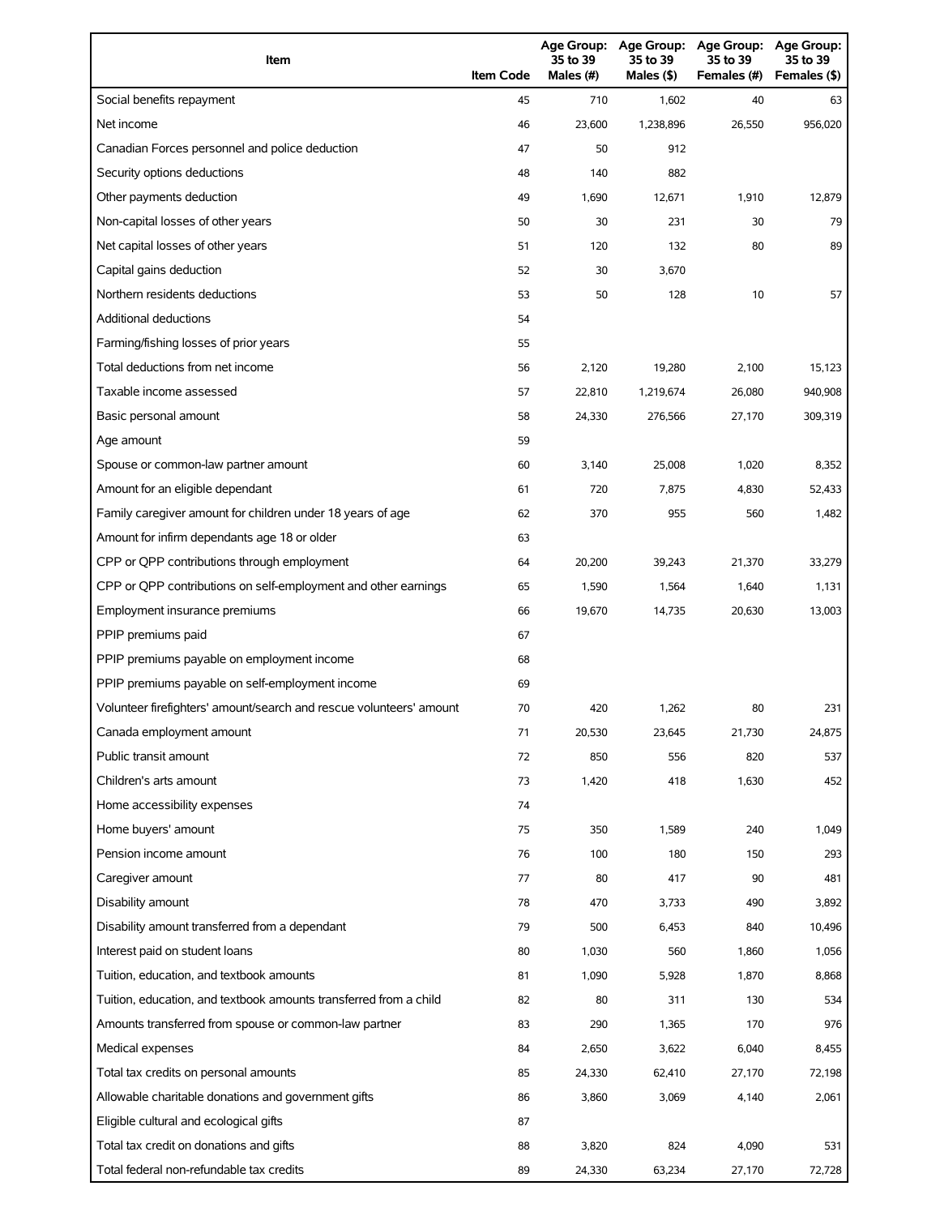| Item | Item Code | Age Group: 35 to 39 Males (#) | Age Group: 35 to 39 Males ($) | Age Group: 35 to 39 Females (#) | Age Group: 35 to 39 Females ($) |
|---|---|---|---|---|---|
| Social benefits repayment | 45 | 710 | 1,602 | 40 | 63 |
| Net income | 46 | 23,600 | 1,238,896 | 26,550 | 956,020 |
| Canadian Forces personnel and police deduction | 47 | 50 | 912 | | |
| Security options deductions | 48 | 140 | 882 | | |
| Other payments deduction | 49 | 1,690 | 12,671 | 1,910 | 12,879 |
| Non-capital losses of other years | 50 | 30 | 231 | 30 | 79 |
| Net capital losses of other years | 51 | 120 | 132 | 80 | 89 |
| Capital gains deduction | 52 | 30 | 3,670 | | |
| Northern residents deductions | 53 | 50 | 128 | 10 | 57 |
| Additional deductions | 54 | | | | |
| Farming/fishing losses of prior years | 55 | | | | |
| Total deductions from net income | 56 | 2,120 | 19,280 | 2,100 | 15,123 |
| Taxable income assessed | 57 | 22,810 | 1,219,674 | 26,080 | 940,908 |
| Basic personal amount | 58 | 24,330 | 276,566 | 27,170 | 309,319 |
| Age amount | 59 | | | | |
| Spouse or common-law partner amount | 60 | 3,140 | 25,008 | 1,020 | 8,352 |
| Amount for an eligible dependant | 61 | 720 | 7,875 | 4,830 | 52,433 |
| Family caregiver amount for children under 18 years of age | 62 | 370 | 955 | 560 | 1,482 |
| Amount for infirm dependants age 18 or older | 63 | | | | |
| CPP or QPP contributions through employment | 64 | 20,200 | 39,243 | 21,370 | 33,279 |
| CPP or QPP contributions on self-employment and other earnings | 65 | 1,590 | 1,564 | 1,640 | 1,131 |
| Employment insurance premiums | 66 | 19,670 | 14,735 | 20,630 | 13,003 |
| PPIP premiums paid | 67 | | | | |
| PPIP premiums payable on employment income | 68 | | | | |
| PPIP premiums payable on self-employment income | 69 | | | | |
| Volunteer firefighters' amount/search and rescue volunteers' amount | 70 | 420 | 1,262 | 80 | 231 |
| Canada employment amount | 71 | 20,530 | 23,645 | 21,730 | 24,875 |
| Public transit amount | 72 | 850 | 556 | 820 | 537 |
| Children's arts amount | 73 | 1,420 | 418 | 1,630 | 452 |
| Home accessibility expenses | 74 | | | | |
| Home buyers' amount | 75 | 350 | 1,589 | 240 | 1,049 |
| Pension income amount | 76 | 100 | 180 | 150 | 293 |
| Caregiver amount | 77 | 80 | 417 | 90 | 481 |
| Disability amount | 78 | 470 | 3,733 | 490 | 3,892 |
| Disability amount transferred from a dependant | 79 | 500 | 6,453 | 840 | 10,496 |
| Interest paid on student loans | 80 | 1,030 | 560 | 1,860 | 1,056 |
| Tuition, education, and textbook amounts | 81 | 1,090 | 5,928 | 1,870 | 8,868 |
| Tuition, education, and textbook amounts transferred from a child | 82 | 80 | 311 | 130 | 534 |
| Amounts transferred from spouse or common-law partner | 83 | 290 | 1,365 | 170 | 976 |
| Medical expenses | 84 | 2,650 | 3,622 | 6,040 | 8,455 |
| Total tax credits on personal amounts | 85 | 24,330 | 62,410 | 27,170 | 72,198 |
| Allowable charitable donations and government gifts | 86 | 3,860 | 3,069 | 4,140 | 2,061 |
| Eligible cultural and ecological gifts | 87 | | | | |
| Total tax credit on donations and gifts | 88 | 3,820 | 824 | 4,090 | 531 |
| Total federal non-refundable tax credits | 89 | 24,330 | 63,234 | 27,170 | 72,728 |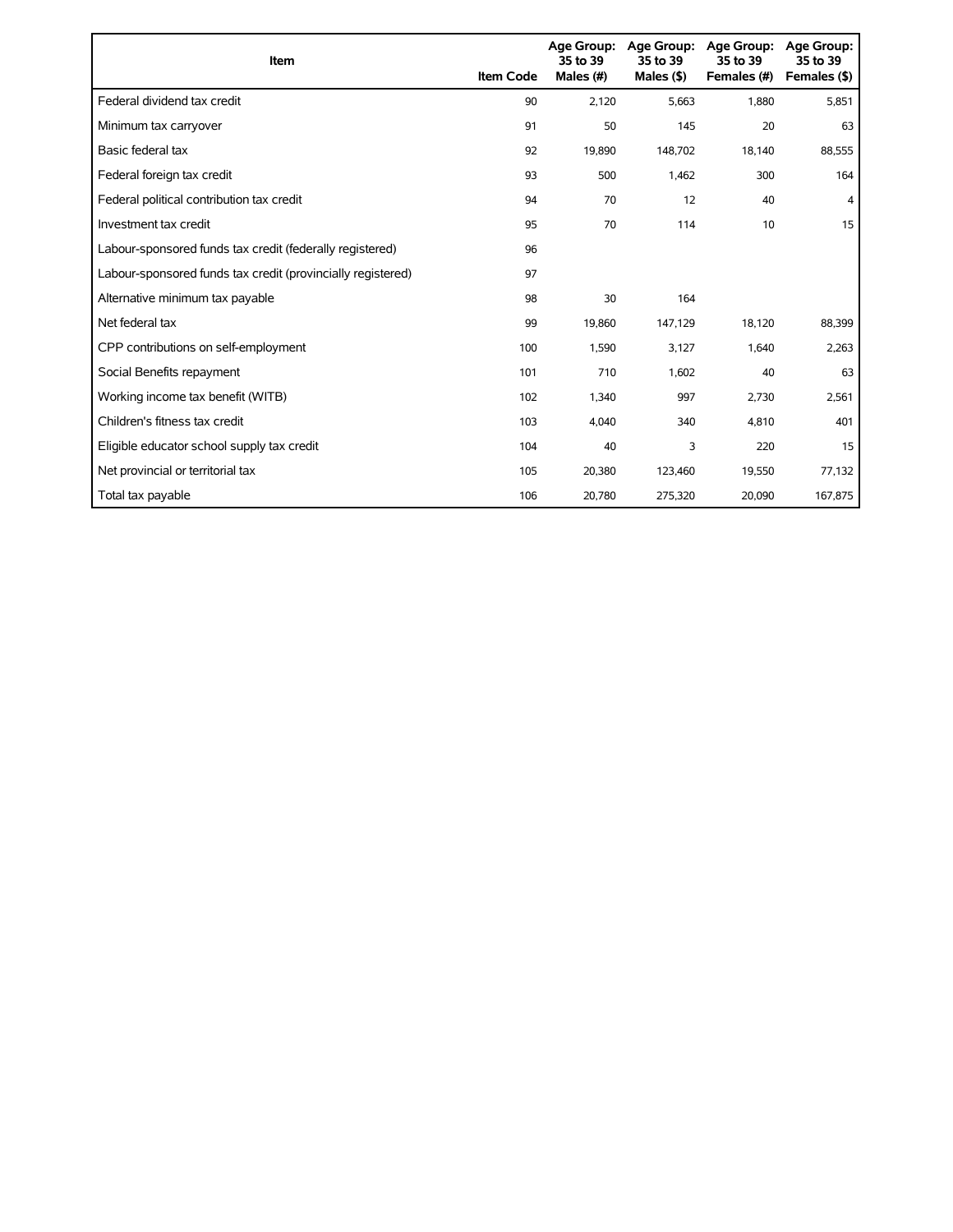| Item | Item Code | Age Group: 35 to 39 Males (#) | Age Group: 35 to 39 Males ($) | Age Group: 35 to 39 Females (#) | Age Group: 35 to 39 Females ($) |
|---|---|---|---|---|---|
| Federal dividend tax credit | 90 | 2,120 | 5,663 | 1,880 | 5,851 |
| Minimum tax carryover | 91 | 50 | 145 | 20 | 63 |
| Basic federal tax | 92 | 19,890 | 148,702 | 18,140 | 88,555 |
| Federal foreign tax credit | 93 | 500 | 1,462 | 300 | 164 |
| Federal political contribution tax credit | 94 | 70 | 12 | 40 | 4 |
| Investment tax credit | 95 | 70 | 114 | 10 | 15 |
| Labour-sponsored funds tax credit (federally registered) | 96 | | | | |
| Labour-sponsored funds tax credit (provincially registered) | 97 | | | | |
| Alternative minimum tax payable | 98 | 30 | 164 | | |
| Net federal tax | 99 | 19,860 | 147,129 | 18,120 | 88,399 |
| CPP contributions on self-employment | 100 | 1,590 | 3,127 | 1,640 | 2,263 |
| Social Benefits repayment | 101 | 710 | 1,602 | 40 | 63 |
| Working income tax benefit (WITB) | 102 | 1,340 | 997 | 2,730 | 2,561 |
| Children's fitness tax credit | 103 | 4,040 | 340 | 4,810 | 401 |
| Eligible educator school supply tax credit | 104 | 40 | 3 | 220 | 15 |
| Net provincial or territorial tax | 105 | 20,380 | 123,460 | 19,550 | 77,132 |
| Total tax payable | 106 | 20,780 | 275,320 | 20,090 | 167,875 |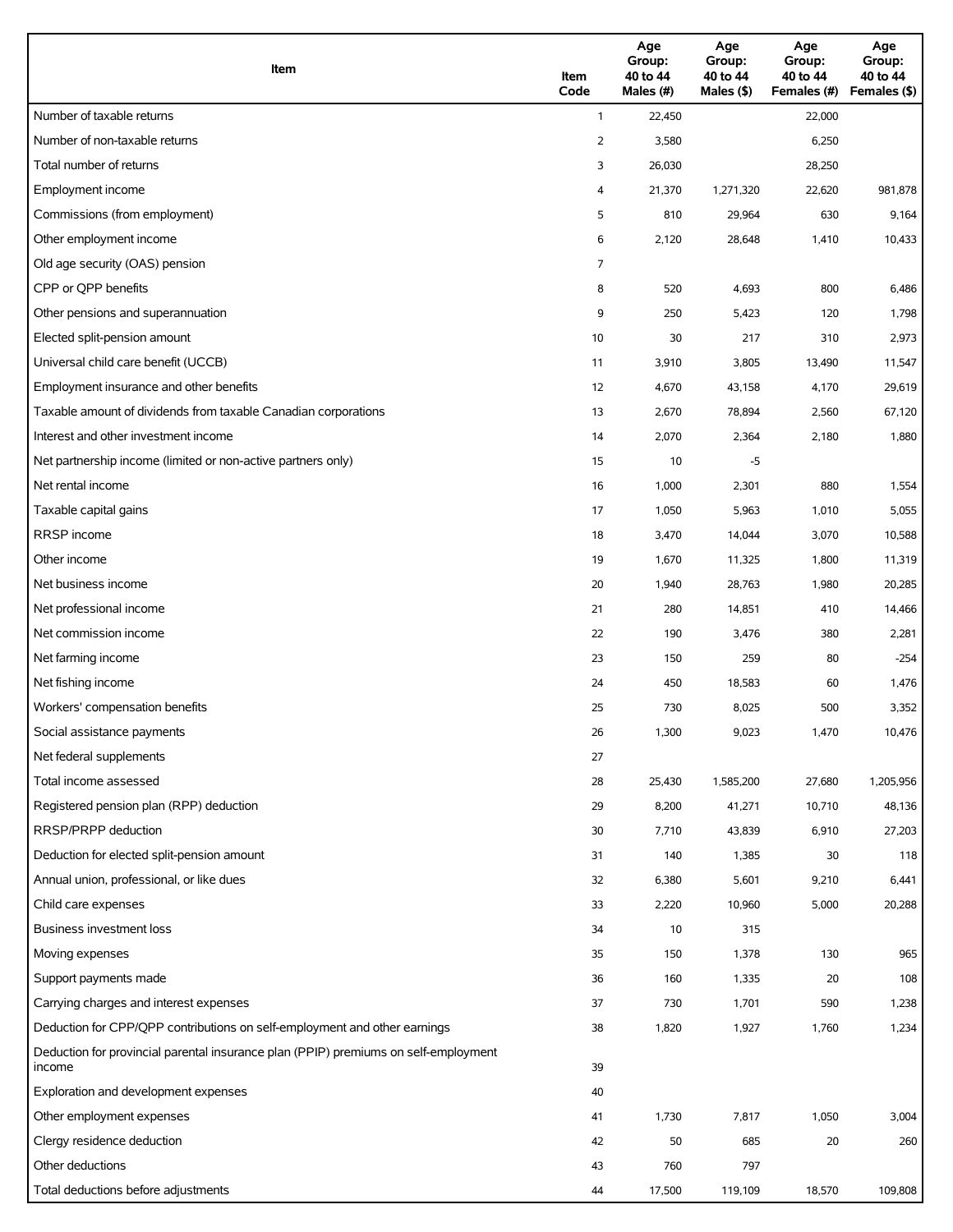| Item | Item Code | Age Group: 40 to 44 Males (#) | Age Group: 40 to 44 Males ($) | Age Group: 40 to 44 Females (#) | Age Group: 40 to 44 Females ($) |
|---|---|---|---|---|---|
| Number of taxable returns | 1 | 22,450 | | 22,000 | |
| Number of non-taxable returns | 2 | 3,580 | | 6,250 | |
| Total number of returns | 3 | 26,030 | | 28,250 | |
| Employment income | 4 | 21,370 | 1,271,320 | 22,620 | 981,878 |
| Commissions (from employment) | 5 | 810 | 29,964 | 630 | 9,164 |
| Other employment income | 6 | 2,120 | 28,648 | 1,410 | 10,433 |
| Old age security (OAS) pension | 7 | | | | |
| CPP or QPP benefits | 8 | 520 | 4,693 | 800 | 6,486 |
| Other pensions and superannuation | 9 | 250 | 5,423 | 120 | 1,798 |
| Elected split-pension amount | 10 | 30 | 217 | 310 | 2,973 |
| Universal child care benefit (UCCB) | 11 | 3,910 | 3,805 | 13,490 | 11,547 |
| Employment insurance and other benefits | 12 | 4,670 | 43,158 | 4,170 | 29,619 |
| Taxable amount of dividends from taxable Canadian corporations | 13 | 2,670 | 78,894 | 2,560 | 67,120 |
| Interest and other investment income | 14 | 2,070 | 2,364 | 2,180 | 1,880 |
| Net partnership income (limited or non-active partners only) | 15 | 10 | -5 | | |
| Net rental income | 16 | 1,000 | 2,301 | 880 | 1,554 |
| Taxable capital gains | 17 | 1,050 | 5,963 | 1,010 | 5,055 |
| RRSP income | 18 | 3,470 | 14,044 | 3,070 | 10,588 |
| Other income | 19 | 1,670 | 11,325 | 1,800 | 11,319 |
| Net business income | 20 | 1,940 | 28,763 | 1,980 | 20,285 |
| Net professional income | 21 | 280 | 14,851 | 410 | 14,466 |
| Net commission income | 22 | 190 | 3,476 | 380 | 2,281 |
| Net farming income | 23 | 150 | 259 | 80 | -254 |
| Net fishing income | 24 | 450 | 18,583 | 60 | 1,476 |
| Workers' compensation benefits | 25 | 730 | 8,025 | 500 | 3,352 |
| Social assistance payments | 26 | 1,300 | 9,023 | 1,470 | 10,476 |
| Net federal supplements | 27 | | | | |
| Total income assessed | 28 | 25,430 | 1,585,200 | 27,680 | 1,205,956 |
| Registered pension plan (RPP) deduction | 29 | 8,200 | 41,271 | 10,710 | 48,136 |
| RRSP/PRPP deduction | 30 | 7,710 | 43,839 | 6,910 | 27,203 |
| Deduction for elected split-pension amount | 31 | 140 | 1,385 | 30 | 118 |
| Annual union, professional, or like dues | 32 | 6,380 | 5,601 | 9,210 | 6,441 |
| Child care expenses | 33 | 2,220 | 10,960 | 5,000 | 20,288 |
| Business investment loss | 34 | 10 | 315 | | |
| Moving expenses | 35 | 150 | 1,378 | 130 | 965 |
| Support payments made | 36 | 160 | 1,335 | 20 | 108 |
| Carrying charges and interest expenses | 37 | 730 | 1,701 | 590 | 1,238 |
| Deduction for CPP/QPP contributions on self-employment and other earnings | 38 | 1,820 | 1,927 | 1,760 | 1,234 |
| Deduction for provincial parental insurance plan (PPIP) premiums on self-employment income | 39 | | | | |
| Exploration and development expenses | 40 | | | | |
| Other employment expenses | 41 | 1,730 | 7,817 | 1,050 | 3,004 |
| Clergy residence deduction | 42 | 50 | 685 | 20 | 260 |
| Other deductions | 43 | 760 | 797 | | |
| Total deductions before adjustments | 44 | 17,500 | 119,109 | 18,570 | 109,808 |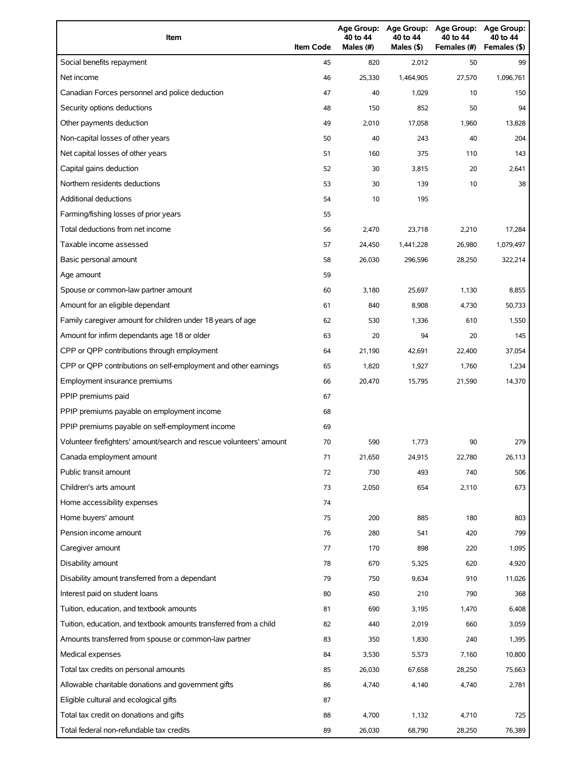| Item | Item Code | Age Group: 40 to 44 Males (#) | Age Group: 40 to 44 Males ($) | Age Group: 40 to 44 Females (#) | Age Group: 40 to 44 Females ($) |
|---|---|---|---|---|---|
| Social benefits repayment | 45 | 820 | 2,012 | 50 | 99 |
| Net income | 46 | 25,330 | 1,464,905 | 27,570 | 1,096,761 |
| Canadian Forces personnel and police deduction | 47 | 40 | 1,029 | 10 | 150 |
| Security options deductions | 48 | 150 | 852 | 50 | 94 |
| Other payments deduction | 49 | 2,010 | 17,058 | 1,960 | 13,828 |
| Non-capital losses of other years | 50 | 40 | 243 | 40 | 204 |
| Net capital losses of other years | 51 | 160 | 375 | 110 | 143 |
| Capital gains deduction | 52 | 30 | 3,815 | 20 | 2,641 |
| Northern residents deductions | 53 | 30 | 139 | 10 | 38 |
| Additional deductions | 54 | 10 | 195 | | |
| Farming/fishing losses of prior years | 55 | | | | |
| Total deductions from net income | 56 | 2,470 | 23,718 | 2,210 | 17,284 |
| Taxable income assessed | 57 | 24,450 | 1,441,228 | 26,980 | 1,079,497 |
| Basic personal amount | 58 | 26,030 | 296,596 | 28,250 | 322,214 |
| Age amount | 59 | | | | |
| Spouse or common-law partner amount | 60 | 3,180 | 25,697 | 1,130 | 8,855 |
| Amount for an eligible dependant | 61 | 840 | 8,908 | 4,730 | 50,733 |
| Family caregiver amount for children under 18 years of age | 62 | 530 | 1,336 | 610 | 1,550 |
| Amount for infirm dependants age 18 or older | 63 | 20 | 94 | 20 | 145 |
| CPP or QPP contributions through employment | 64 | 21,190 | 42,691 | 22,400 | 37,054 |
| CPP or QPP contributions on self-employment and other earnings | 65 | 1,820 | 1,927 | 1,760 | 1,234 |
| Employment insurance premiums | 66 | 20,470 | 15,795 | 21,590 | 14,370 |
| PPIP premiums paid | 67 | | | | |
| PPIP premiums payable on employment income | 68 | | | | |
| PPIP premiums payable on self-employment income | 69 | | | | |
| Volunteer firefighters' amount/search and rescue volunteers' amount | 70 | 590 | 1,773 | 90 | 279 |
| Canada employment amount | 71 | 21,650 | 24,915 | 22,780 | 26,113 |
| Public transit amount | 72 | 730 | 493 | 740 | 506 |
| Children's arts amount | 73 | 2,050 | 654 | 2,110 | 673 |
| Home accessibility expenses | 74 | | | | |
| Home buyers' amount | 75 | 200 | 885 | 180 | 803 |
| Pension income amount | 76 | 280 | 541 | 420 | 799 |
| Caregiver amount | 77 | 170 | 898 | 220 | 1,095 |
| Disability amount | 78 | 670 | 5,325 | 620 | 4,920 |
| Disability amount transferred from a dependant | 79 | 750 | 9,634 | 910 | 11,026 |
| Interest paid on student loans | 80 | 450 | 210 | 790 | 368 |
| Tuition, education, and textbook amounts | 81 | 690 | 3,195 | 1,470 | 6,408 |
| Tuition, education, and textbook amounts transferred from a child | 82 | 440 | 2,019 | 660 | 3,059 |
| Amounts transferred from spouse or common-law partner | 83 | 350 | 1,830 | 240 | 1,395 |
| Medical expenses | 84 | 3,530 | 5,573 | 7,160 | 10,800 |
| Total tax credits on personal amounts | 85 | 26,030 | 67,658 | 28,250 | 75,663 |
| Allowable charitable donations and government gifts | 86 | 4,740 | 4,140 | 4,740 | 2,781 |
| Eligible cultural and ecological gifts | 87 | | | | |
| Total tax credit on donations and gifts | 88 | 4,700 | 1,132 | 4,710 | 725 |
| Total federal non-refundable tax credits | 89 | 26,030 | 68,790 | 28,250 | 76,389 |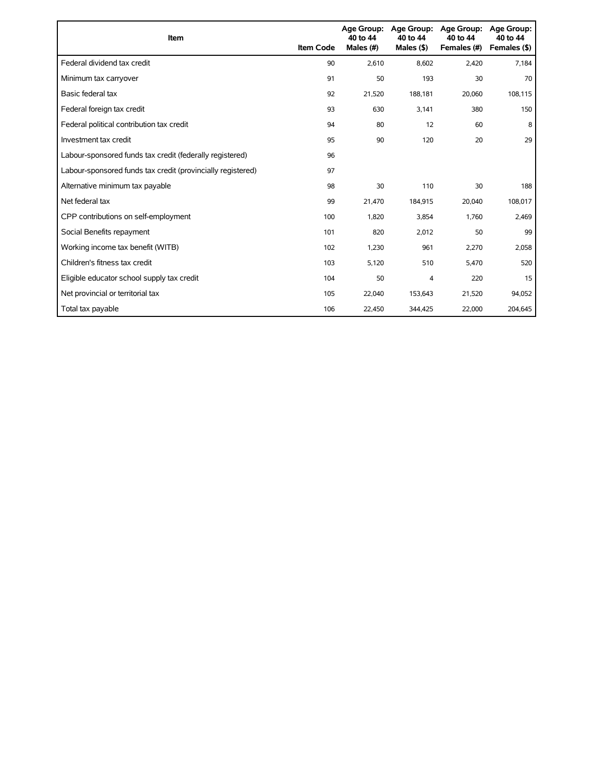| Item | Item Code | Age Group: 40 to 44 Males (#) | Age Group: 40 to 44 Males ($) | Age Group: 40 to 44 Females (#) | Age Group: 40 to 44 Females ($) |
|---|---|---|---|---|---|
| Federal dividend tax credit | 90 | 2,610 | 8,602 | 2,420 | 7,184 |
| Minimum tax carryover | 91 | 50 | 193 | 30 | 70 |
| Basic federal tax | 92 | 21,520 | 188,181 | 20,060 | 108,115 |
| Federal foreign tax credit | 93 | 630 | 3,141 | 380 | 150 |
| Federal political contribution tax credit | 94 | 80 | 12 | 60 | 8 |
| Investment tax credit | 95 | 90 | 120 | 20 | 29 |
| Labour-sponsored funds tax credit (federally registered) | 96 | | | | |
| Labour-sponsored funds tax credit (provincially registered) | 97 | | | | |
| Alternative minimum tax payable | 98 | 30 | 110 | 30 | 188 |
| Net federal tax | 99 | 21,470 | 184,915 | 20,040 | 108,017 |
| CPP contributions on self-employment | 100 | 1,820 | 3,854 | 1,760 | 2,469 |
| Social Benefits repayment | 101 | 820 | 2,012 | 50 | 99 |
| Working income tax benefit (WITB) | 102 | 1,230 | 961 | 2,270 | 2,058 |
| Children's fitness tax credit | 103 | 5,120 | 510 | 5,470 | 520 |
| Eligible educator school supply tax credit | 104 | 50 | 4 | 220 | 15 |
| Net provincial or territorial tax | 105 | 22,040 | 153,643 | 21,520 | 94,052 |
| Total tax payable | 106 | 22,450 | 344,425 | 22,000 | 204,645 |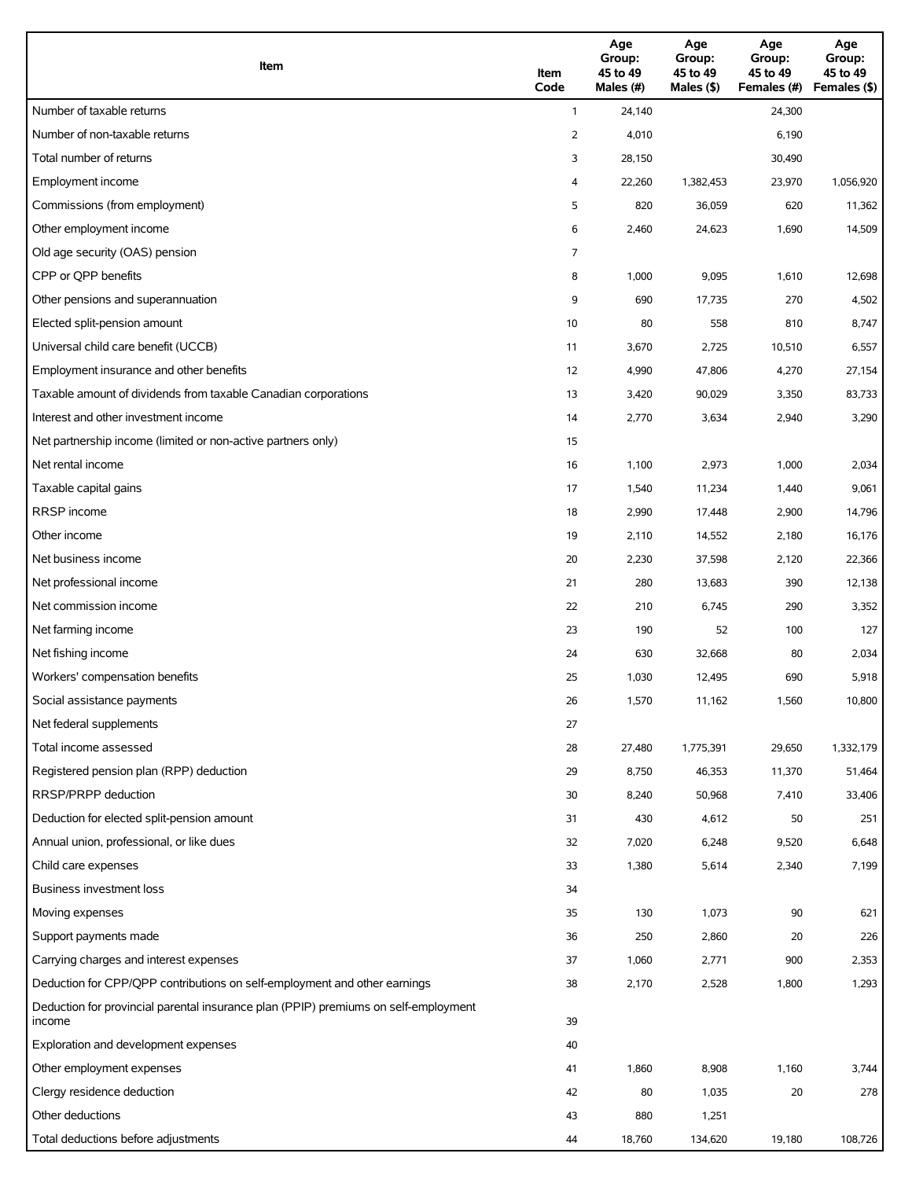| Item | Item Code | Age Group: 45 to 49 Males (#) | Age Group: 45 to 49 Males ($) | Age Group: 45 to 49 Females (#) | Age Group: 45 to 49 Females ($) |
|---|---|---|---|---|---|
| Number of taxable returns | 1 | 24,140 | | 24,300 | |
| Number of non-taxable returns | 2 | 4,010 | | 6,190 | |
| Total number of returns | 3 | 28,150 | | 30,490 | |
| Employment income | 4 | 22,260 | 1,382,453 | 23,970 | 1,056,920 |
| Commissions (from employment) | 5 | 820 | 36,059 | 620 | 11,362 |
| Other employment income | 6 | 2,460 | 24,623 | 1,690 | 14,509 |
| Old age security (OAS) pension | 7 | | | | |
| CPP or QPP benefits | 8 | 1,000 | 9,095 | 1,610 | 12,698 |
| Other pensions and superannuation | 9 | 690 | 17,735 | 270 | 4,502 |
| Elected split-pension amount | 10 | 80 | 558 | 810 | 8,747 |
| Universal child care benefit (UCCB) | 11 | 3,670 | 2,725 | 10,510 | 6,557 |
| Employment insurance and other benefits | 12 | 4,990 | 47,806 | 4,270 | 27,154 |
| Taxable amount of dividends from taxable Canadian corporations | 13 | 3,420 | 90,029 | 3,350 | 83,733 |
| Interest and other investment income | 14 | 2,770 | 3,634 | 2,940 | 3,290 |
| Net partnership income (limited or non-active partners only) | 15 | | | | |
| Net rental income | 16 | 1,100 | 2,973 | 1,000 | 2,034 |
| Taxable capital gains | 17 | 1,540 | 11,234 | 1,440 | 9,061 |
| RRSP income | 18 | 2,990 | 17,448 | 2,900 | 14,796 |
| Other income | 19 | 2,110 | 14,552 | 2,180 | 16,176 |
| Net business income | 20 | 2,230 | 37,598 | 2,120 | 22,366 |
| Net professional income | 21 | 280 | 13,683 | 390 | 12,138 |
| Net commission income | 22 | 210 | 6,745 | 290 | 3,352 |
| Net farming income | 23 | 190 | 52 | 100 | 127 |
| Net fishing income | 24 | 630 | 32,668 | 80 | 2,034 |
| Workers' compensation benefits | 25 | 1,030 | 12,495 | 690 | 5,918 |
| Social assistance payments | 26 | 1,570 | 11,162 | 1,560 | 10,800 |
| Net federal supplements | 27 | | | | |
| Total income assessed | 28 | 27,480 | 1,775,391 | 29,650 | 1,332,179 |
| Registered pension plan (RPP) deduction | 29 | 8,750 | 46,353 | 11,370 | 51,464 |
| RRSP/PRPP deduction | 30 | 8,240 | 50,968 | 7,410 | 33,406 |
| Deduction for elected split-pension amount | 31 | 430 | 4,612 | 50 | 251 |
| Annual union, professional, or like dues | 32 | 7,020 | 6,248 | 9,520 | 6,648 |
| Child care expenses | 33 | 1,380 | 5,614 | 2,340 | 7,199 |
| Business investment loss | 34 | | | | |
| Moving expenses | 35 | 130 | 1,073 | 90 | 621 |
| Support payments made | 36 | 250 | 2,860 | 20 | 226 |
| Carrying charges and interest expenses | 37 | 1,060 | 2,771 | 900 | 2,353 |
| Deduction for CPP/QPP contributions on self-employment and other earnings | 38 | 2,170 | 2,528 | 1,800 | 1,293 |
| Deduction for provincial parental insurance plan (PPIP) premiums on self-employment income | 39 | | | | |
| Exploration and development expenses | 40 | | | | |
| Other employment expenses | 41 | 1,860 | 8,908 | 1,160 | 3,744 |
| Clergy residence deduction | 42 | 80 | 1,035 | 20 | 278 |
| Other deductions | 43 | 880 | 1,251 | | |
| Total deductions before adjustments | 44 | 18,760 | 134,620 | 19,180 | 108,726 |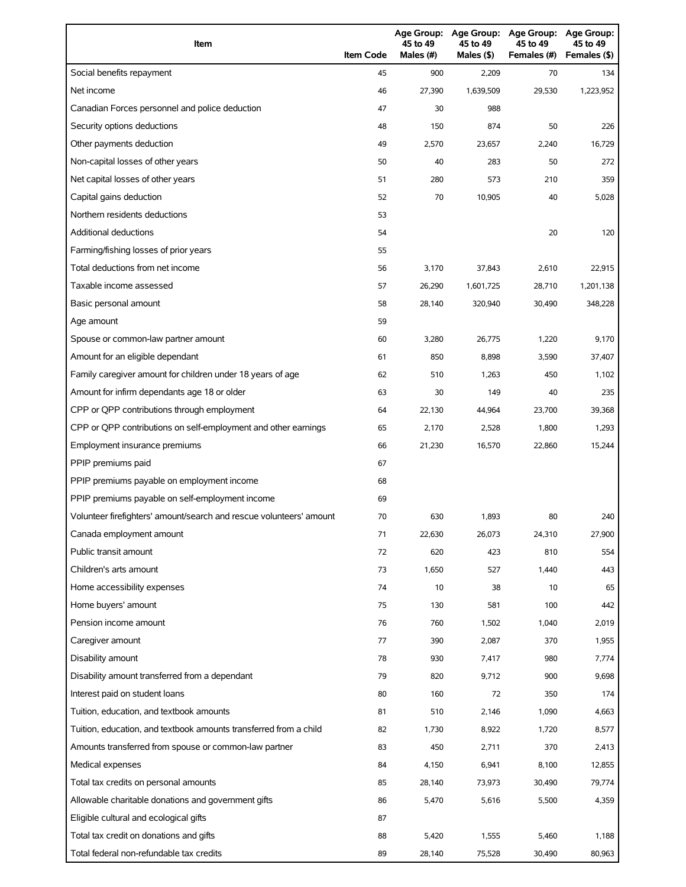| Item | Item Code | Age Group: 45 to 49 Males (#) | Age Group: 45 to 49 Males ($) | Age Group: 45 to 49 Females (#) | Age Group: 45 to 49 Females ($) |
|---|---|---|---|---|---|
| Social benefits repayment | 45 | 900 | 2,209 | 70 | 134 |
| Net income | 46 | 27,390 | 1,639,509 | 29,530 | 1,223,952 |
| Canadian Forces personnel and police deduction | 47 | 30 | 988 | | |
| Security options deductions | 48 | 150 | 874 | 50 | 226 |
| Other payments deduction | 49 | 2,570 | 23,657 | 2,240 | 16,729 |
| Non-capital losses of other years | 50 | 40 | 283 | 50 | 272 |
| Net capital losses of other years | 51 | 280 | 573 | 210 | 359 |
| Capital gains deduction | 52 | 70 | 10,905 | 40 | 5,028 |
| Northern residents deductions | 53 | | | | |
| Additional deductions | 54 | | | 20 | 120 |
| Farming/fishing losses of prior years | 55 | | | | |
| Total deductions from net income | 56 | 3,170 | 37,843 | 2,610 | 22,915 |
| Taxable income assessed | 57 | 26,290 | 1,601,725 | 28,710 | 1,201,138 |
| Basic personal amount | 58 | 28,140 | 320,940 | 30,490 | 348,228 |
| Age amount | 59 | | | | |
| Spouse or common-law partner amount | 60 | 3,280 | 26,775 | 1,220 | 9,170 |
| Amount for an eligible dependant | 61 | 850 | 8,898 | 3,590 | 37,407 |
| Family caregiver amount for children under 18 years of age | 62 | 510 | 1,263 | 450 | 1,102 |
| Amount for infirm dependants age 18 or older | 63 | 30 | 149 | 40 | 235 |
| CPP or QPP contributions through employment | 64 | 22,130 | 44,964 | 23,700 | 39,368 |
| CPP or QPP contributions on self-employment and other earnings | 65 | 2,170 | 2,528 | 1,800 | 1,293 |
| Employment insurance premiums | 66 | 21,230 | 16,570 | 22,860 | 15,244 |
| PPIP premiums paid | 67 | | | | |
| PPIP premiums payable on employment income | 68 | | | | |
| PPIP premiums payable on self-employment income | 69 | | | | |
| Volunteer firefighters' amount/search and rescue volunteers' amount | 70 | 630 | 1,893 | 80 | 240 |
| Canada employment amount | 71 | 22,630 | 26,073 | 24,310 | 27,900 |
| Public transit amount | 72 | 620 | 423 | 810 | 554 |
| Children's arts amount | 73 | 1,650 | 527 | 1,440 | 443 |
| Home accessibility expenses | 74 | 10 | 38 | 10 | 65 |
| Home buyers' amount | 75 | 130 | 581 | 100 | 442 |
| Pension income amount | 76 | 760 | 1,502 | 1,040 | 2,019 |
| Caregiver amount | 77 | 390 | 2,087 | 370 | 1,955 |
| Disability amount | 78 | 930 | 7,417 | 980 | 7,774 |
| Disability amount transferred from a dependant | 79 | 820 | 9,712 | 900 | 9,698 |
| Interest paid on student loans | 80 | 160 | 72 | 350 | 174 |
| Tuition, education, and textbook amounts | 81 | 510 | 2,146 | 1,090 | 4,663 |
| Tuition, education, and textbook amounts transferred from a child | 82 | 1,730 | 8,922 | 1,720 | 8,577 |
| Amounts transferred from spouse or common-law partner | 83 | 450 | 2,711 | 370 | 2,413 |
| Medical expenses | 84 | 4,150 | 6,941 | 8,100 | 12,855 |
| Total tax credits on personal amounts | 85 | 28,140 | 73,973 | 30,490 | 79,774 |
| Allowable charitable donations and government gifts | 86 | 5,470 | 5,616 | 5,500 | 4,359 |
| Eligible cultural and ecological gifts | 87 | | | | |
| Total tax credit on donations and gifts | 88 | 5,420 | 1,555 | 5,460 | 1,188 |
| Total federal non-refundable tax credits | 89 | 28,140 | 75,528 | 30,490 | 80,963 |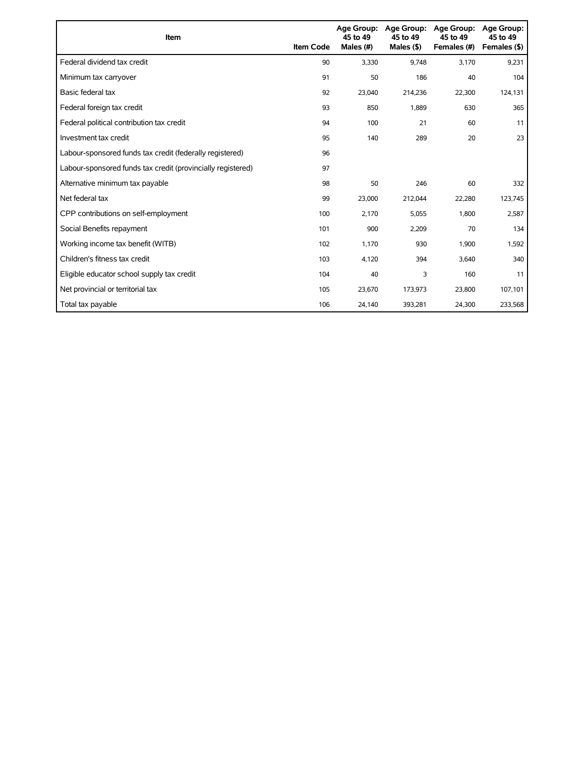| Item | Item Code | Age Group: 45 to 49 Males (#) | Age Group: 45 to 49 Males ($) | Age Group: 45 to 49 Females (#) | Age Group: 45 to 49 Females ($) |
|---|---|---|---|---|---|
| Federal dividend tax credit | 90 | 3,330 | 9,748 | 3,170 | 9,231 |
| Minimum tax carryover | 91 | 50 | 186 | 40 | 104 |
| Basic federal tax | 92 | 23,040 | 214,236 | 22,300 | 124,131 |
| Federal foreign tax credit | 93 | 850 | 1,889 | 630 | 365 |
| Federal political contribution tax credit | 94 | 100 | 21 | 60 | 11 |
| Investment tax credit | 95 | 140 | 289 | 20 | 23 |
| Labour-sponsored funds tax credit (federally registered) | 96 | | | | |
| Labour-sponsored funds tax credit (provincially registered) | 97 | | | | |
| Alternative minimum tax payable | 98 | 50 | 246 | 60 | 332 |
| Net federal tax | 99 | 23,000 | 212,044 | 22,280 | 123,745 |
| CPP contributions on self-employment | 100 | 2,170 | 5,055 | 1,800 | 2,587 |
| Social Benefits repayment | 101 | 900 | 2,209 | 70 | 134 |
| Working income tax benefit (WITB) | 102 | 1,170 | 930 | 1,900 | 1,592 |
| Children's fitness tax credit | 103 | 4,120 | 394 | 3,640 | 340 |
| Eligible educator school supply tax credit | 104 | 40 | 3 | 160 | 11 |
| Net provincial or territorial tax | 105 | 23,670 | 173,973 | 23,800 | 107,101 |
| Total tax payable | 106 | 24,140 | 393,281 | 24,300 | 233,568 |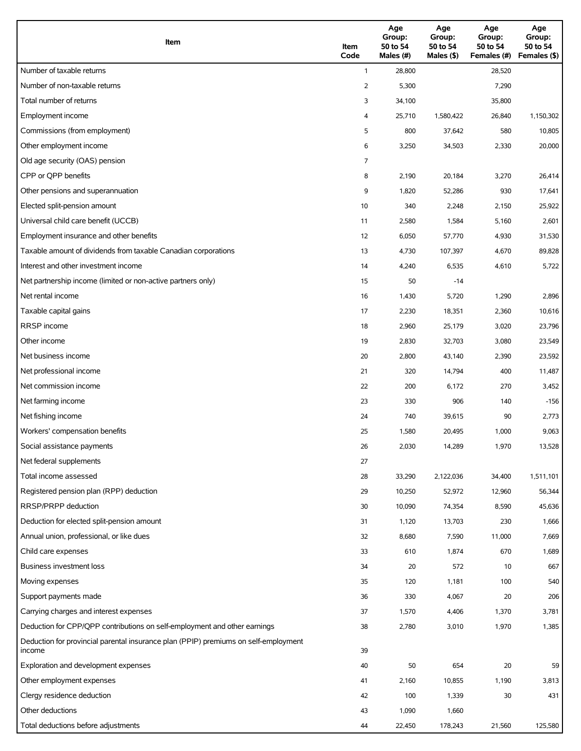| Item | Item Code | Age Group: 50 to 54 Males (#) | Age Group: 50 to 54 Males ($) | Age Group: 50 to 54 Females (#) | Age Group: 50 to 54 Females ($) |
| --- | --- | --- | --- | --- | --- |
| Number of taxable returns | 1 | 28,800 | | 28,520 | |
| Number of non-taxable returns | 2 | 5,300 | | 7,290 | |
| Total number of returns | 3 | 34,100 | | 35,800 | |
| Employment income | 4 | 25,710 | 1,580,422 | 26,840 | 1,150,302 |
| Commissions (from employment) | 5 | 800 | 37,642 | 580 | 10,805 |
| Other employment income | 6 | 3,250 | 34,503 | 2,330 | 20,000 |
| Old age security (OAS) pension | 7 | | | | |
| CPP or QPP benefits | 8 | 2,190 | 20,184 | 3,270 | 26,414 |
| Other pensions and superannuation | 9 | 1,820 | 52,286 | 930 | 17,641 |
| Elected split-pension amount | 10 | 340 | 2,248 | 2,150 | 25,922 |
| Universal child care benefit (UCCB) | 11 | 2,580 | 1,584 | 5,160 | 2,601 |
| Employment insurance and other benefits | 12 | 6,050 | 57,770 | 4,930 | 31,530 |
| Taxable amount of dividends from taxable Canadian corporations | 13 | 4,730 | 107,397 | 4,670 | 89,828 |
| Interest and other investment income | 14 | 4,240 | 6,535 | 4,610 | 5,722 |
| Net partnership income (limited or non-active partners only) | 15 | 50 | -14 | | |
| Net rental income | 16 | 1,430 | 5,720 | 1,290 | 2,896 |
| Taxable capital gains | 17 | 2,230 | 18,351 | 2,360 | 10,616 |
| RRSP income | 18 | 2,960 | 25,179 | 3,020 | 23,796 |
| Other income | 19 | 2,830 | 32,703 | 3,080 | 23,549 |
| Net business income | 20 | 2,800 | 43,140 | 2,390 | 23,592 |
| Net professional income | 21 | 320 | 14,794 | 400 | 11,487 |
| Net commission income | 22 | 200 | 6,172 | 270 | 3,452 |
| Net farming income | 23 | 330 | 906 | 140 | -156 |
| Net fishing income | 24 | 740 | 39,615 | 90 | 2,773 |
| Workers' compensation benefits | 25 | 1,580 | 20,495 | 1,000 | 9,063 |
| Social assistance payments | 26 | 2,030 | 14,289 | 1,970 | 13,528 |
| Net federal supplements | 27 | | | | |
| Total income assessed | 28 | 33,290 | 2,122,036 | 34,400 | 1,511,101 |
| Registered pension plan (RPP) deduction | 29 | 10,250 | 52,972 | 12,960 | 56,344 |
| RRSP/PRPP deduction | 30 | 10,090 | 74,354 | 8,590 | 45,636 |
| Deduction for elected split-pension amount | 31 | 1,120 | 13,703 | 230 | 1,666 |
| Annual union, professional, or like dues | 32 | 8,680 | 7,590 | 11,000 | 7,669 |
| Child care expenses | 33 | 610 | 1,874 | 670 | 1,689 |
| Business investment loss | 34 | 20 | 572 | 10 | 667 |
| Moving expenses | 35 | 120 | 1,181 | 100 | 540 |
| Support payments made | 36 | 330 | 4,067 | 20 | 206 |
| Carrying charges and interest expenses | 37 | 1,570 | 4,406 | 1,370 | 3,781 |
| Deduction for CPP/QPP contributions on self-employment and other earnings | 38 | 2,780 | 3,010 | 1,970 | 1,385 |
| Deduction for provincial parental insurance plan (PPIP) premiums on self-employment income | 39 | | | | |
| Exploration and development expenses | 40 | 50 | 654 | 20 | 59 |
| Other employment expenses | 41 | 2,160 | 10,855 | 1,190 | 3,813 |
| Clergy residence deduction | 42 | 100 | 1,339 | 30 | 431 |
| Other deductions | 43 | 1,090 | 1,660 | | |
| Total deductions before adjustments | 44 | 22,450 | 178,243 | 21,560 | 125,580 |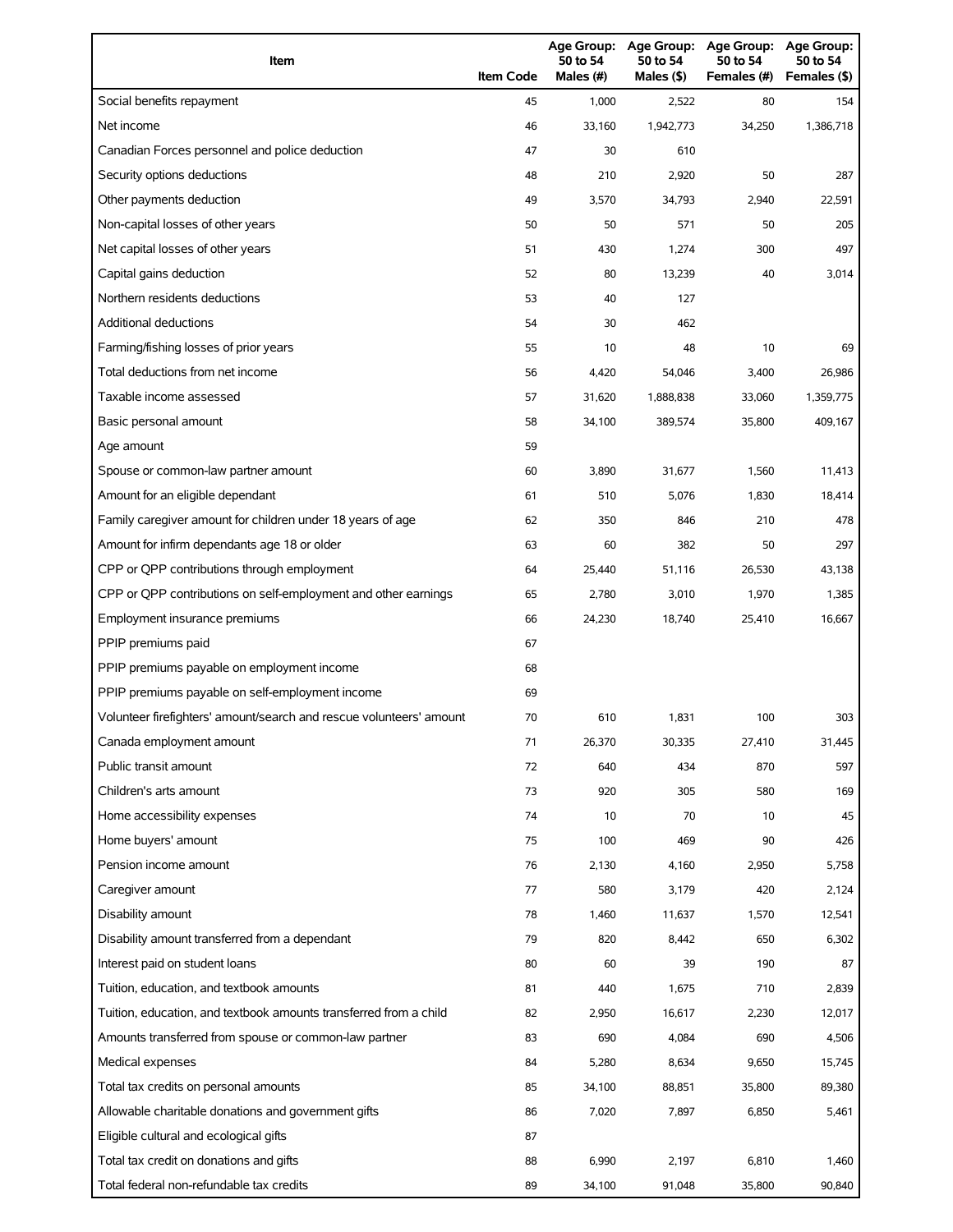| Item | Item Code | Age Group: 50 to 54 Males (#) | Age Group: 50 to 54 Males ($) | Age Group: 50 to 54 Females (#) | Age Group: 50 to 54 Females ($) |
|---|---|---|---|---|---|
| Social benefits repayment | 45 | 1,000 | 2,522 | 80 | 154 |
| Net income | 46 | 33,160 | 1,942,773 | 34,250 | 1,386,718 |
| Canadian Forces personnel and police deduction | 47 | 30 | 610 | | |
| Security options deductions | 48 | 210 | 2,920 | 50 | 287 |
| Other payments deduction | 49 | 3,570 | 34,793 | 2,940 | 22,591 |
| Non-capital losses of other years | 50 | 50 | 571 | 50 | 205 |
| Net capital losses of other years | 51 | 430 | 1,274 | 300 | 497 |
| Capital gains deduction | 52 | 80 | 13,239 | 40 | 3,014 |
| Northern residents deductions | 53 | 40 | 127 | | |
| Additional deductions | 54 | 30 | 462 | | |
| Farming/fishing losses of prior years | 55 | 10 | 48 | 10 | 69 |
| Total deductions from net income | 56 | 4,420 | 54,046 | 3,400 | 26,986 |
| Taxable income assessed | 57 | 31,620 | 1,888,838 | 33,060 | 1,359,775 |
| Basic personal amount | 58 | 34,100 | 389,574 | 35,800 | 409,167 |
| Age amount | 59 | | | | |
| Spouse or common-law partner amount | 60 | 3,890 | 31,677 | 1,560 | 11,413 |
| Amount for an eligible dependant | 61 | 510 | 5,076 | 1,830 | 18,414 |
| Family caregiver amount for children under 18 years of age | 62 | 350 | 846 | 210 | 478 |
| Amount for infirm dependants age 18 or older | 63 | 60 | 382 | 50 | 297 |
| CPP or QPP contributions through employment | 64 | 25,440 | 51,116 | 26,530 | 43,138 |
| CPP or QPP contributions on self-employment and other earnings | 65 | 2,780 | 3,010 | 1,970 | 1,385 |
| Employment insurance premiums | 66 | 24,230 | 18,740 | 25,410 | 16,667 |
| PPIP premiums paid | 67 | | | | |
| PPIP premiums payable on employment income | 68 | | | | |
| PPIP premiums payable on self-employment income | 69 | | | | |
| Volunteer firefighters' amount/search and rescue volunteers' amount | 70 | 610 | 1,831 | 100 | 303 |
| Canada employment amount | 71 | 26,370 | 30,335 | 27,410 | 31,445 |
| Public transit amount | 72 | 640 | 434 | 870 | 597 |
| Children's arts amount | 73 | 920 | 305 | 580 | 169 |
| Home accessibility expenses | 74 | 10 | 70 | 10 | 45 |
| Home buyers' amount | 75 | 100 | 469 | 90 | 426 |
| Pension income amount | 76 | 2,130 | 4,160 | 2,950 | 5,758 |
| Caregiver amount | 77 | 580 | 3,179 | 420 | 2,124 |
| Disability amount | 78 | 1,460 | 11,637 | 1,570 | 12,541 |
| Disability amount transferred from a dependant | 79 | 820 | 8,442 | 650 | 6,302 |
| Interest paid on student loans | 80 | 60 | 39 | 190 | 87 |
| Tuition, education, and textbook amounts | 81 | 440 | 1,675 | 710 | 2,839 |
| Tuition, education, and textbook amounts transferred from a child | 82 | 2,950 | 16,617 | 2,230 | 12,017 |
| Amounts transferred from spouse or common-law partner | 83 | 690 | 4,084 | 690 | 4,506 |
| Medical expenses | 84 | 5,280 | 8,634 | 9,650 | 15,745 |
| Total tax credits on personal amounts | 85 | 34,100 | 88,851 | 35,800 | 89,380 |
| Allowable charitable donations and government gifts | 86 | 7,020 | 7,897 | 6,850 | 5,461 |
| Eligible cultural and ecological gifts | 87 | | | | |
| Total tax credit on donations and gifts | 88 | 6,990 | 2,197 | 6,810 | 1,460 |
| Total federal non-refundable tax credits | 89 | 34,100 | 91,048 | 35,800 | 90,840 |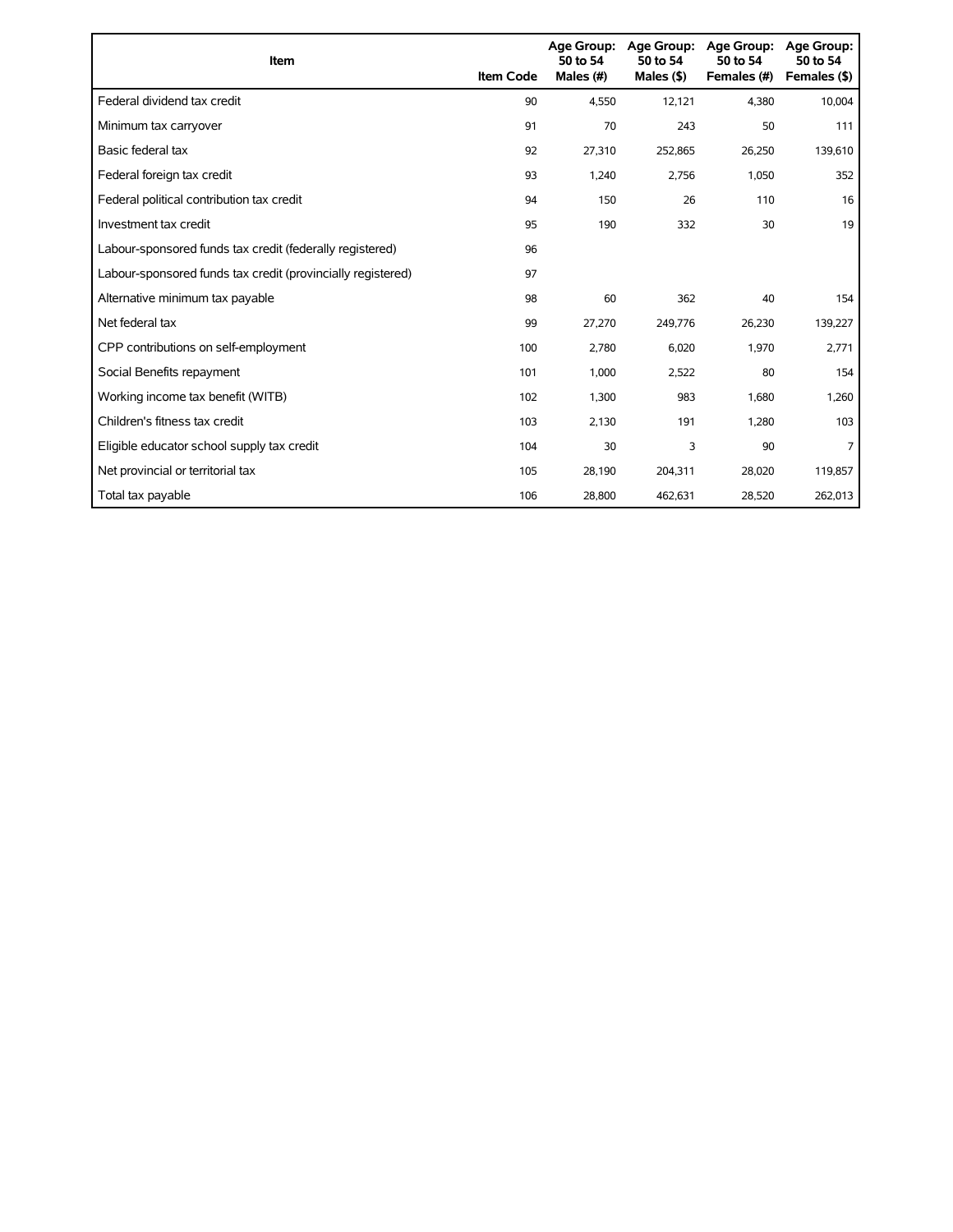| Item | Item Code | Age Group: 50 to 54 Males (#) | Age Group: 50 to 54 Males ($) | Age Group: 50 to 54 Females (#) | Age Group: 50 to 54 Females ($) |
| --- | --- | --- | --- | --- | --- |
| Federal dividend tax credit | 90 | 4,550 | 12,121 | 4,380 | 10,004 |
| Minimum tax carryover | 91 | 70 | 243 | 50 | 111 |
| Basic federal tax | 92 | 27,310 | 252,865 | 26,250 | 139,610 |
| Federal foreign tax credit | 93 | 1,240 | 2,756 | 1,050 | 352 |
| Federal political contribution tax credit | 94 | 150 | 26 | 110 | 16 |
| Investment tax credit | 95 | 190 | 332 | 30 | 19 |
| Labour-sponsored funds tax credit (federally registered) | 96 | | | | |
| Labour-sponsored funds tax credit (provincially registered) | 97 | | | | |
| Alternative minimum tax payable | 98 | 60 | 362 | 40 | 154 |
| Net federal tax | 99 | 27,270 | 249,776 | 26,230 | 139,227 |
| CPP contributions on self-employment | 100 | 2,780 | 6,020 | 1,970 | 2,771 |
| Social Benefits repayment | 101 | 1,000 | 2,522 | 80 | 154 |
| Working income tax benefit (WITB) | 102 | 1,300 | 983 | 1,680 | 1,260 |
| Children's fitness tax credit | 103 | 2,130 | 191 | 1,280 | 103 |
| Eligible educator school supply tax credit | 104 | 30 | 3 | 90 | 7 |
| Net provincial or territorial tax | 105 | 28,190 | 204,311 | 28,020 | 119,857 |
| Total tax payable | 106 | 28,800 | 462,631 | 28,520 | 262,013 |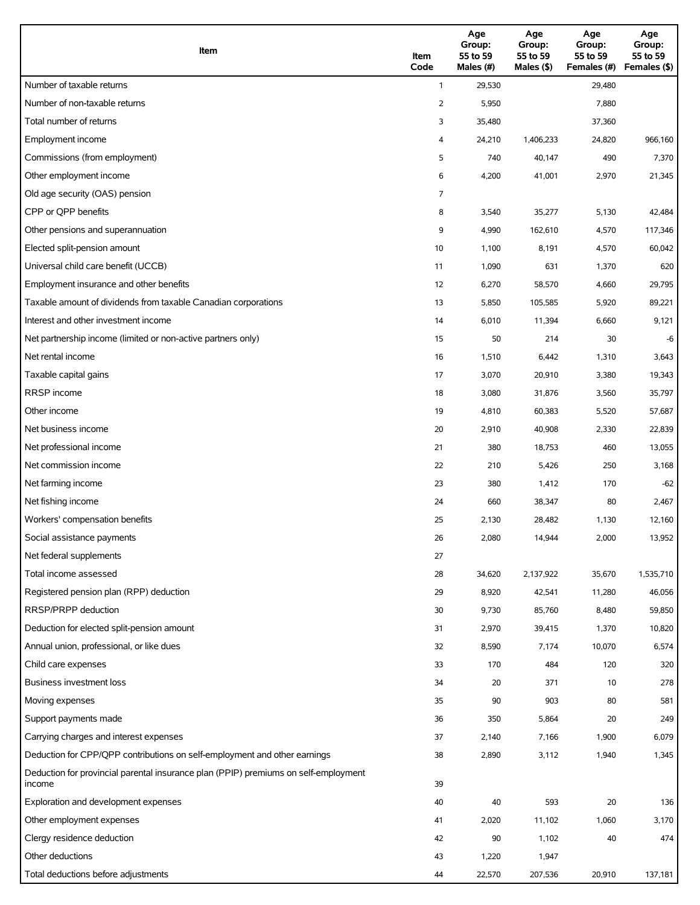| Item | Item Code | Age Group: 55 to 59 Males (#) | Age Group: 55 to 59 Males ($) | Age Group: 55 to 59 Females (#) | Age Group: 55 to 59 Females ($) |
|---|---|---|---|---|---|
| Number of taxable returns | 1 | 29,530 | | 29,480 | |
| Number of non-taxable returns | 2 | 5,950 | | 7,880 | |
| Total number of returns | 3 | 35,480 | | 37,360 | |
| Employment income | 4 | 24,210 | 1,406,233 | 24,820 | 966,160 |
| Commissions (from employment) | 5 | 740 | 40,147 | 490 | 7,370 |
| Other employment income | 6 | 4,200 | 41,001 | 2,970 | 21,345 |
| Old age security (OAS) pension | 7 | | | | |
| CPP or QPP benefits | 8 | 3,540 | 35,277 | 5,130 | 42,484 |
| Other pensions and superannuation | 9 | 4,990 | 162,610 | 4,570 | 117,346 |
| Elected split-pension amount | 10 | 1,100 | 8,191 | 4,570 | 60,042 |
| Universal child care benefit (UCCB) | 11 | 1,090 | 631 | 1,370 | 620 |
| Employment insurance and other benefits | 12 | 6,270 | 58,570 | 4,660 | 29,795 |
| Taxable amount of dividends from taxable Canadian corporations | 13 | 5,850 | 105,585 | 5,920 | 89,221 |
| Interest and other investment income | 14 | 6,010 | 11,394 | 6,660 | 9,121 |
| Net partnership income (limited or non-active partners only) | 15 | 50 | 214 | 30 | -6 |
| Net rental income | 16 | 1,510 | 6,442 | 1,310 | 3,643 |
| Taxable capital gains | 17 | 3,070 | 20,910 | 3,380 | 19,343 |
| RRSP income | 18 | 3,080 | 31,876 | 3,560 | 35,797 |
| Other income | 19 | 4,810 | 60,383 | 5,520 | 57,687 |
| Net business income | 20 | 2,910 | 40,908 | 2,330 | 22,839 |
| Net professional income | 21 | 380 | 18,753 | 460 | 13,055 |
| Net commission income | 22 | 210 | 5,426 | 250 | 3,168 |
| Net farming income | 23 | 380 | 1,412 | 170 | -62 |
| Net fishing income | 24 | 660 | 38,347 | 80 | 2,467 |
| Workers' compensation benefits | 25 | 2,130 | 28,482 | 1,130 | 12,160 |
| Social assistance payments | 26 | 2,080 | 14,944 | 2,000 | 13,952 |
| Net federal supplements | 27 | | | | |
| Total income assessed | 28 | 34,620 | 2,137,922 | 35,670 | 1,535,710 |
| Registered pension plan (RPP) deduction | 29 | 8,920 | 42,541 | 11,280 | 46,056 |
| RRSP/PRPP deduction | 30 | 9,730 | 85,760 | 8,480 | 59,850 |
| Deduction for elected split-pension amount | 31 | 2,970 | 39,415 | 1,370 | 10,820 |
| Annual union, professional, or like dues | 32 | 8,590 | 7,174 | 10,070 | 6,574 |
| Child care expenses | 33 | 170 | 484 | 120 | 320 |
| Business investment loss | 34 | 20 | 371 | 10 | 278 |
| Moving expenses | 35 | 90 | 903 | 80 | 581 |
| Support payments made | 36 | 350 | 5,864 | 20 | 249 |
| Carrying charges and interest expenses | 37 | 2,140 | 7,166 | 1,900 | 6,079 |
| Deduction for CPP/QPP contributions on self-employment and other earnings | 38 | 2,890 | 3,112 | 1,940 | 1,345 |
| Deduction for provincial parental insurance plan (PPIP) premiums on self-employment income | 39 | | | | |
| Exploration and development expenses | 40 | 40 | 593 | 20 | 136 |
| Other employment expenses | 41 | 2,020 | 11,102 | 1,060 | 3,170 |
| Clergy residence deduction | 42 | 90 | 1,102 | 40 | 474 |
| Other deductions | 43 | 1,220 | 1,947 | | |
| Total deductions before adjustments | 44 | 22,570 | 207,536 | 20,910 | 137,181 |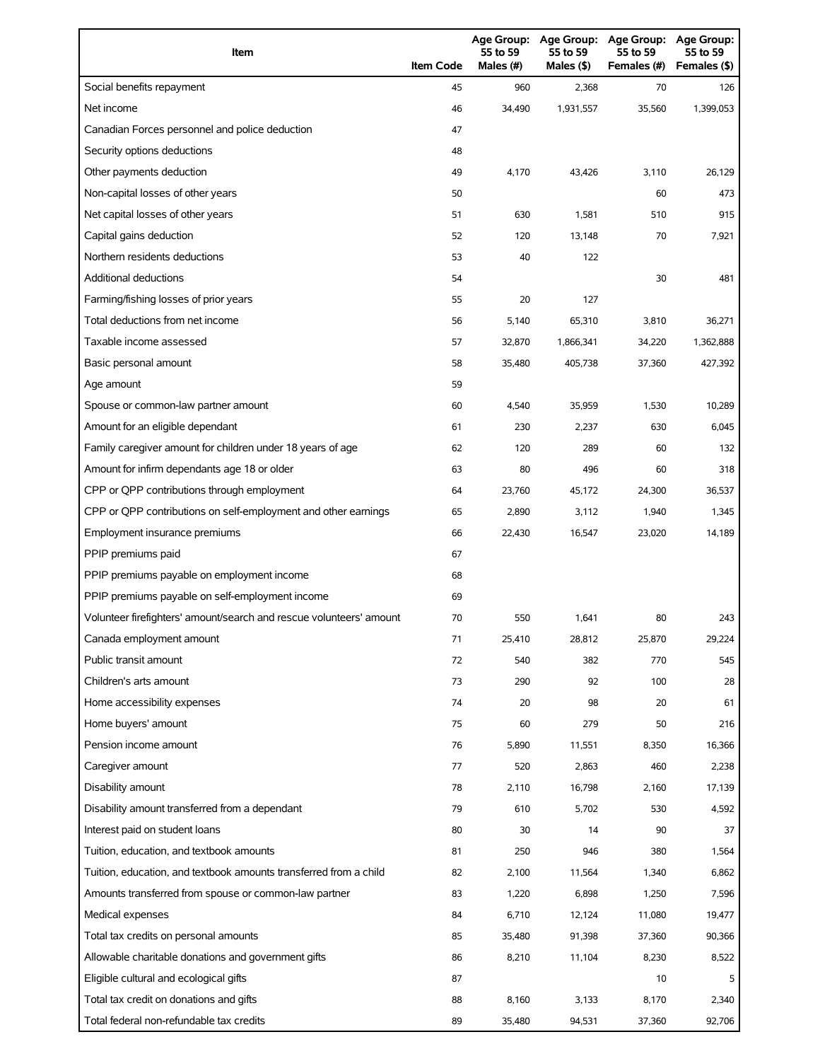| Item | Item Code | Age Group: 55 to 59 Males (#) | Age Group: 55 to 59 Males ($) | Age Group: 55 to 59 Females (#) | Age Group: 55 to 59 Females ($) |
|---|---|---|---|---|---|
| Social benefits repayment | 45 | 960 | 2,368 | 70 | 126 |
| Net income | 46 | 34,490 | 1,931,557 | 35,560 | 1,399,053 |
| Canadian Forces personnel and police deduction | 47 | | | | |
| Security options deductions | 48 | | | | |
| Other payments deduction | 49 | 4,170 | 43,426 | 3,110 | 26,129 |
| Non-capital losses of other years | 50 | | | 60 | 473 |
| Net capital losses of other years | 51 | 630 | 1,581 | 510 | 915 |
| Capital gains deduction | 52 | 120 | 13,148 | 70 | 7,921 |
| Northern residents deductions | 53 | 40 | 122 | | |
| Additional deductions | 54 | | | 30 | 481 |
| Farming/fishing losses of prior years | 55 | 20 | 127 | | |
| Total deductions from net income | 56 | 5,140 | 65,310 | 3,810 | 36,271 |
| Taxable income assessed | 57 | 32,870 | 1,866,341 | 34,220 | 1,362,888 |
| Basic personal amount | 58 | 35,480 | 405,738 | 37,360 | 427,392 |
| Age amount | 59 | | | | |
| Spouse or common-law partner amount | 60 | 4,540 | 35,959 | 1,530 | 10,289 |
| Amount for an eligible dependant | 61 | 230 | 2,237 | 630 | 6,045 |
| Family caregiver amount for children under 18 years of age | 62 | 120 | 289 | 60 | 132 |
| Amount for infirm dependants age 18 or older | 63 | 80 | 496 | 60 | 318 |
| CPP or QPP contributions through employment | 64 | 23,760 | 45,172 | 24,300 | 36,537 |
| CPP or QPP contributions on self-employment and other earnings | 65 | 2,890 | 3,112 | 1,940 | 1,345 |
| Employment insurance premiums | 66 | 22,430 | 16,547 | 23,020 | 14,189 |
| PPIP premiums paid | 67 | | | | |
| PPIP premiums payable on employment income | 68 | | | | |
| PPIP premiums payable on self-employment income | 69 | | | | |
| Volunteer firefighters' amount/search and rescue volunteers' amount | 70 | 550 | 1,641 | 80 | 243 |
| Canada employment amount | 71 | 25,410 | 28,812 | 25,870 | 29,224 |
| Public transit amount | 72 | 540 | 382 | 770 | 545 |
| Children's arts amount | 73 | 290 | 92 | 100 | 28 |
| Home accessibility expenses | 74 | 20 | 98 | 20 | 61 |
| Home buyers' amount | 75 | 60 | 279 | 50 | 216 |
| Pension income amount | 76 | 5,890 | 11,551 | 8,350 | 16,366 |
| Caregiver amount | 77 | 520 | 2,863 | 460 | 2,238 |
| Disability amount | 78 | 2,110 | 16,798 | 2,160 | 17,139 |
| Disability amount transferred from a dependant | 79 | 610 | 5,702 | 530 | 4,592 |
| Interest paid on student loans | 80 | 30 | 14 | 90 | 37 |
| Tuition, education, and textbook amounts | 81 | 250 | 946 | 380 | 1,564 |
| Tuition, education, and textbook amounts transferred from a child | 82 | 2,100 | 11,564 | 1,340 | 6,862 |
| Amounts transferred from spouse or common-law partner | 83 | 1,220 | 6,898 | 1,250 | 7,596 |
| Medical expenses | 84 | 6,710 | 12,124 | 11,080 | 19,477 |
| Total tax credits on personal amounts | 85 | 35,480 | 91,398 | 37,360 | 90,366 |
| Allowable charitable donations and government gifts | 86 | 8,210 | 11,104 | 8,230 | 8,522 |
| Eligible cultural and ecological gifts | 87 | | | 10 | 5 |
| Total tax credit on donations and gifts | 88 | 8,160 | 3,133 | 8,170 | 2,340 |
| Total federal non-refundable tax credits | 89 | 35,480 | 94,531 | 37,360 | 92,706 |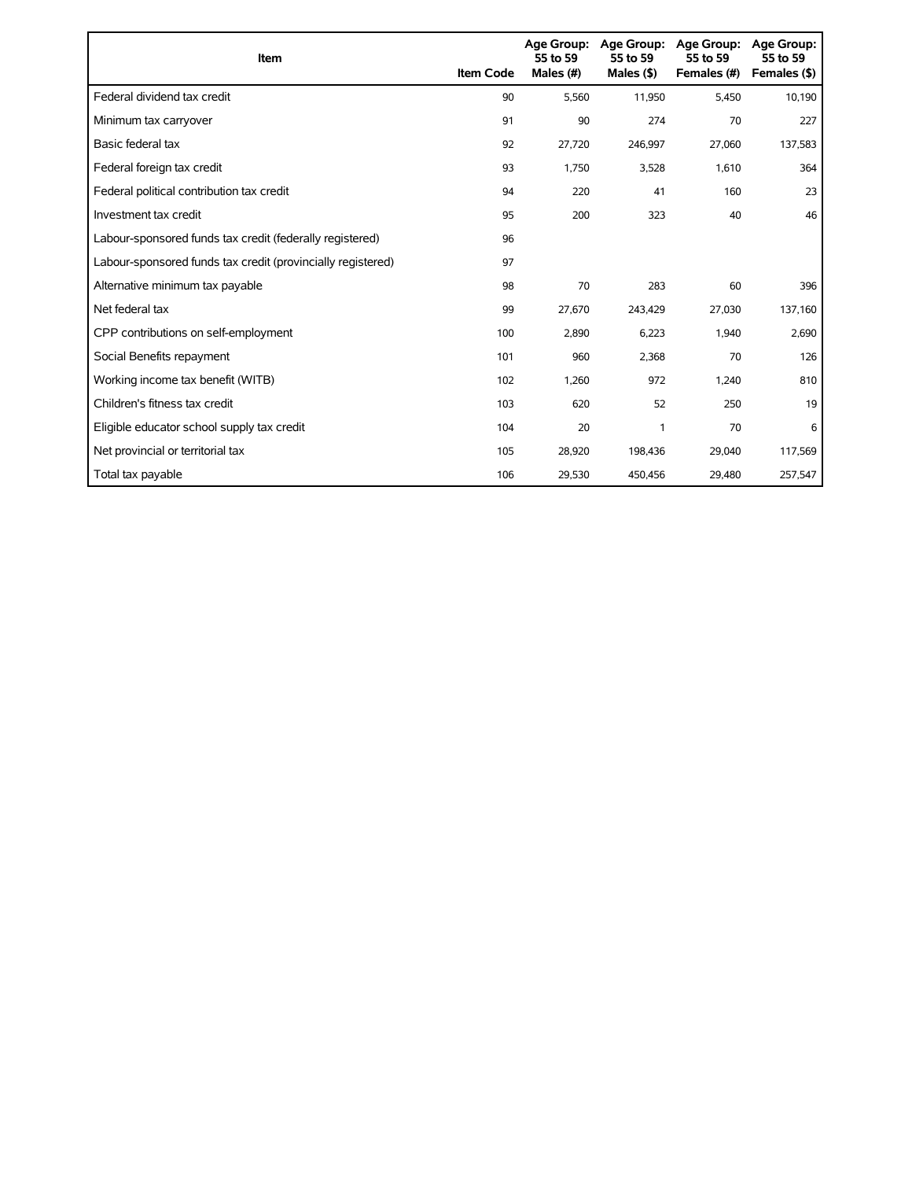| Item | Item Code | Age Group: 55 to 59 Males (#) | Age Group: 55 to 59 Males ($) | Age Group: 55 to 59 Females (#) | Age Group: 55 to 59 Females ($) |
|---|---|---|---|---|---|
| Federal dividend tax credit | 90 | 5,560 | 11,950 | 5,450 | 10,190 |
| Minimum tax carryover | 91 | 90 | 274 | 70 | 227 |
| Basic federal tax | 92 | 27,720 | 246,997 | 27,060 | 137,583 |
| Federal foreign tax credit | 93 | 1,750 | 3,528 | 1,610 | 364 |
| Federal political contribution tax credit | 94 | 220 | 41 | 160 | 23 |
| Investment tax credit | 95 | 200 | 323 | 40 | 46 |
| Labour-sponsored funds tax credit (federally registered) | 96 | | | | |
| Labour-sponsored funds tax credit (provincially registered) | 97 | | | | |
| Alternative minimum tax payable | 98 | 70 | 283 | 60 | 396 |
| Net federal tax | 99 | 27,670 | 243,429 | 27,030 | 137,160 |
| CPP contributions on self-employment | 100 | 2,890 | 6,223 | 1,940 | 2,690 |
| Social Benefits repayment | 101 | 960 | 2,368 | 70 | 126 |
| Working income tax benefit (WITB) | 102 | 1,260 | 972 | 1,240 | 810 |
| Children's fitness tax credit | 103 | 620 | 52 | 250 | 19 |
| Eligible educator school supply tax credit | 104 | 20 | 1 | 70 | 6 |
| Net provincial or territorial tax | 105 | 28,920 | 198,436 | 29,040 | 117,569 |
| Total tax payable | 106 | 29,530 | 450,456 | 29,480 | 257,547 |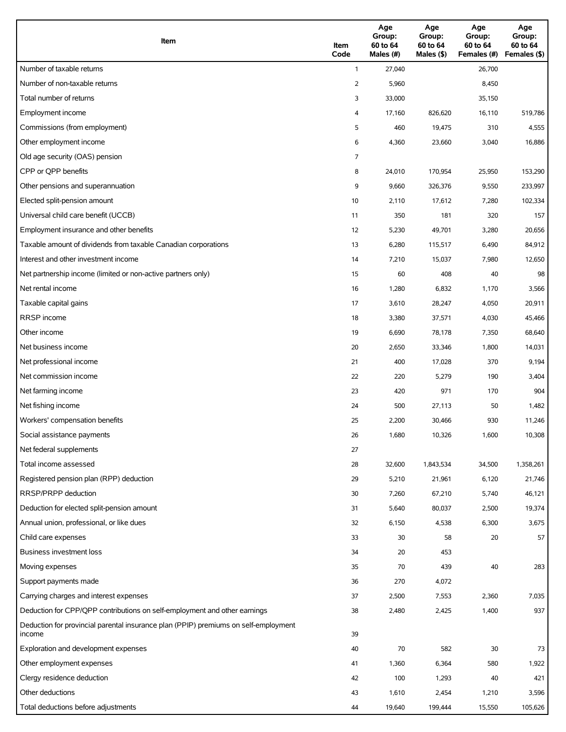| Item | Item Code | Age Group: 60 to 64 Males (#) | Age Group: 60 to 64 Males ($) | Age Group: 60 to 64 Females (#) | Age Group: 60 to 64 Females ($) |
|---|---|---|---|---|---|
| Number of taxable returns | 1 | 27,040 | | 26,700 | |
| Number of non-taxable returns | 2 | 5,960 | | 8,450 | |
| Total number of returns | 3 | 33,000 | | 35,150 | |
| Employment income | 4 | 17,160 | 826,620 | 16,110 | 519,786 |
| Commissions (from employment) | 5 | 460 | 19,475 | 310 | 4,555 |
| Other employment income | 6 | 4,360 | 23,660 | 3,040 | 16,886 |
| Old age security (OAS) pension | 7 | | | | |
| CPP or QPP benefits | 8 | 24,010 | 170,954 | 25,950 | 153,290 |
| Other pensions and superannuation | 9 | 9,660 | 326,376 | 9,550 | 233,997 |
| Elected split-pension amount | 10 | 2,110 | 17,612 | 7,280 | 102,334 |
| Universal child care benefit (UCCB) | 11 | 350 | 181 | 320 | 157 |
| Employment insurance and other benefits | 12 | 5,230 | 49,701 | 3,280 | 20,656 |
| Taxable amount of dividends from taxable Canadian corporations | 13 | 6,280 | 115,517 | 6,490 | 84,912 |
| Interest and other investment income | 14 | 7,210 | 15,037 | 7,980 | 12,650 |
| Net partnership income (limited or non-active partners only) | 15 | 60 | 408 | 40 | 98 |
| Net rental income | 16 | 1,280 | 6,832 | 1,170 | 3,566 |
| Taxable capital gains | 17 | 3,610 | 28,247 | 4,050 | 20,911 |
| RRSP income | 18 | 3,380 | 37,571 | 4,030 | 45,466 |
| Other income | 19 | 6,690 | 78,178 | 7,350 | 68,640 |
| Net business income | 20 | 2,650 | 33,346 | 1,800 | 14,031 |
| Net professional income | 21 | 400 | 17,028 | 370 | 9,194 |
| Net commission income | 22 | 220 | 5,279 | 190 | 3,404 |
| Net farming income | 23 | 420 | 971 | 170 | 904 |
| Net fishing income | 24 | 500 | 27,113 | 50 | 1,482 |
| Workers' compensation benefits | 25 | 2,200 | 30,466 | 930 | 11,246 |
| Social assistance payments | 26 | 1,680 | 10,326 | 1,600 | 10,308 |
| Net federal supplements | 27 | | | | |
| Total income assessed | 28 | 32,600 | 1,843,534 | 34,500 | 1,358,261 |
| Registered pension plan (RPP) deduction | 29 | 5,210 | 21,961 | 6,120 | 21,746 |
| RRSP/PRPP deduction | 30 | 7,260 | 67,210 | 5,740 | 46,121 |
| Deduction for elected split-pension amount | 31 | 5,640 | 80,037 | 2,500 | 19,374 |
| Annual union, professional, or like dues | 32 | 6,150 | 4,538 | 6,300 | 3,675 |
| Child care expenses | 33 | 30 | 58 | 20 | 57 |
| Business investment loss | 34 | 20 | 453 | | |
| Moving expenses | 35 | 70 | 439 | 40 | 283 |
| Support payments made | 36 | 270 | 4,072 | | |
| Carrying charges and interest expenses | 37 | 2,500 | 7,553 | 2,360 | 7,035 |
| Deduction for CPP/QPP contributions on self-employment and other earnings | 38 | 2,480 | 2,425 | 1,400 | 937 |
| Deduction for provincial parental insurance plan (PPIP) premiums on self-employment income | 39 | | | | |
| Exploration and development expenses | 40 | 70 | 582 | 30 | 73 |
| Other employment expenses | 41 | 1,360 | 6,364 | 580 | 1,922 |
| Clergy residence deduction | 42 | 100 | 1,293 | 40 | 421 |
| Other deductions | 43 | 1,610 | 2,454 | 1,210 | 3,596 |
| Total deductions before adjustments | 44 | 19,640 | 199,444 | 15,550 | 105,626 |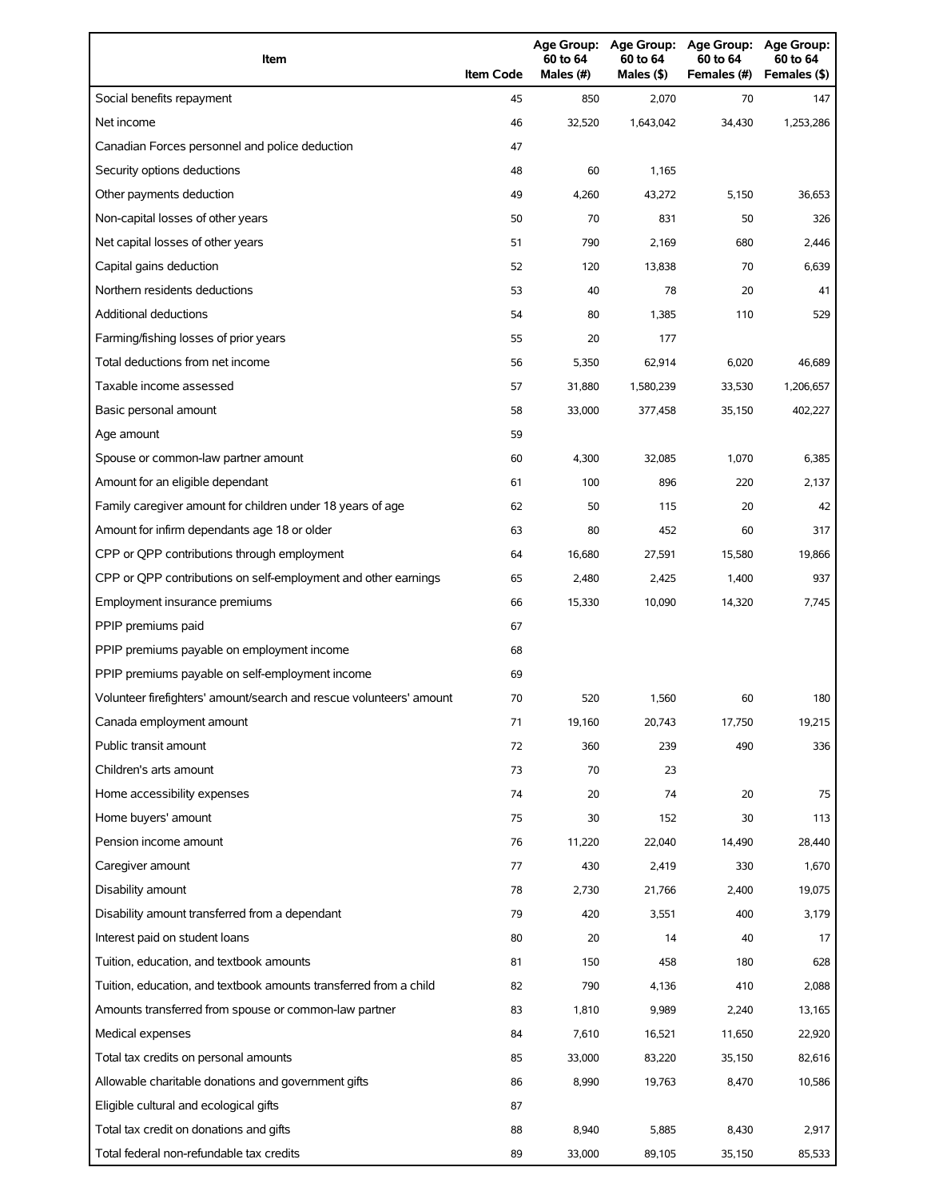| Item | Item Code | Age Group: 60 to 64 Males (#) | Age Group: 60 to 64 Males ($) | Age Group: 60 to 64 Females (#) | Age Group: 60 to 64 Females ($) |
|---|---|---|---|---|---|
| Social benefits repayment | 45 | 850 | 2,070 | 70 | 147 |
| Net income | 46 | 32,520 | 1,643,042 | 34,430 | 1,253,286 |
| Canadian Forces personnel and police deduction | 47 | | | | |
| Security options deductions | 48 | 60 | 1,165 | | |
| Other payments deduction | 49 | 4,260 | 43,272 | 5,150 | 36,653 |
| Non-capital losses of other years | 50 | 70 | 831 | 50 | 326 |
| Net capital losses of other years | 51 | 790 | 2,169 | 680 | 2,446 |
| Capital gains deduction | 52 | 120 | 13,838 | 70 | 6,639 |
| Northern residents deductions | 53 | 40 | 78 | 20 | 41 |
| Additional deductions | 54 | 80 | 1,385 | 110 | 529 |
| Farming/fishing losses of prior years | 55 | 20 | 177 | | |
| Total deductions from net income | 56 | 5,350 | 62,914 | 6,020 | 46,689 |
| Taxable income assessed | 57 | 31,880 | 1,580,239 | 33,530 | 1,206,657 |
| Basic personal amount | 58 | 33,000 | 377,458 | 35,150 | 402,227 |
| Age amount | 59 | | | | |
| Spouse or common-law partner amount | 60 | 4,300 | 32,085 | 1,070 | 6,385 |
| Amount for an eligible dependant | 61 | 100 | 896 | 220 | 2,137 |
| Family caregiver amount for children under 18 years of age | 62 | 50 | 115 | 20 | 42 |
| Amount for infirm dependants age 18 or older | 63 | 80 | 452 | 60 | 317 |
| CPP or QPP contributions through employment | 64 | 16,680 | 27,591 | 15,580 | 19,866 |
| CPP or QPP contributions on self-employment and other earnings | 65 | 2,480 | 2,425 | 1,400 | 937 |
| Employment insurance premiums | 66 | 15,330 | 10,090 | 14,320 | 7,745 |
| PPIP premiums paid | 67 | | | | |
| PPIP premiums payable on employment income | 68 | | | | |
| PPIP premiums payable on self-employment income | 69 | | | | |
| Volunteer firefighters' amount/search and rescue volunteers' amount | 70 | 520 | 1,560 | 60 | 180 |
| Canada employment amount | 71 | 19,160 | 20,743 | 17,750 | 19,215 |
| Public transit amount | 72 | 360 | 239 | 490 | 336 |
| Children's arts amount | 73 | 70 | 23 | | |
| Home accessibility expenses | 74 | 20 | 74 | 20 | 75 |
| Home buyers' amount | 75 | 30 | 152 | 30 | 113 |
| Pension income amount | 76 | 11,220 | 22,040 | 14,490 | 28,440 |
| Caregiver amount | 77 | 430 | 2,419 | 330 | 1,670 |
| Disability amount | 78 | 2,730 | 21,766 | 2,400 | 19,075 |
| Disability amount transferred from a dependant | 79 | 420 | 3,551 | 400 | 3,179 |
| Interest paid on student loans | 80 | 20 | 14 | 40 | 17 |
| Tuition, education, and textbook amounts | 81 | 150 | 458 | 180 | 628 |
| Tuition, education, and textbook amounts transferred from a child | 82 | 790 | 4,136 | 410 | 2,088 |
| Amounts transferred from spouse or common-law partner | 83 | 1,810 | 9,989 | 2,240 | 13,165 |
| Medical expenses | 84 | 7,610 | 16,521 | 11,650 | 22,920 |
| Total tax credits on personal amounts | 85 | 33,000 | 83,220 | 35,150 | 82,616 |
| Allowable charitable donations and government gifts | 86 | 8,990 | 19,763 | 8,470 | 10,586 |
| Eligible cultural and ecological gifts | 87 | | | | |
| Total tax credit on donations and gifts | 88 | 8,940 | 5,885 | 8,430 | 2,917 |
| Total federal non-refundable tax credits | 89 | 33,000 | 89,105 | 35,150 | 85,533 |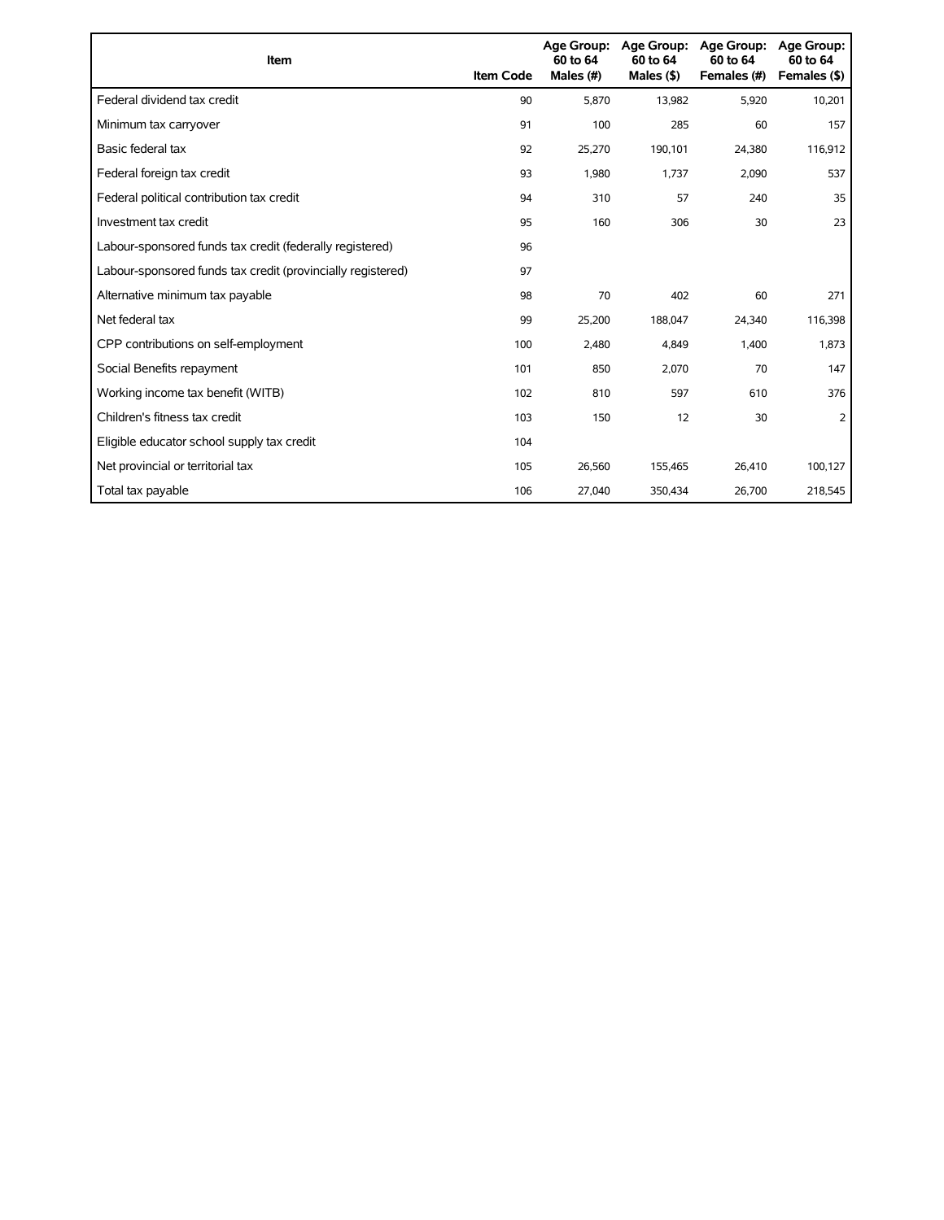| Item | Item Code | Age Group: 60 to 64 Males (#) | Age Group: 60 to 64 Males ($) | Age Group: 60 to 64 Females (#) | Age Group: 60 to 64 Females ($) |
|---|---|---|---|---|---|
| Federal dividend tax credit | 90 | 5,870 | 13,982 | 5,920 | 10,201 |
| Minimum tax carryover | 91 | 100 | 285 | 60 | 157 |
| Basic federal tax | 92 | 25,270 | 190,101 | 24,380 | 116,912 |
| Federal foreign tax credit | 93 | 1,980 | 1,737 | 2,090 | 537 |
| Federal political contribution tax credit | 94 | 310 | 57 | 240 | 35 |
| Investment tax credit | 95 | 160 | 306 | 30 | 23 |
| Labour-sponsored funds tax credit (federally registered) | 96 | | | | |
| Labour-sponsored funds tax credit (provincially registered) | 97 | | | | |
| Alternative minimum tax payable | 98 | 70 | 402 | 60 | 271 |
| Net federal tax | 99 | 25,200 | 188,047 | 24,340 | 116,398 |
| CPP contributions on self-employment | 100 | 2,480 | 4,849 | 1,400 | 1,873 |
| Social Benefits repayment | 101 | 850 | 2,070 | 70 | 147 |
| Working income tax benefit (WITB) | 102 | 810 | 597 | 610 | 376 |
| Children's fitness tax credit | 103 | 150 | 12 | 30 | 2 |
| Eligible educator school supply tax credit | 104 | | | | |
| Net provincial or territorial tax | 105 | 26,560 | 155,465 | 26,410 | 100,127 |
| Total tax payable | 106 | 27,040 | 350,434 | 26,700 | 218,545 |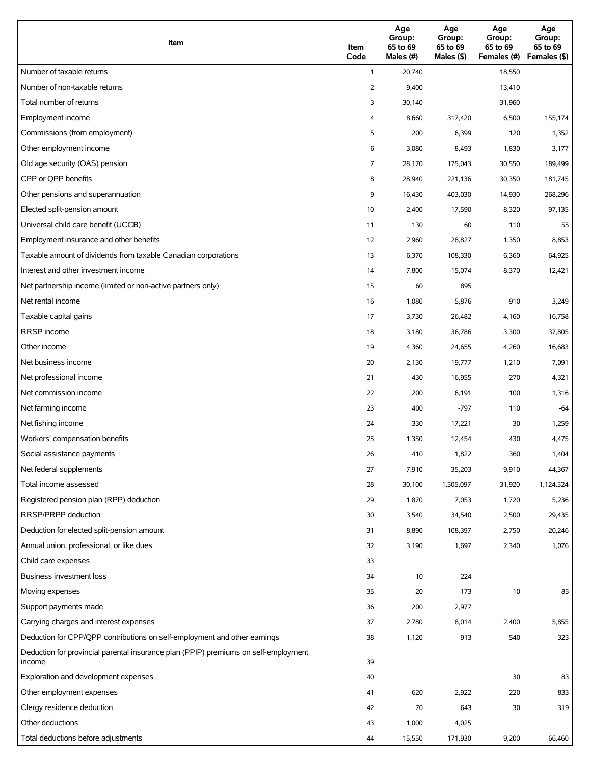| Item | Item Code | Age Group: 65 to 69 Males (#) | Age Group: 65 to 69 Males ($) | Age Group: 65 to 69 Females (#) | Age Group: 65 to 69 Females ($) |
|---|---|---|---|---|---|
| Number of taxable returns | 1 | 20,740 | | 18,550 | |
| Number of non-taxable returns | 2 | 9,400 | | 13,410 | |
| Total number of returns | 3 | 30,140 | | 31,960 | |
| Employment income | 4 | 8,660 | 317,420 | 6,500 | 155,174 |
| Commissions (from employment) | 5 | 200 | 6,399 | 120 | 1,352 |
| Other employment income | 6 | 3,080 | 8,493 | 1,830 | 3,177 |
| Old age security (OAS) pension | 7 | 28,170 | 175,043 | 30,550 | 189,499 |
| CPP or QPP benefits | 8 | 28,940 | 221,136 | 30,350 | 181,745 |
| Other pensions and superannuation | 9 | 16,430 | 403,030 | 14,930 | 268,296 |
| Elected split-pension amount | 10 | 2,400 | 17,590 | 8,320 | 97,135 |
| Universal child care benefit (UCCB) | 11 | 130 | 60 | 110 | 55 |
| Employment insurance and other benefits | 12 | 2,960 | 28,827 | 1,350 | 8,853 |
| Taxable amount of dividends from taxable Canadian corporations | 13 | 6,370 | 108,330 | 6,360 | 64,925 |
| Interest and other investment income | 14 | 7,800 | 15,074 | 8,370 | 12,421 |
| Net partnership income (limited or non-active partners only) | 15 | 60 | 895 | | |
| Net rental income | 16 | 1,080 | 5,876 | 910 | 3,249 |
| Taxable capital gains | 17 | 3,730 | 26,482 | 4,160 | 16,758 |
| RRSP income | 18 | 3,180 | 36,786 | 3,300 | 37,805 |
| Other income | 19 | 4,360 | 24,655 | 4,260 | 16,683 |
| Net business income | 20 | 2,130 | 19,777 | 1,210 | 7,091 |
| Net professional income | 21 | 430 | 16,955 | 270 | 4,321 |
| Net commission income | 22 | 200 | 6,191 | 100 | 1,316 |
| Net farming income | 23 | 400 | -797 | 110 | -64 |
| Net fishing income | 24 | 330 | 17,221 | 30 | 1,259 |
| Workers' compensation benefits | 25 | 1,350 | 12,454 | 430 | 4,475 |
| Social assistance payments | 26 | 410 | 1,822 | 360 | 1,404 |
| Net federal supplements | 27 | 7,910 | 35,203 | 9,910 | 44,367 |
| Total income assessed | 28 | 30,100 | 1,505,097 | 31,920 | 1,124,524 |
| Registered pension plan (RPP) deduction | 29 | 1,870 | 7,053 | 1,720 | 5,236 |
| RRSP/PRPP deduction | 30 | 3,540 | 34,540 | 2,500 | 29,435 |
| Deduction for elected split-pension amount | 31 | 8,890 | 108,397 | 2,750 | 20,246 |
| Annual union, professional, or like dues | 32 | 3,190 | 1,697 | 2,340 | 1,076 |
| Child care expenses | 33 | | | | |
| Business investment loss | 34 | 10 | 224 | | |
| Moving expenses | 35 | 20 | 173 | 10 | 85 |
| Support payments made | 36 | 200 | 2,977 | | |
| Carrying charges and interest expenses | 37 | 2,780 | 8,014 | 2,400 | 5,855 |
| Deduction for CPP/QPP contributions on self-employment and other earnings | 38 | 1,120 | 913 | 540 | 323 |
| Deduction for provincial parental insurance plan (PPIP) premiums on self-employment income | 39 | | | | |
| Exploration and development expenses | 40 | | | 30 | 83 |
| Other employment expenses | 41 | 620 | 2,922 | 220 | 833 |
| Clergy residence deduction | 42 | 70 | 643 | 30 | 319 |
| Other deductions | 43 | 1,000 | 4,025 | | |
| Total deductions before adjustments | 44 | 15,550 | 171,930 | 9,200 | 66,460 |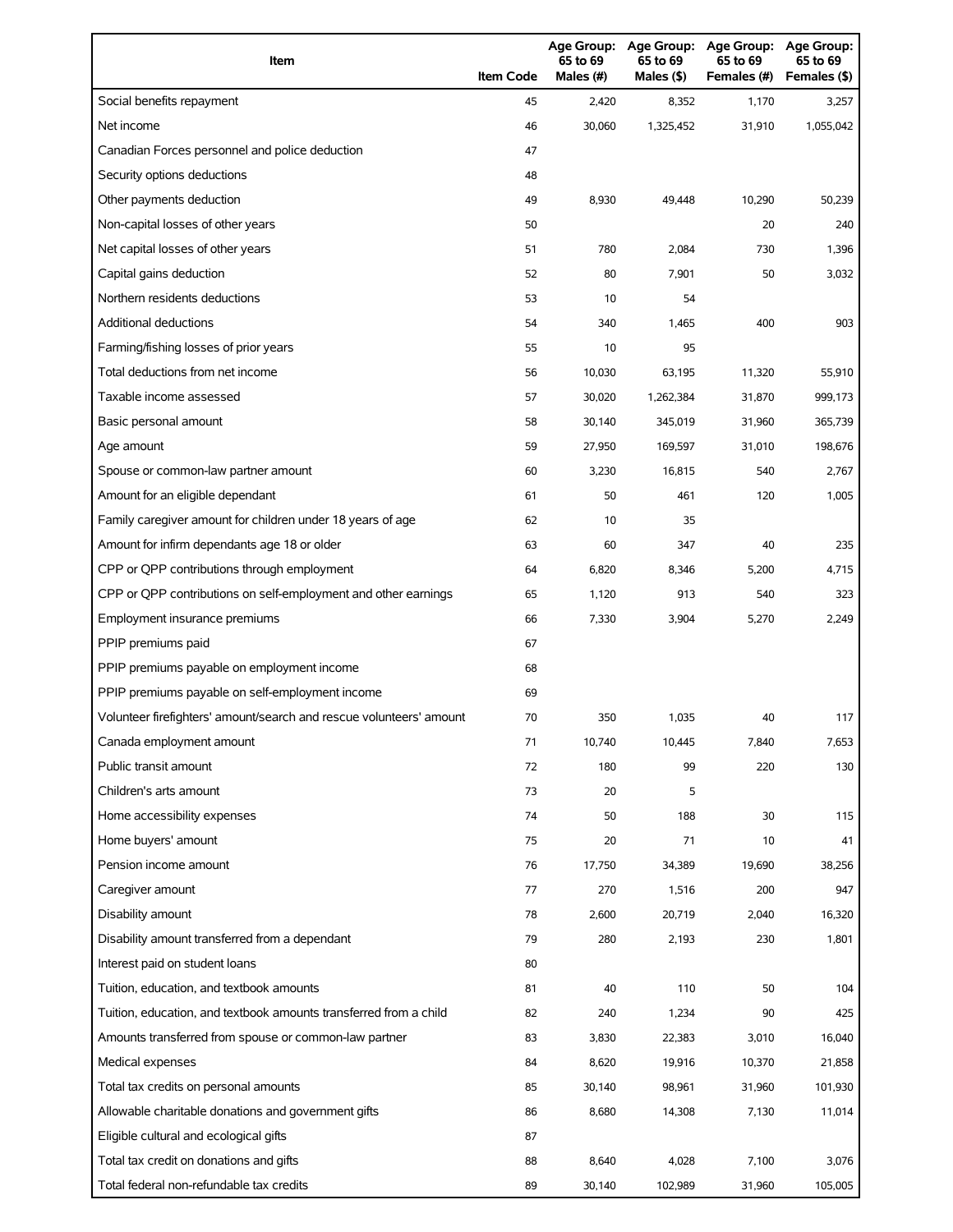| Item | Item Code | Age Group: 65 to 69 Males (#) | Age Group: 65 to 69 Males ($) | Age Group: 65 to 69 Females (#) | Age Group: 65 to 69 Females ($) |
|---|---|---|---|---|---|
| Social benefits repayment | 45 | 2,420 | 8,352 | 1,170 | 3,257 |
| Net income | 46 | 30,060 | 1,325,452 | 31,910 | 1,055,042 |
| Canadian Forces personnel and police deduction | 47 | | | | |
| Security options deductions | 48 | | | | |
| Other payments deduction | 49 | 8,930 | 49,448 | 10,290 | 50,239 |
| Non-capital losses of other years | 50 | | | 20 | 240 |
| Net capital losses of other years | 51 | 780 | 2,084 | 730 | 1,396 |
| Capital gains deduction | 52 | 80 | 7,901 | 50 | 3,032 |
| Northern residents deductions | 53 | 10 | 54 | | |
| Additional deductions | 54 | 340 | 1,465 | 400 | 903 |
| Farming/fishing losses of prior years | 55 | 10 | 95 | | |
| Total deductions from net income | 56 | 10,030 | 63,195 | 11,320 | 55,910 |
| Taxable income assessed | 57 | 30,020 | 1,262,384 | 31,870 | 999,173 |
| Basic personal amount | 58 | 30,140 | 345,019 | 31,960 | 365,739 |
| Age amount | 59 | 27,950 | 169,597 | 31,010 | 198,676 |
| Spouse or common-law partner amount | 60 | 3,230 | 16,815 | 540 | 2,767 |
| Amount for an eligible dependant | 61 | 50 | 461 | 120 | 1,005 |
| Family caregiver amount for children under 18 years of age | 62 | 10 | 35 | | |
| Amount for infirm dependants age 18 or older | 63 | 60 | 347 | 40 | 235 |
| CPP or QPP contributions through employment | 64 | 6,820 | 8,346 | 5,200 | 4,715 |
| CPP or QPP contributions on self-employment and other earnings | 65 | 1,120 | 913 | 540 | 323 |
| Employment insurance premiums | 66 | 7,330 | 3,904 | 5,270 | 2,249 |
| PPIP premiums paid | 67 | | | | |
| PPIP premiums payable on employment income | 68 | | | | |
| PPIP premiums payable on self-employment income | 69 | | | | |
| Volunteer firefighters' amount/search and rescue volunteers' amount | 70 | 350 | 1,035 | 40 | 117 |
| Canada employment amount | 71 | 10,740 | 10,445 | 7,840 | 7,653 |
| Public transit amount | 72 | 180 | 99 | 220 | 130 |
| Children's arts amount | 73 | 20 | 5 | | |
| Home accessibility expenses | 74 | 50 | 188 | 30 | 115 |
| Home buyers' amount | 75 | 20 | 71 | 10 | 41 |
| Pension income amount | 76 | 17,750 | 34,389 | 19,690 | 38,256 |
| Caregiver amount | 77 | 270 | 1,516 | 200 | 947 |
| Disability amount | 78 | 2,600 | 20,719 | 2,040 | 16,320 |
| Disability amount transferred from a dependant | 79 | 280 | 2,193 | 230 | 1,801 |
| Interest paid on student loans | 80 | | | | |
| Tuition, education, and textbook amounts | 81 | 40 | 110 | 50 | 104 |
| Tuition, education, and textbook amounts transferred from a child | 82 | 240 | 1,234 | 90 | 425 |
| Amounts transferred from spouse or common-law partner | 83 | 3,830 | 22,383 | 3,010 | 16,040 |
| Medical expenses | 84 | 8,620 | 19,916 | 10,370 | 21,858 |
| Total tax credits on personal amounts | 85 | 30,140 | 98,961 | 31,960 | 101,930 |
| Allowable charitable donations and government gifts | 86 | 8,680 | 14,308 | 7,130 | 11,014 |
| Eligible cultural and ecological gifts | 87 | | | | |
| Total tax credit on donations and gifts | 88 | 8,640 | 4,028 | 7,100 | 3,076 |
| Total federal non-refundable tax credits | 89 | 30,140 | 102,989 | 31,960 | 105,005 |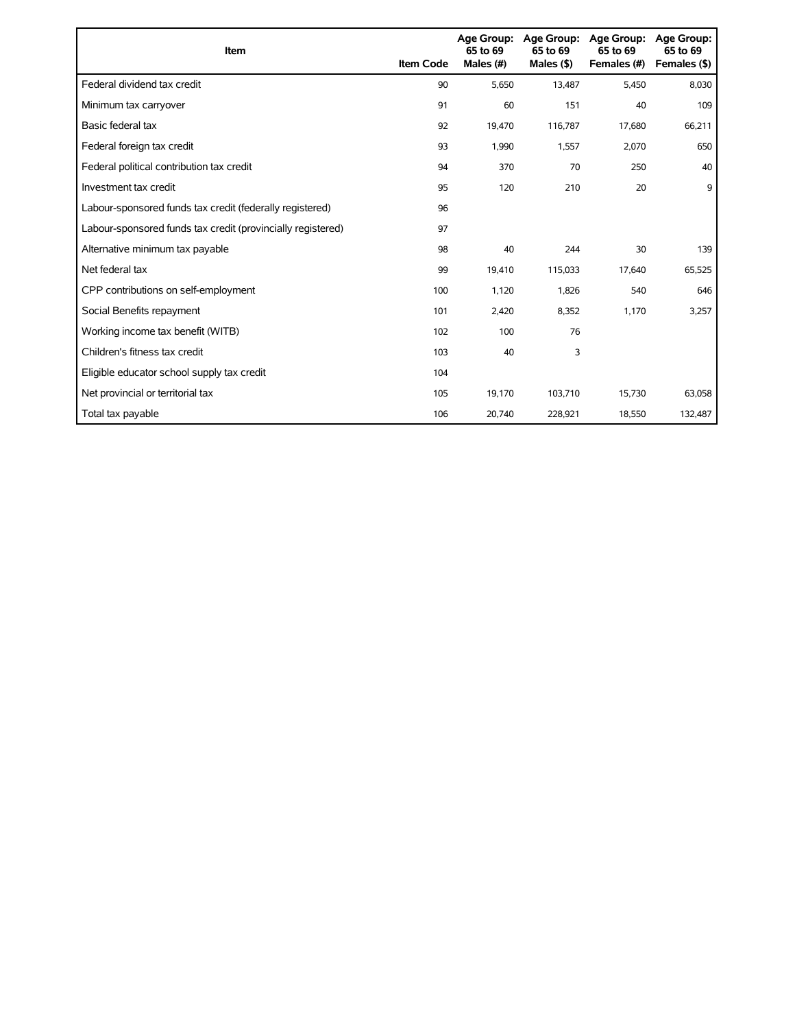| Item | Item Code | Age Group: 65 to 69 Males (#) | Age Group: 65 to 69 Males ($) | Age Group: 65 to 69 Females (#) | Age Group: 65 to 69 Females ($) |
| --- | --- | --- | --- | --- | --- |
| Federal dividend tax credit | 90 | 5,650 | 13,487 | 5,450 | 8,030 |
| Minimum tax carryover | 91 | 60 | 151 | 40 | 109 |
| Basic federal tax | 92 | 19,470 | 116,787 | 17,680 | 66,211 |
| Federal foreign tax credit | 93 | 1,990 | 1,557 | 2,070 | 650 |
| Federal political contribution tax credit | 94 | 370 | 70 | 250 | 40 |
| Investment tax credit | 95 | 120 | 210 | 20 | 9 |
| Labour-sponsored funds tax credit (federally registered) | 96 | | | | |
| Labour-sponsored funds tax credit (provincially registered) | 97 | | | | |
| Alternative minimum tax payable | 98 | 40 | 244 | 30 | 139 |
| Net federal tax | 99 | 19,410 | 115,033 | 17,640 | 65,525 |
| CPP contributions on self-employment | 100 | 1,120 | 1,826 | 540 | 646 |
| Social Benefits repayment | 101 | 2,420 | 8,352 | 1,170 | 3,257 |
| Working income tax benefit (WITB) | 102 | 100 | 76 | | |
| Children's fitness tax credit | 103 | 40 | 3 | | |
| Eligible educator school supply tax credit | 104 | | | | |
| Net provincial or territorial tax | 105 | 19,170 | 103,710 | 15,730 | 63,058 |
| Total tax payable | 106 | 20,740 | 228,921 | 18,550 | 132,487 |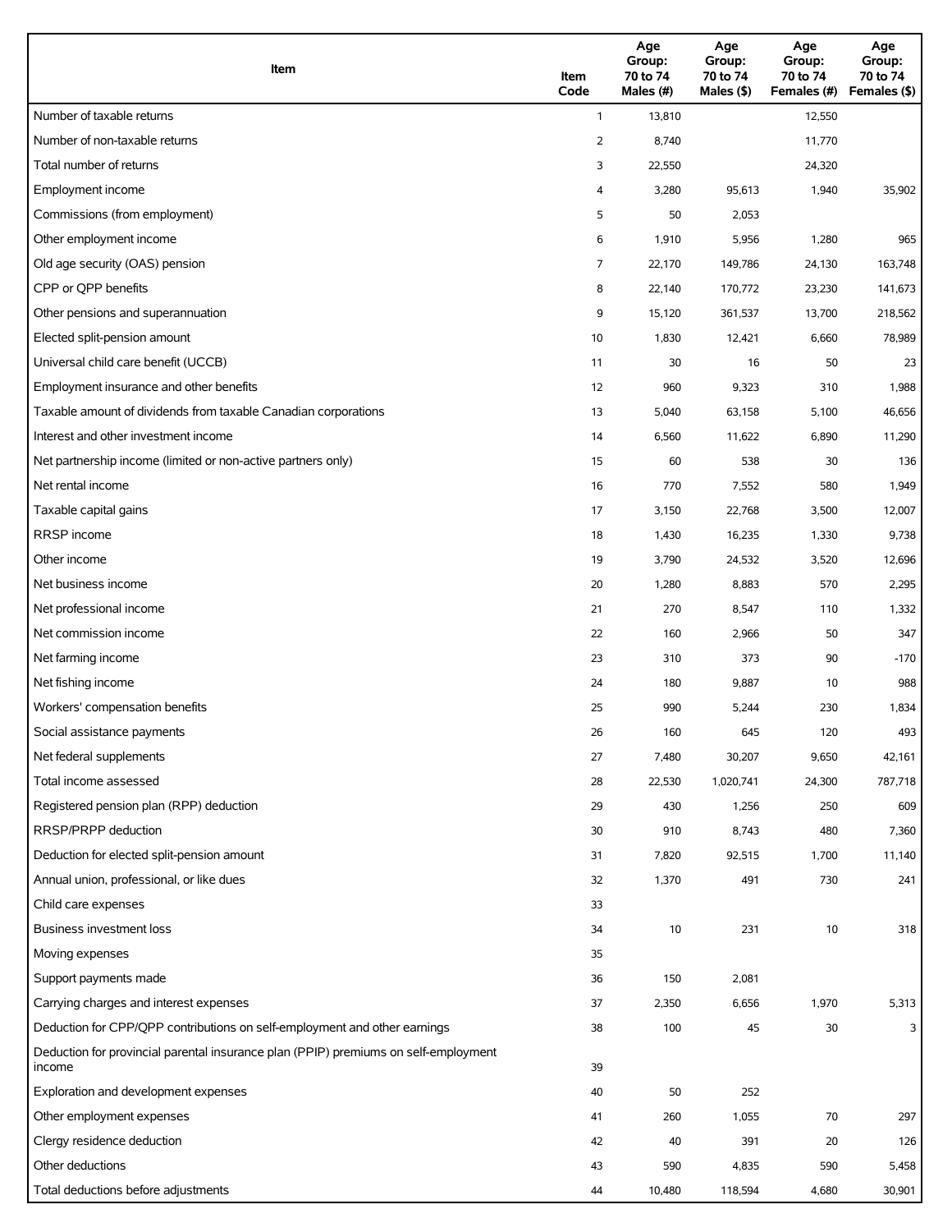| Item | Item Code | Age Group: 70 to 74 Males (#) | Age Group: 70 to 74 Males ($) | Age Group: 70 to 74 Females (#) | Age Group: 70 to 74 Females ($) |
| --- | --- | --- | --- | --- | --- |
| Number of taxable returns | 1 | 13,810 | | 12,550 | |
| Number of non-taxable returns | 2 | 8,740 | | 11,770 | |
| Total number of returns | 3 | 22,550 | | 24,320 | |
| Employment income | 4 | 3,280 | 95,613 | 1,940 | 35,902 |
| Commissions (from employment) | 5 | 50 | 2,053 | | |
| Other employment income | 6 | 1,910 | 5,956 | 1,280 | 965 |
| Old age security (OAS) pension | 7 | 22,170 | 149,786 | 24,130 | 163,748 |
| CPP or QPP benefits | 8 | 22,140 | 170,772 | 23,230 | 141,673 |
| Other pensions and superannuation | 9 | 15,120 | 361,537 | 13,700 | 218,562 |
| Elected split-pension amount | 10 | 1,830 | 12,421 | 6,660 | 78,989 |
| Universal child care benefit (UCCB) | 11 | 30 | 16 | 50 | 23 |
| Employment insurance and other benefits | 12 | 960 | 9,323 | 310 | 1,988 |
| Taxable amount of dividends from taxable Canadian corporations | 13 | 5,040 | 63,158 | 5,100 | 46,656 |
| Interest and other investment income | 14 | 6,560 | 11,622 | 6,890 | 11,290 |
| Net partnership income (limited or non-active partners only) | 15 | 60 | 538 | 30 | 136 |
| Net rental income | 16 | 770 | 7,552 | 580 | 1,949 |
| Taxable capital gains | 17 | 3,150 | 22,768 | 3,500 | 12,007 |
| RRSP income | 18 | 1,430 | 16,235 | 1,330 | 9,738 |
| Other income | 19 | 3,790 | 24,532 | 3,520 | 12,696 |
| Net business income | 20 | 1,280 | 8,883 | 570 | 2,295 |
| Net professional income | 21 | 270 | 8,547 | 110 | 1,332 |
| Net commission income | 22 | 160 | 2,966 | 50 | 347 |
| Net farming income | 23 | 310 | 373 | 90 | -170 |
| Net fishing income | 24 | 180 | 9,887 | 10 | 988 |
| Workers' compensation benefits | 25 | 990 | 5,244 | 230 | 1,834 |
| Social assistance payments | 26 | 160 | 645 | 120 | 493 |
| Net federal supplements | 27 | 7,480 | 30,207 | 9,650 | 42,161 |
| Total income assessed | 28 | 22,530 | 1,020,741 | 24,300 | 787,718 |
| Registered pension plan (RPP) deduction | 29 | 430 | 1,256 | 250 | 609 |
| RRSP/PRPP deduction | 30 | 910 | 8,743 | 480 | 7,360 |
| Deduction for elected split-pension amount | 31 | 7,820 | 92,515 | 1,700 | 11,140 |
| Annual union, professional, or like dues | 32 | 1,370 | 491 | 730 | 241 |
| Child care expenses | 33 | | | | |
| Business investment loss | 34 | 10 | 231 | 10 | 318 |
| Moving expenses | 35 | | | | |
| Support payments made | 36 | 150 | 2,081 | | |
| Carrying charges and interest expenses | 37 | 2,350 | 6,656 | 1,970 | 5,313 |
| Deduction for CPP/QPP contributions on self-employment and other earnings | 38 | 100 | 45 | 30 | 3 |
| Deduction for provincial parental insurance plan (PPIP) premiums on self-employment income | 39 | | | | |
| Exploration and development expenses | 40 | 50 | 252 | | |
| Other employment expenses | 41 | 260 | 1,055 | 70 | 297 |
| Clergy residence deduction | 42 | 40 | 391 | 20 | 126 |
| Other deductions | 43 | 590 | 4,835 | 590 | 5,458 |
| Total deductions before adjustments | 44 | 10,480 | 118,594 | 4,680 | 30,901 |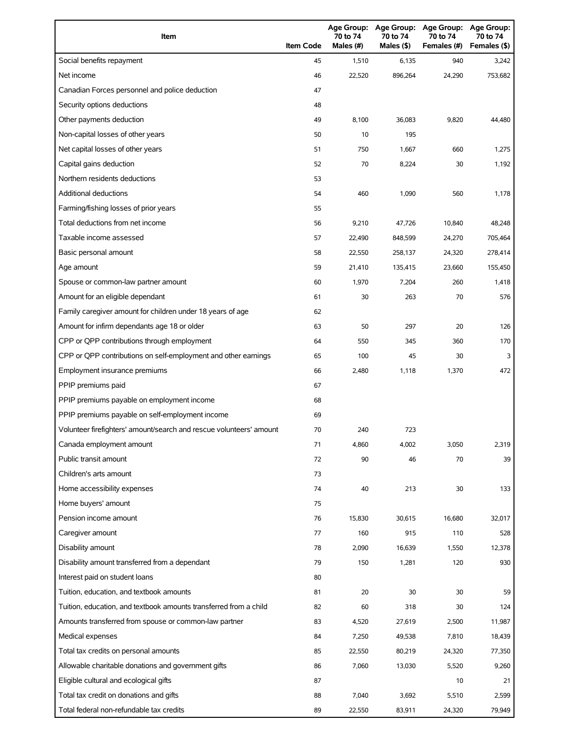| Item | Item Code | Age Group: 70 to 74 Males (#) | Age Group: 70 to 74 Males ($) | Age Group: 70 to 74 Females (#) | Age Group: 70 to 74 Females ($) |
|---|---|---|---|---|---|
| Social benefits repayment | 45 | 1,510 | 6,135 | 940 | 3,242 |
| Net income | 46 | 22,520 | 896,264 | 24,290 | 753,682 |
| Canadian Forces personnel and police deduction | 47 | | | | |
| Security options deductions | 48 | | | | |
| Other payments deduction | 49 | 8,100 | 36,083 | 9,820 | 44,480 |
| Non-capital losses of other years | 50 | 10 | 195 | | |
| Net capital losses of other years | 51 | 750 | 1,667 | 660 | 1,275 |
| Capital gains deduction | 52 | 70 | 8,224 | 30 | 1,192 |
| Northern residents deductions | 53 | | | | |
| Additional deductions | 54 | 460 | 1,090 | 560 | 1,178 |
| Farming/fishing losses of prior years | 55 | | | | |
| Total deductions from net income | 56 | 9,210 | 47,726 | 10,840 | 48,248 |
| Taxable income assessed | 57 | 22,490 | 848,599 | 24,270 | 705,464 |
| Basic personal amount | 58 | 22,550 | 258,137 | 24,320 | 278,414 |
| Age amount | 59 | 21,410 | 135,415 | 23,660 | 155,450 |
| Spouse or common-law partner amount | 60 | 1,970 | 7,204 | 260 | 1,418 |
| Amount for an eligible dependant | 61 | 30 | 263 | 70 | 576 |
| Family caregiver amount for children under 18 years of age | 62 | | | | |
| Amount for infirm dependants age 18 or older | 63 | 50 | 297 | 20 | 126 |
| CPP or QPP contributions through employment | 64 | 550 | 345 | 360 | 170 |
| CPP or QPP contributions on self-employment and other earnings | 65 | 100 | 45 | 30 | 3 |
| Employment insurance premiums | 66 | 2,480 | 1,118 | 1,370 | 472 |
| PPIP premiums paid | 67 | | | | |
| PPIP premiums payable on employment income | 68 | | | | |
| PPIP premiums payable on self-employment income | 69 | | | | |
| Volunteer firefighters' amount/search and rescue volunteers' amount | 70 | 240 | 723 | | |
| Canada employment amount | 71 | 4,860 | 4,002 | 3,050 | 2,319 |
| Public transit amount | 72 | 90 | 46 | 70 | 39 |
| Children's arts amount | 73 | | | | |
| Home accessibility expenses | 74 | 40 | 213 | 30 | 133 |
| Home buyers' amount | 75 | | | | |
| Pension income amount | 76 | 15,830 | 30,615 | 16,680 | 32,017 |
| Caregiver amount | 77 | 160 | 915 | 110 | 528 |
| Disability amount | 78 | 2,090 | 16,639 | 1,550 | 12,378 |
| Disability amount transferred from a dependant | 79 | 150 | 1,281 | 120 | 930 |
| Interest paid on student loans | 80 | | | | |
| Tuition, education, and textbook amounts | 81 | 20 | 30 | 30 | 59 |
| Tuition, education, and textbook amounts transferred from a child | 82 | 60 | 318 | 30 | 124 |
| Amounts transferred from spouse or common-law partner | 83 | 4,520 | 27,619 | 2,500 | 11,987 |
| Medical expenses | 84 | 7,250 | 49,538 | 7,810 | 18,439 |
| Total tax credits on personal amounts | 85 | 22,550 | 80,219 | 24,320 | 77,350 |
| Allowable charitable donations and government gifts | 86 | 7,060 | 13,030 | 5,520 | 9,260 |
| Eligible cultural and ecological gifts | 87 | | | 10 | 21 |
| Total tax credit on donations and gifts | 88 | 7,040 | 3,692 | 5,510 | 2,599 |
| Total federal non-refundable tax credits | 89 | 22,550 | 83,911 | 24,320 | 79,949 |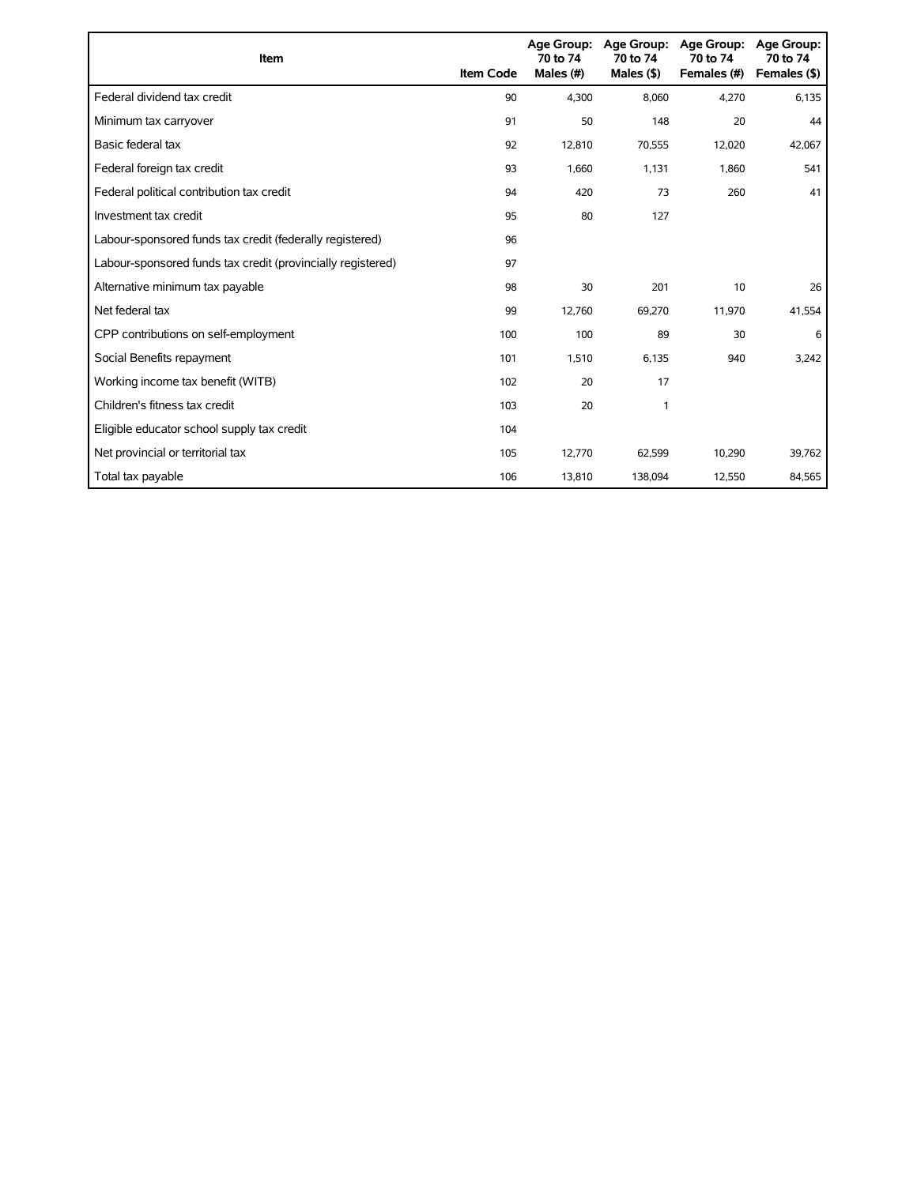| Item | Item Code | Age Group: 70 to 74 Males (#) | Age Group: 70 to 74 Males ($) | Age Group: 70 to 74 Females (#) | Age Group: 70 to 74 Females ($) |
|---|---|---|---|---|---|
| Federal dividend tax credit | 90 | 4,300 | 8,060 | 4,270 | 6,135 |
| Minimum tax carryover | 91 | 50 | 148 | 20 | 44 |
| Basic federal tax | 92 | 12,810 | 70,555 | 12,020 | 42,067 |
| Federal foreign tax credit | 93 | 1,660 | 1,131 | 1,860 | 541 |
| Federal political contribution tax credit | 94 | 420 | 73 | 260 | 41 |
| Investment tax credit | 95 | 80 | 127 | | |
| Labour-sponsored funds tax credit (federally registered) | 96 | | | | |
| Labour-sponsored funds tax credit (provincially registered) | 97 | | | | |
| Alternative minimum tax payable | 98 | 30 | 201 | 10 | 26 |
| Net federal tax | 99 | 12,760 | 69,270 | 11,970 | 41,554 |
| CPP contributions on self-employment | 100 | 100 | 89 | 30 | 6 |
| Social Benefits repayment | 101 | 1,510 | 6,135 | 940 | 3,242 |
| Working income tax benefit (WITB) | 102 | 20 | 17 | | |
| Children's fitness tax credit | 103 | 20 | 1 | | |
| Eligible educator school supply tax credit | 104 | | | | |
| Net provincial or territorial tax | 105 | 12,770 | 62,599 | 10,290 | 39,762 |
| Total tax payable | 106 | 13,810 | 138,094 | 12,550 | 84,565 |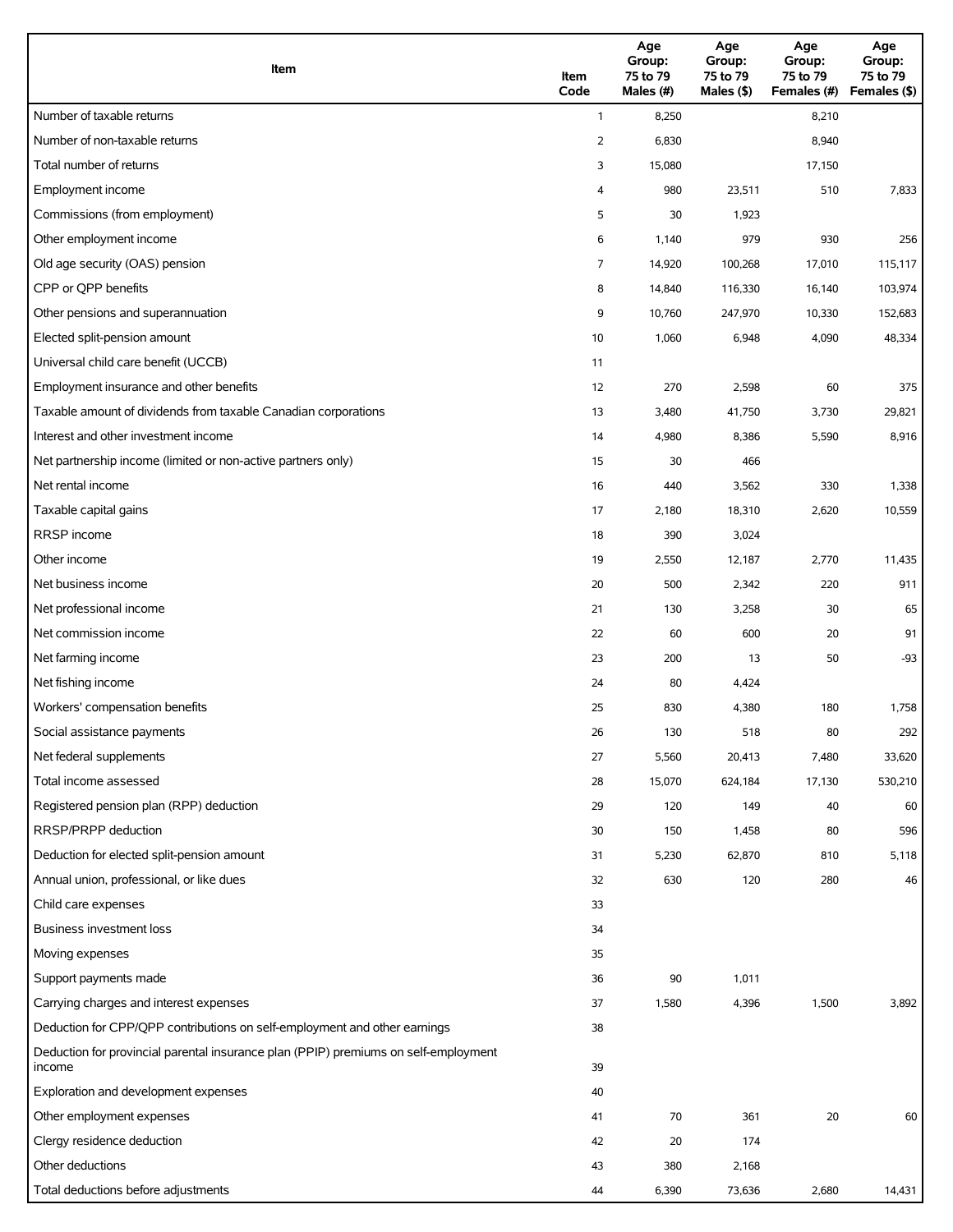| Item | Item Code | Age Group: 75 to 79 Males (#) | Age Group: 75 to 79 Males ($) | Age Group: 75 to 79 Females (#) | Age Group: 75 to 79 Females ($) |
|---|---|---|---|---|---|
| Number of taxable returns | 1 | 8,250 | | 8,210 | |
| Number of non-taxable returns | 2 | 6,830 | | 8,940 | |
| Total number of returns | 3 | 15,080 | | 17,150 | |
| Employment income | 4 | 980 | 23,511 | 510 | 7,833 |
| Commissions (from employment) | 5 | 30 | 1,923 | | |
| Other employment income | 6 | 1,140 | 979 | 930 | 256 |
| Old age security (OAS) pension | 7 | 14,920 | 100,268 | 17,010 | 115,117 |
| CPP or QPP benefits | 8 | 14,840 | 116,330 | 16,140 | 103,974 |
| Other pensions and superannuation | 9 | 10,760 | 247,970 | 10,330 | 152,683 |
| Elected split-pension amount | 10 | 1,060 | 6,948 | 4,090 | 48,334 |
| Universal child care benefit (UCCB) | 11 | | | | |
| Employment insurance and other benefits | 12 | 270 | 2,598 | 60 | 375 |
| Taxable amount of dividends from taxable Canadian corporations | 13 | 3,480 | 41,750 | 3,730 | 29,821 |
| Interest and other investment income | 14 | 4,980 | 8,386 | 5,590 | 8,916 |
| Net partnership income (limited or non-active partners only) | 15 | 30 | 466 | | |
| Net rental income | 16 | 440 | 3,562 | 330 | 1,338 |
| Taxable capital gains | 17 | 2,180 | 18,310 | 2,620 | 10,559 |
| RRSP income | 18 | 390 | 3,024 | | |
| Other income | 19 | 2,550 | 12,187 | 2,770 | 11,435 |
| Net business income | 20 | 500 | 2,342 | 220 | 911 |
| Net professional income | 21 | 130 | 3,258 | 30 | 65 |
| Net commission income | 22 | 60 | 600 | 20 | 91 |
| Net farming income | 23 | 200 | 13 | 50 | -93 |
| Net fishing income | 24 | 80 | 4,424 | | |
| Workers' compensation benefits | 25 | 830 | 4,380 | 180 | 1,758 |
| Social assistance payments | 26 | 130 | 518 | 80 | 292 |
| Net federal supplements | 27 | 5,560 | 20,413 | 7,480 | 33,620 |
| Total income assessed | 28 | 15,070 | 624,184 | 17,130 | 530,210 |
| Registered pension plan (RPP) deduction | 29 | 120 | 149 | 40 | 60 |
| RRSP/PRPP deduction | 30 | 150 | 1,458 | 80 | 596 |
| Deduction for elected split-pension amount | 31 | 5,230 | 62,870 | 810 | 5,118 |
| Annual union, professional, or like dues | 32 | 630 | 120 | 280 | 46 |
| Child care expenses | 33 | | | | |
| Business investment loss | 34 | | | | |
| Moving expenses | 35 | | | | |
| Support payments made | 36 | 90 | 1,011 | | |
| Carrying charges and interest expenses | 37 | 1,580 | 4,396 | 1,500 | 3,892 |
| Deduction for CPP/QPP contributions on self-employment and other earnings | 38 | | | | |
| Deduction for provincial parental insurance plan (PPIP) premiums on self-employment income | 39 | | | | |
| Exploration and development expenses | 40 | | | | |
| Other employment expenses | 41 | 70 | 361 | 20 | 60 |
| Clergy residence deduction | 42 | 20 | 174 | | |
| Other deductions | 43 | 380 | 2,168 | | |
| Total deductions before adjustments | 44 | 6,390 | 73,636 | 2,680 | 14,431 |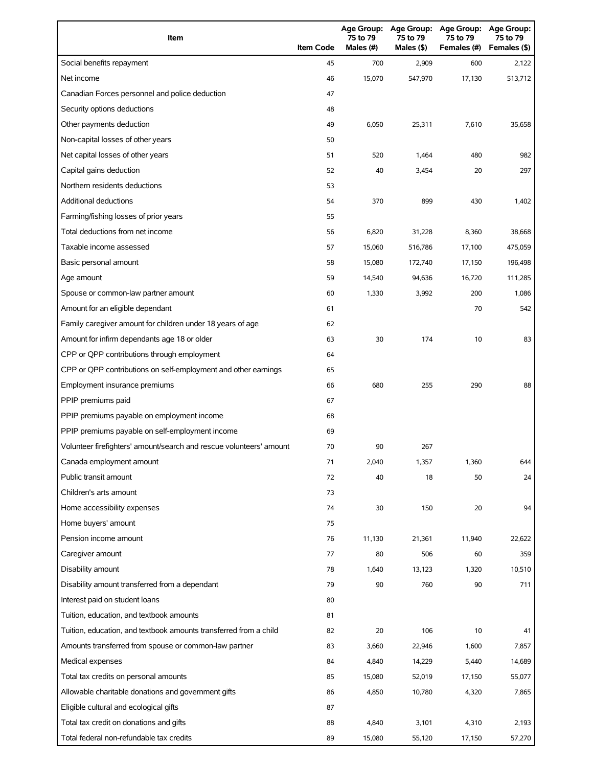| Item | Item Code | Age Group: 75 to 79 Males (#) | Age Group: 75 to 79 Males ($) | Age Group: 75 to 79 Females (#) | Age Group: 75 to 79 Females ($) |
| --- | --- | --- | --- | --- | --- |
| Social benefits repayment | 45 | 700 | 2,909 | 600 | 2,122 |
| Net income | 46 | 15,070 | 547,970 | 17,130 | 513,712 |
| Canadian Forces personnel and police deduction | 47 | | | | |
| Security options deductions | 48 | | | | |
| Other payments deduction | 49 | 6,050 | 25,311 | 7,610 | 35,658 |
| Non-capital losses of other years | 50 | | | | |
| Net capital losses of other years | 51 | 520 | 1,464 | 480 | 982 |
| Capital gains deduction | 52 | 40 | 3,454 | 20 | 297 |
| Northern residents deductions | 53 | | | | |
| Additional deductions | 54 | 370 | 899 | 430 | 1,402 |
| Farming/fishing losses of prior years | 55 | | | | |
| Total deductions from net income | 56 | 6,820 | 31,228 | 8,360 | 38,668 |
| Taxable income assessed | 57 | 15,060 | 516,786 | 17,100 | 475,059 |
| Basic personal amount | 58 | 15,080 | 172,740 | 17,150 | 196,498 |
| Age amount | 59 | 14,540 | 94,636 | 16,720 | 111,285 |
| Spouse or common-law partner amount | 60 | 1,330 | 3,992 | 200 | 1,086 |
| Amount for an eligible dependant | 61 | | | 70 | 542 |
| Family caregiver amount for children under 18 years of age | 62 | | | | |
| Amount for infirm dependants age 18 or older | 63 | 30 | 174 | 10 | 83 |
| CPP or QPP contributions through employment | 64 | | | | |
| CPP or QPP contributions on self-employment and other earnings | 65 | | | | |
| Employment insurance premiums | 66 | 680 | 255 | 290 | 88 |
| PPIP premiums paid | 67 | | | | |
| PPIP premiums payable on employment income | 68 | | | | |
| PPIP premiums payable on self-employment income | 69 | | | | |
| Volunteer firefighters' amount/search and rescue volunteers' amount | 70 | 90 | 267 | | |
| Canada employment amount | 71 | 2,040 | 1,357 | 1,360 | 644 |
| Public transit amount | 72 | 40 | 18 | 50 | 24 |
| Children's arts amount | 73 | | | | |
| Home accessibility expenses | 74 | 30 | 150 | 20 | 94 |
| Home buyers' amount | 75 | | | | |
| Pension income amount | 76 | 11,130 | 21,361 | 11,940 | 22,622 |
| Caregiver amount | 77 | 80 | 506 | 60 | 359 |
| Disability amount | 78 | 1,640 | 13,123 | 1,320 | 10,510 |
| Disability amount transferred from a dependant | 79 | 90 | 760 | 90 | 711 |
| Interest paid on student loans | 80 | | | | |
| Tuition, education, and textbook amounts | 81 | | | | |
| Tuition, education, and textbook amounts transferred from a child | 82 | 20 | 106 | 10 | 41 |
| Amounts transferred from spouse or common-law partner | 83 | 3,660 | 22,946 | 1,600 | 7,857 |
| Medical expenses | 84 | 4,840 | 14,229 | 5,440 | 14,689 |
| Total tax credits on personal amounts | 85 | 15,080 | 52,019 | 17,150 | 55,077 |
| Allowable charitable donations and government gifts | 86 | 4,850 | 10,780 | 4,320 | 7,865 |
| Eligible cultural and ecological gifts | 87 | | | | |
| Total tax credit on donations and gifts | 88 | 4,840 | 3,101 | 4,310 | 2,193 |
| Total federal non-refundable tax credits | 89 | 15,080 | 55,120 | 17,150 | 57,270 |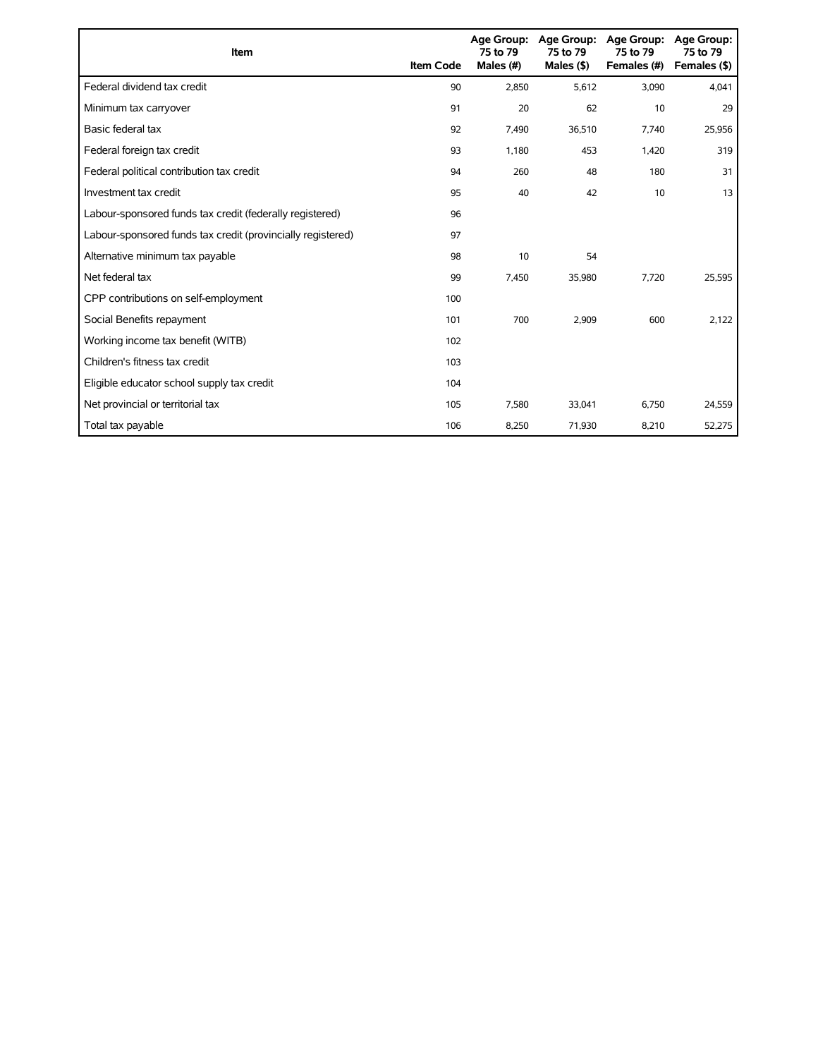| Item | Item Code | Age Group: 75 to 79 Males (#) | Age Group: 75 to 79 Males ($) | Age Group: 75 to 79 Females (#) | Age Group: 75 to 79 Females ($) |
|---|---|---|---|---|---|
| Federal dividend tax credit | 90 | 2,850 | 5,612 | 3,090 | 4,041 |
| Minimum tax carryover | 91 | 20 | 62 | 10 | 29 |
| Basic federal tax | 92 | 7,490 | 36,510 | 7,740 | 25,956 |
| Federal foreign tax credit | 93 | 1,180 | 453 | 1,420 | 319 |
| Federal political contribution tax credit | 94 | 260 | 48 | 180 | 31 |
| Investment tax credit | 95 | 40 | 42 | 10 | 13 |
| Labour-sponsored funds tax credit (federally registered) | 96 | | | | |
| Labour-sponsored funds tax credit (provincially registered) | 97 | | | | |
| Alternative minimum tax payable | 98 | 10 | 54 | | |
| Net federal tax | 99 | 7,450 | 35,980 | 7,720 | 25,595 |
| CPP contributions on self-employment | 100 | | | | |
| Social Benefits repayment | 101 | 700 | 2,909 | 600 | 2,122 |
| Working income tax benefit (WITB) | 102 | | | | |
| Children's fitness tax credit | 103 | | | | |
| Eligible educator school supply tax credit | 104 | | | | |
| Net provincial or territorial tax | 105 | 7,580 | 33,041 | 6,750 | 24,559 |
| Total tax payable | 106 | 8,250 | 71,930 | 8,210 | 52,275 |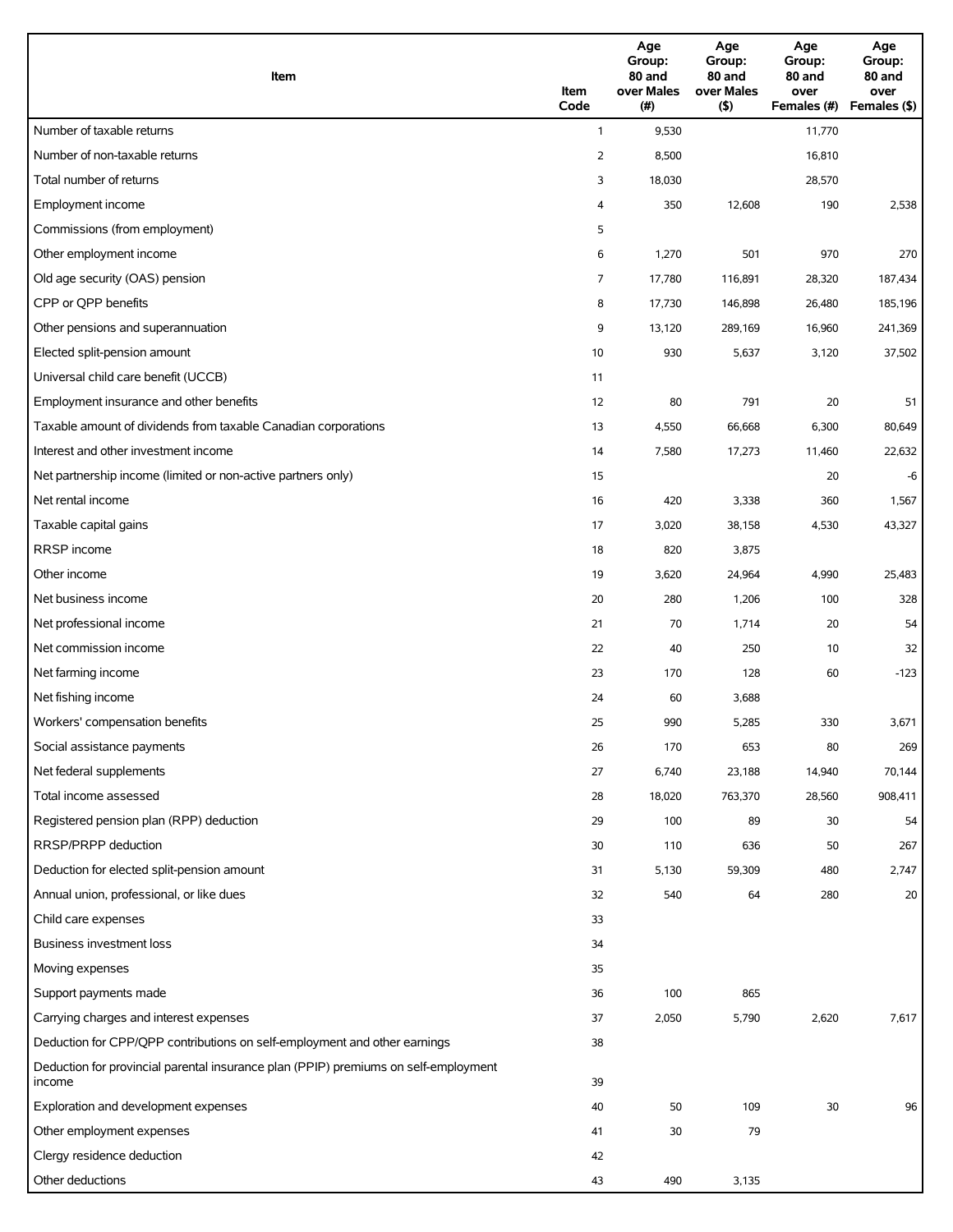| Item | Item Code | Age Group: 80 and over Males (#) | Age Group: 80 and over Males ($) | Age Group: 80 and over Females (#) | Age Group: 80 and over Females ($) |
|---|---|---|---|---|---|
| Number of taxable returns | 1 | 9,530 | | 11,770 | |
| Number of non-taxable returns | 2 | 8,500 | | 16,810 | |
| Total number of returns | 3 | 18,030 | | 28,570 | |
| Employment income | 4 | 350 | 12,608 | 190 | 2,538 |
| Commissions (from employment) | 5 | | | | |
| Other employment income | 6 | 1,270 | 501 | 970 | 270 |
| Old age security (OAS) pension | 7 | 17,780 | 116,891 | 28,320 | 187,434 |
| CPP or QPP benefits | 8 | 17,730 | 146,898 | 26,480 | 185,196 |
| Other pensions and superannuation | 9 | 13,120 | 289,169 | 16,960 | 241,369 |
| Elected split-pension amount | 10 | 930 | 5,637 | 3,120 | 37,502 |
| Universal child care benefit (UCCB) | 11 | | | | |
| Employment insurance and other benefits | 12 | 80 | 791 | 20 | 51 |
| Taxable amount of dividends from taxable Canadian corporations | 13 | 4,550 | 66,668 | 6,300 | 80,649 |
| Interest and other investment income | 14 | 7,580 | 17,273 | 11,460 | 22,632 |
| Net partnership income (limited or non-active partners only) | 15 | | | 20 | -6 |
| Net rental income | 16 | 420 | 3,338 | 360 | 1,567 |
| Taxable capital gains | 17 | 3,020 | 38,158 | 4,530 | 43,327 |
| RRSP income | 18 | 820 | 3,875 | | |
| Other income | 19 | 3,620 | 24,964 | 4,990 | 25,483 |
| Net business income | 20 | 280 | 1,206 | 100 | 328 |
| Net professional income | 21 | 70 | 1,714 | 20 | 54 |
| Net commission income | 22 | 40 | 250 | 10 | 32 |
| Net farming income | 23 | 170 | 128 | 60 | -123 |
| Net fishing income | 24 | 60 | 3,688 | | |
| Workers' compensation benefits | 25 | 990 | 5,285 | 330 | 3,671 |
| Social assistance payments | 26 | 170 | 653 | 80 | 269 |
| Net federal supplements | 27 | 6,740 | 23,188 | 14,940 | 70,144 |
| Total income assessed | 28 | 18,020 | 763,370 | 28,560 | 908,411 |
| Registered pension plan (RPP) deduction | 29 | 100 | 89 | 30 | 54 |
| RRSP/PRPP deduction | 30 | 110 | 636 | 50 | 267 |
| Deduction for elected split-pension amount | 31 | 5,130 | 59,309 | 480 | 2,747 |
| Annual union, professional, or like dues | 32 | 540 | 64 | 280 | 20 |
| Child care expenses | 33 | | | | |
| Business investment loss | 34 | | | | |
| Moving expenses | 35 | | | | |
| Support payments made | 36 | 100 | 865 | | |
| Carrying charges and interest expenses | 37 | 2,050 | 5,790 | 2,620 | 7,617 |
| Deduction for CPP/QPP contributions on self-employment and other earnings | 38 | | | | |
| Deduction for provincial parental insurance plan (PPIP) premiums on self-employment income | 39 | | | | |
| Exploration and development expenses | 40 | 50 | 109 | 30 | 96 |
| Other employment expenses | 41 | 30 | 79 | | |
| Clergy residence deduction | 42 | | | | |
| Other deductions | 43 | 490 | 3,135 | | |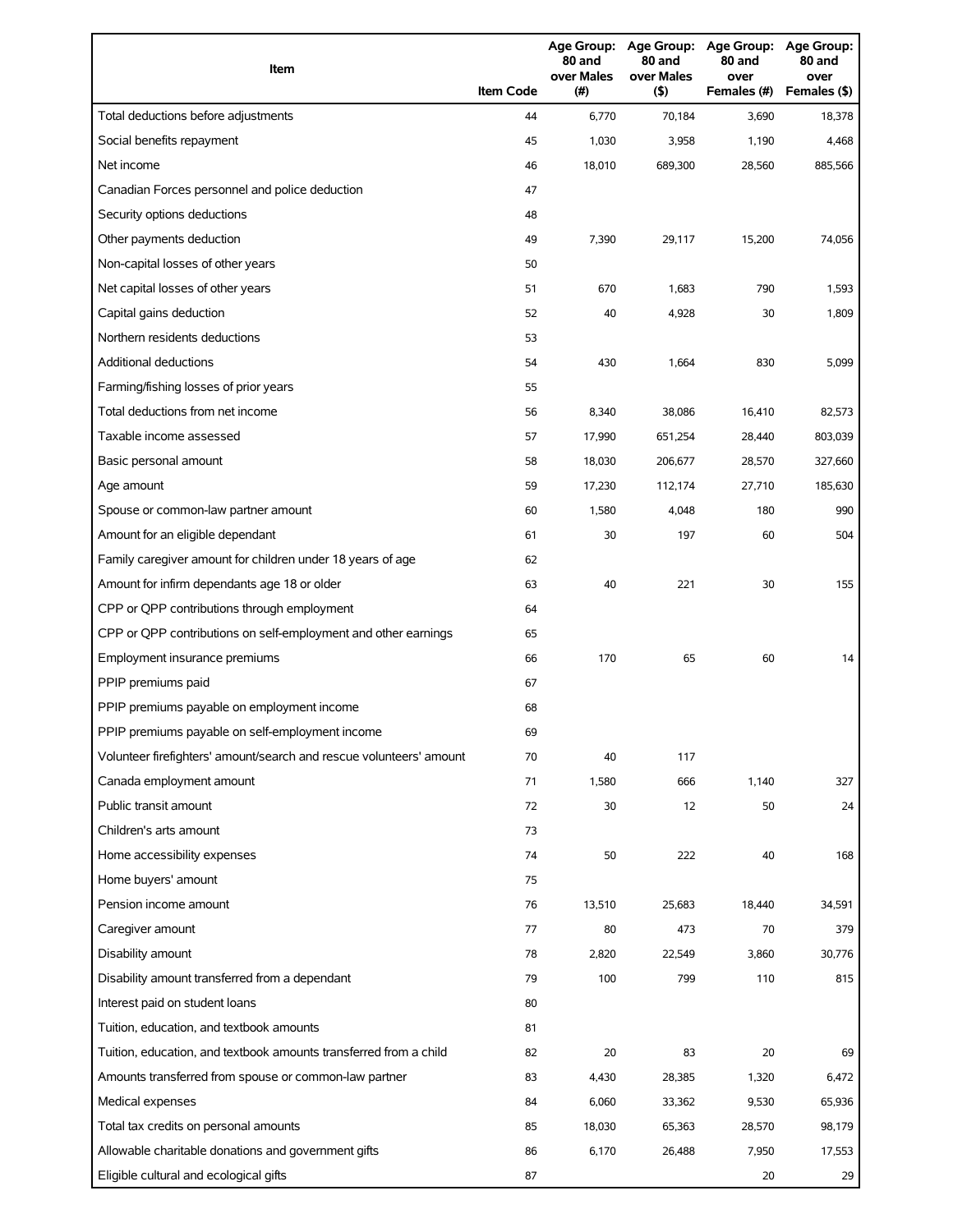| Item | Item Code | Age Group: 80 and over Males (#) | Age Group: 80 and over Males ($) | Age Group: 80 and over Females (#) | Age Group: 80 and over Females ($) |
|---|---|---|---|---|---|
| Total deductions before adjustments | 44 | 6,770 | 70,184 | 3,690 | 18,378 |
| Social benefits repayment | 45 | 1,030 | 3,958 | 1,190 | 4,468 |
| Net income | 46 | 18,010 | 689,300 | 28,560 | 885,566 |
| Canadian Forces personnel and police deduction | 47 | | | | |
| Security options deductions | 48 | | | | |
| Other payments deduction | 49 | 7,390 | 29,117 | 15,200 | 74,056 |
| Non-capital losses of other years | 50 | | | | |
| Net capital losses of other years | 51 | 670 | 1,683 | 790 | 1,593 |
| Capital gains deduction | 52 | 40 | 4,928 | 30 | 1,809 |
| Northern residents deductions | 53 | | | | |
| Additional deductions | 54 | 430 | 1,664 | 830 | 5,099 |
| Farming/fishing losses of prior years | 55 | | | | |
| Total deductions from net income | 56 | 8,340 | 38,086 | 16,410 | 82,573 |
| Taxable income assessed | 57 | 17,990 | 651,254 | 28,440 | 803,039 |
| Basic personal amount | 58 | 18,030 | 206,677 | 28,570 | 327,660 |
| Age amount | 59 | 17,230 | 112,174 | 27,710 | 185,630 |
| Spouse or common-law partner amount | 60 | 1,580 | 4,048 | 180 | 990 |
| Amount for an eligible dependant | 61 | 30 | 197 | 60 | 504 |
| Family caregiver amount for children under 18 years of age | 62 | | | | |
| Amount for infirm dependants age 18 or older | 63 | 40 | 221 | 30 | 155 |
| CPP or QPP contributions through employment | 64 | | | | |
| CPP or QPP contributions on self-employment and other earnings | 65 | | | | |
| Employment insurance premiums | 66 | 170 | 65 | 60 | 14 |
| PPIP premiums paid | 67 | | | | |
| PPIP premiums payable on employment income | 68 | | | | |
| PPIP premiums payable on self-employment income | 69 | | | | |
| Volunteer firefighters' amount/search and rescue volunteers' amount | 70 | 40 | 117 | | |
| Canada employment amount | 71 | 1,580 | 666 | 1,140 | 327 |
| Public transit amount | 72 | 30 | 12 | 50 | 24 |
| Children's arts amount | 73 | | | | |
| Home accessibility expenses | 74 | 50 | 222 | 40 | 168 |
| Home buyers' amount | 75 | | | | |
| Pension income amount | 76 | 13,510 | 25,683 | 18,440 | 34,591 |
| Caregiver amount | 77 | 80 | 473 | 70 | 379 |
| Disability amount | 78 | 2,820 | 22,549 | 3,860 | 30,776 |
| Disability amount transferred from a dependant | 79 | 100 | 799 | 110 | 815 |
| Interest paid on student loans | 80 | | | | |
| Tuition, education, and textbook amounts | 81 | | | | |
| Tuition, education, and textbook amounts transferred from a child | 82 | 20 | 83 | 20 | 69 |
| Amounts transferred from spouse or common-law partner | 83 | 4,430 | 28,385 | 1,320 | 6,472 |
| Medical expenses | 84 | 6,060 | 33,362 | 9,530 | 65,936 |
| Total tax credits on personal amounts | 85 | 18,030 | 65,363 | 28,570 | 98,179 |
| Allowable charitable donations and government gifts | 86 | 6,170 | 26,488 | 7,950 | 17,553 |
| Eligible cultural and ecological gifts | 87 | | | 20 | 29 |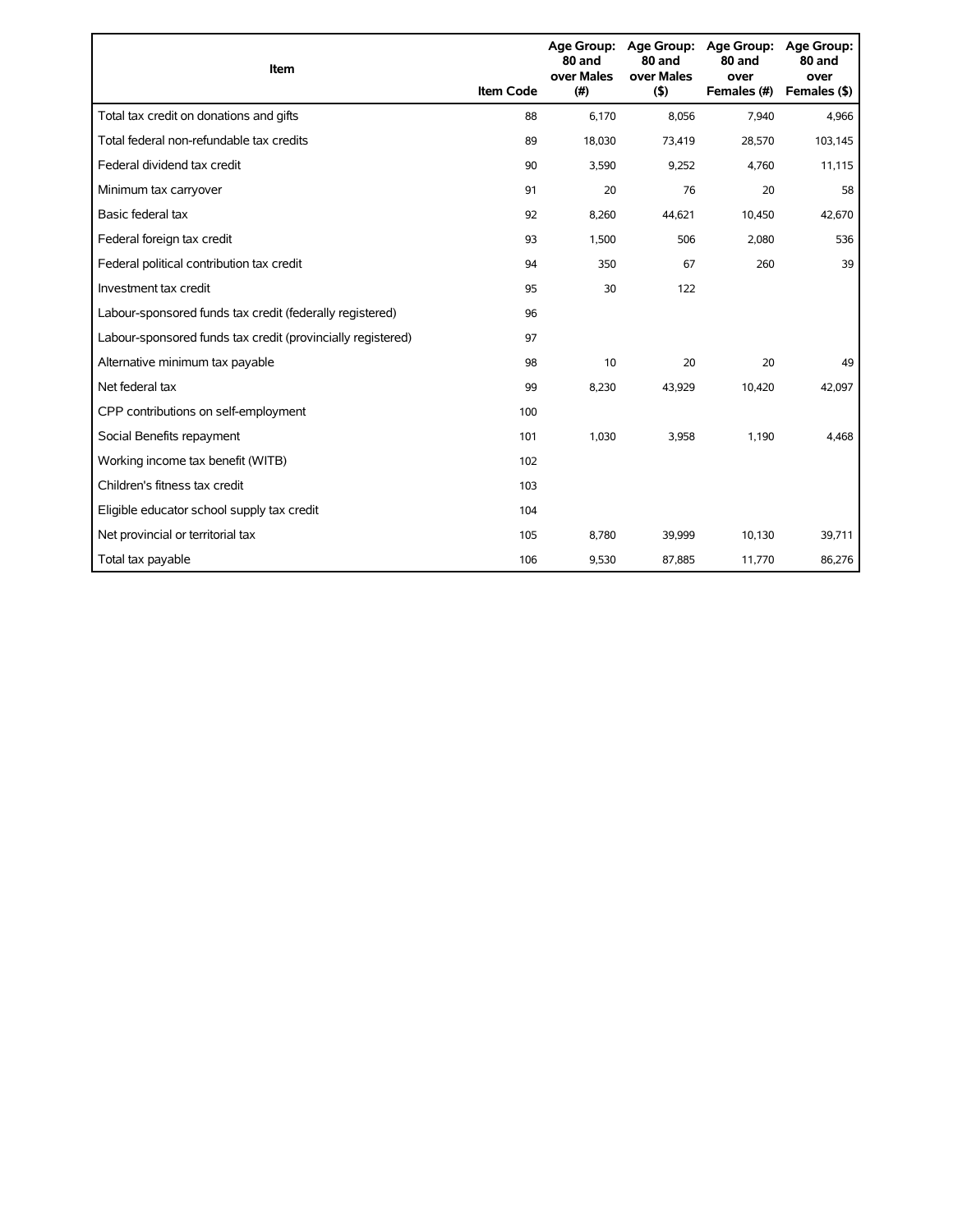| Item | Item Code | Age Group: 80 and over Males (#) | Age Group: 80 and over Males ($) | Age Group: 80 and over Females (#) | Age Group: 80 and over Females ($) |
|---|---|---|---|---|---|
| Total tax credit on donations and gifts | 88 | 6,170 | 8,056 | 7,940 | 4,966 |
| Total federal non-refundable tax credits | 89 | 18,030 | 73,419 | 28,570 | 103,145 |
| Federal dividend tax credit | 90 | 3,590 | 9,252 | 4,760 | 11,115 |
| Minimum tax carryover | 91 | 20 | 76 | 20 | 58 |
| Basic federal tax | 92 | 8,260 | 44,621 | 10,450 | 42,670 |
| Federal foreign tax credit | 93 | 1,500 | 506 | 2,080 | 536 |
| Federal political contribution tax credit | 94 | 350 | 67 | 260 | 39 |
| Investment tax credit | 95 | 30 | 122 | | |
| Labour-sponsored funds tax credit (federally registered) | 96 | | | | |
| Labour-sponsored funds tax credit (provincially registered) | 97 | | | | |
| Alternative minimum tax payable | 98 | 10 | 20 | 20 | 49 |
| Net federal tax | 99 | 8,230 | 43,929 | 10,420 | 42,097 |
| CPP contributions on self-employment | 100 | | | | |
| Social Benefits repayment | 101 | 1,030 | 3,958 | 1,190 | 4,468 |
| Working income tax benefit (WITB) | 102 | | | | |
| Children's fitness tax credit | 103 | | | | |
| Eligible educator school supply tax credit | 104 | | | | |
| Net provincial or territorial tax | 105 | 8,780 | 39,999 | 10,130 | 39,711 |
| Total tax payable | 106 | 9,530 | 87,885 | 11,770 | 86,276 |